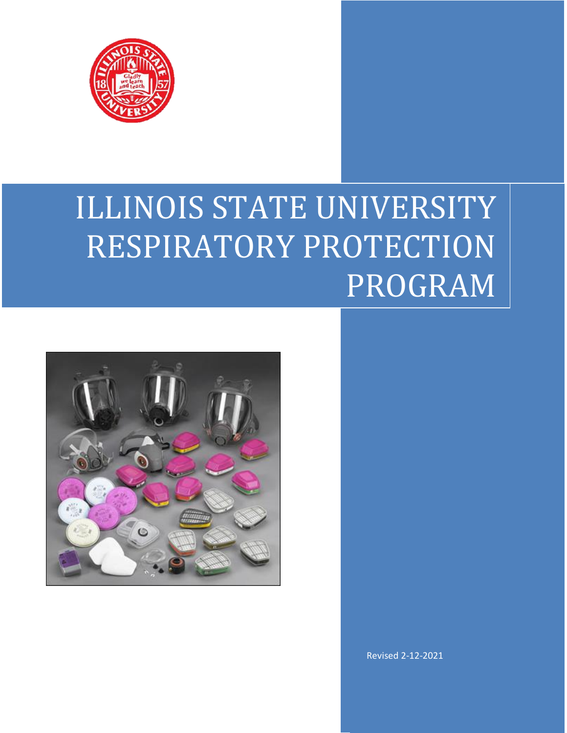# ILLINOIS STATE UNIVERSITY RESPIRATORY PROTECTION PROGRAM

Revised 2-12-2021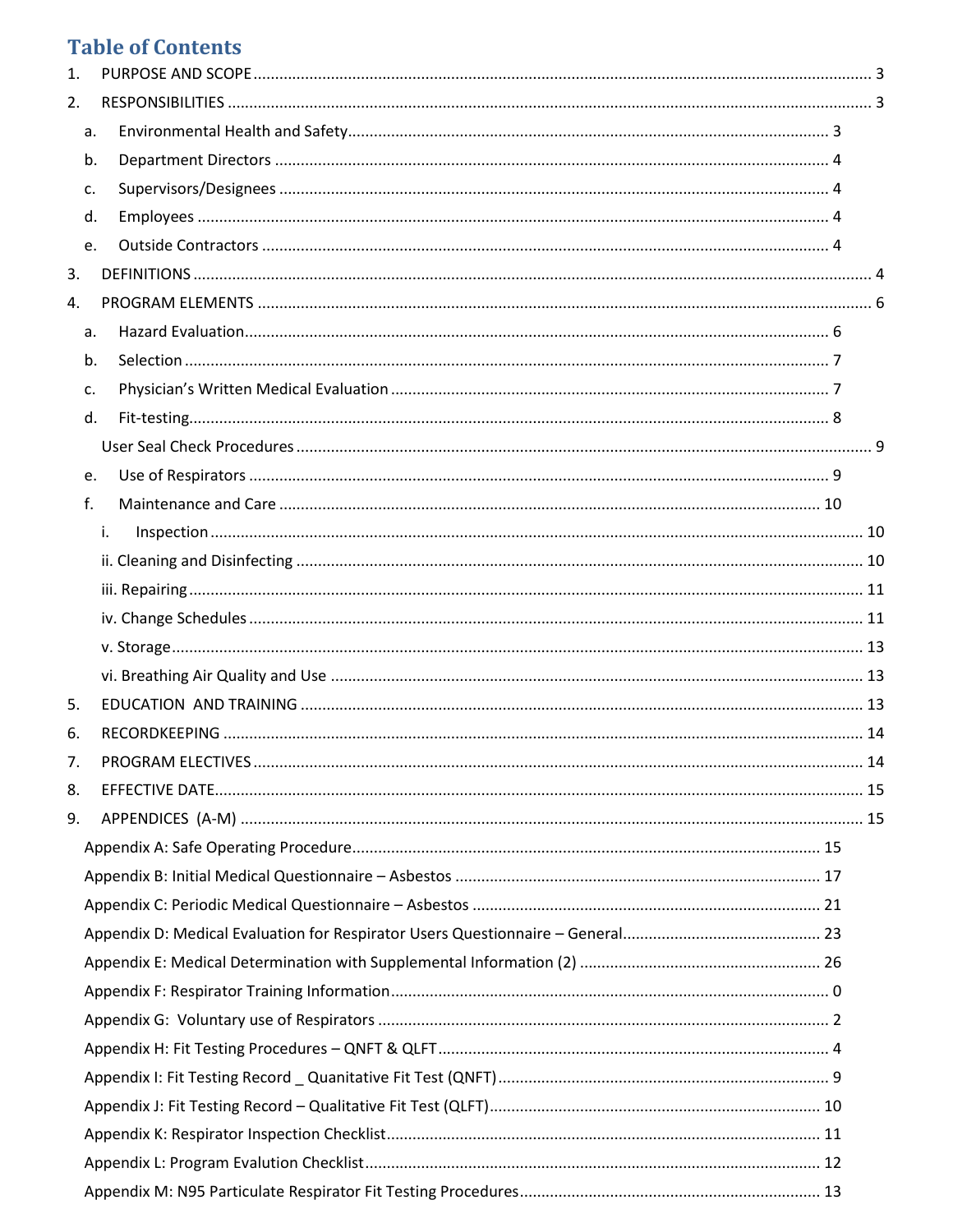# Table of Contents

1. PURPOSE AND SCOPE ..... 3
2. RESPONSIBILITIES ..... 3
   a. Environmental Health and Safety ..... 3
   b. Department Directors ..... 4
   c. Supervisors/Designees ..... 4
   d. Employees ..... 4
   e. Outside Contractors ..... 4
3. DEFINITIONS ..... 4
4. PROGRAM ELEMENTS ..... 6
   a. Hazard Evaluation ..... 6
   b. Selection ..... 7
   c. Physician's Written Medical Evaluation ..... 7
   d. Fit-testing ..... 8
   User Seal Check Procedures ..... 9
   e. Use of Respirators ..... 9
   f. Maintenance and Care ..... 10
      i. Inspection ..... 10
      ii. Cleaning and Disinfecting ..... 10
      iii. Repairing ..... 11
      iv. Change Schedules ..... 11
      v. Storage ..... 13
      vi. Breathing Air Quality and Use ..... 13
5. EDUCATION AND TRAINING ..... 13
6. RECORDKEEPING ..... 14
7. PROGRAM ELECTIVES ..... 14
8. EFFECTIVE DATE ..... 15
9. APPENDICES (A-M) ..... 15

Appendix A: Safe Operating Procedure ..... 15
Appendix B: Initial Medical Questionnaire – Asbestos ..... 17
Appendix C: Periodic Medical Questionnaire – Asbestos ..... 21
Appendix D: Medical Evaluation for Respirator Users Questionnaire – General ..... 23
Appendix E: Medical Determination with Supplemental Information (2) ..... 26
Appendix F: Respirator Training Information ..... 0
Appendix G: Voluntary use of Respirators ..... 2
Appendix H: Fit Testing Procedures – QNFT & QLFT ..... 4
Appendix I: Fit Testing Record _ Quanitative Fit Test (QNFT) ..... 9
Appendix J: Fit Testing Record – Qualitative Fit Test (QLFT) ..... 10
Appendix K: Respirator Inspection Checklist ..... 11
Appendix L: Program Evalution Checklist ..... 12
Appendix M: N95 Particulate Respirator Fit Testing Procedures ..... 13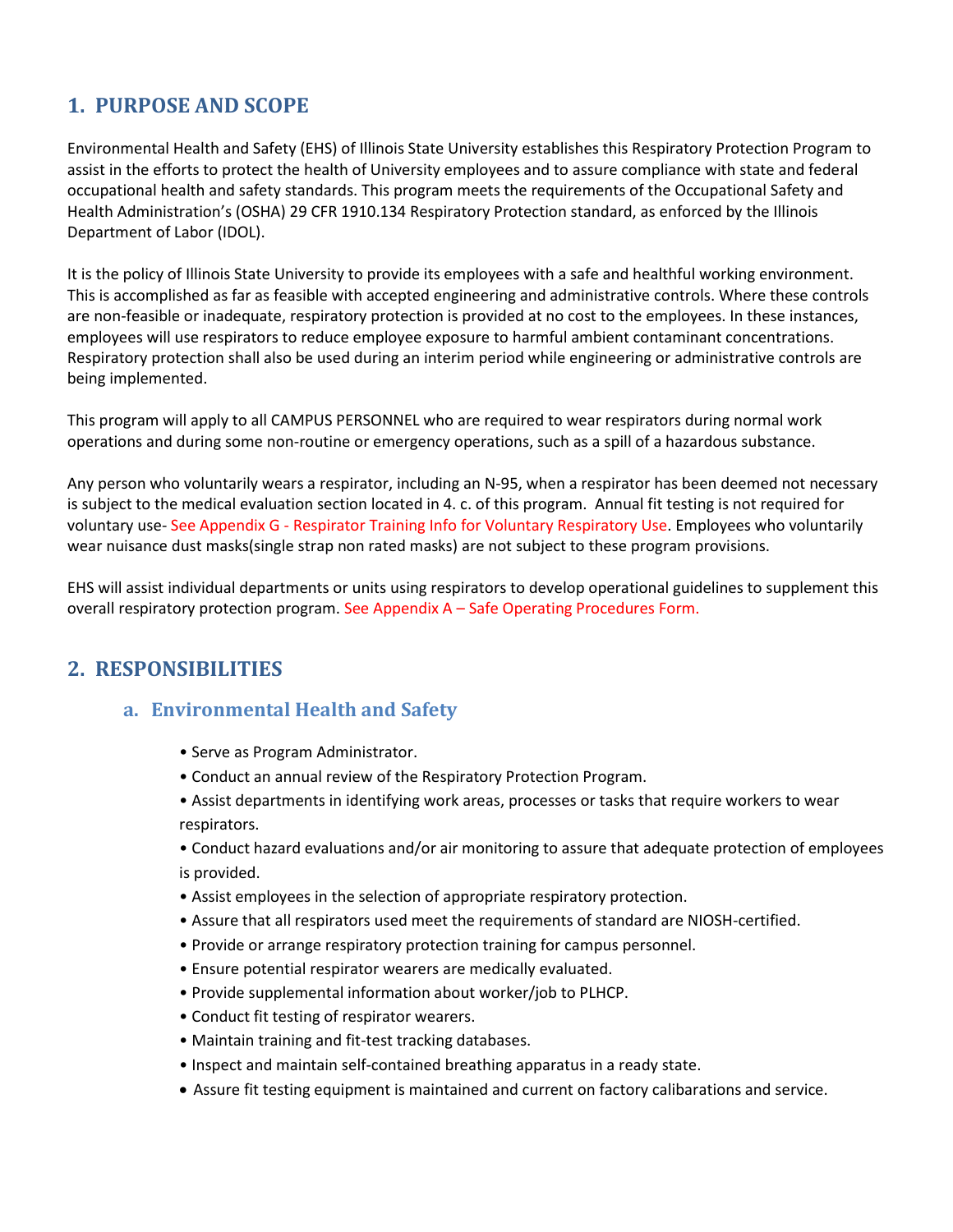## 1. PURPOSE AND SCOPE

Environmental Health and Safety (EHS) of Illinois State University establishes this Respiratory Protection Program to assist in the efforts to protect the health of University employees and to assure compliance with state and federal occupational health and safety standards. This program meets the requirements of the Occupational Safety and Health Administration's (OSHA) 29 CFR 1910.134 Respiratory Protection standard, as enforced by the Illinois Department of Labor (IDOL).

It is the policy of Illinois State University to provide its employees with a safe and healthful working environment. This is accomplished as far as feasible with accepted engineering and administrative controls. Where these controls are non-feasible or inadequate, respiratory protection is provided at no cost to the employees. In these instances, employees will use respirators to reduce employee exposure to harmful ambient contaminant concentrations. Respiratory protection shall also be used during an interim period while engineering or administrative controls are being implemented.

This program will apply to all CAMPUS PERSONNEL who are required to wear respirators during normal work operations and during some non-routine or emergency operations, such as a spill of a hazardous substance.

Any person who voluntarily wears a respirator, including an N-95, when a respirator has been deemed not necessary is subject to the medical evaluation section located in 4. c. of this program. Annual fit testing is not required for voluntary use- See Appendix G - Respirator Training Info for Voluntary Respiratory Use. Employees who voluntarily wear nuisance dust masks(single strap non rated masks) are not subject to these program provisions.

EHS will assist individual departments or units using respirators to develop operational guidelines to supplement this overall respiratory protection program. See Appendix A – Safe Operating Procedures Form.

## 2. RESPONSIBILITIES

### a. Environmental Health and Safety

- Serve as Program Administrator.
- Conduct an annual review of the Respiratory Protection Program.
- Assist departments in identifying work areas, processes or tasks that require workers to wear respirators.
- Conduct hazard evaluations and/or air monitoring to assure that adequate protection of employees is provided.
- Assist employees in the selection of appropriate respiratory protection.
- Assure that all respirators used meet the requirements of standard are NIOSH-certified.
- Provide or arrange respiratory protection training for campus personnel.
- Ensure potential respirator wearers are medically evaluated.
- Provide supplemental information about worker/job to PLHCP.
- Conduct fit testing of respirator wearers.
- Maintain training and fit-test tracking databases.
- Inspect and maintain self-contained breathing apparatus in a ready state.
- Assure fit testing equipment is maintained and current on factory calibarations and service.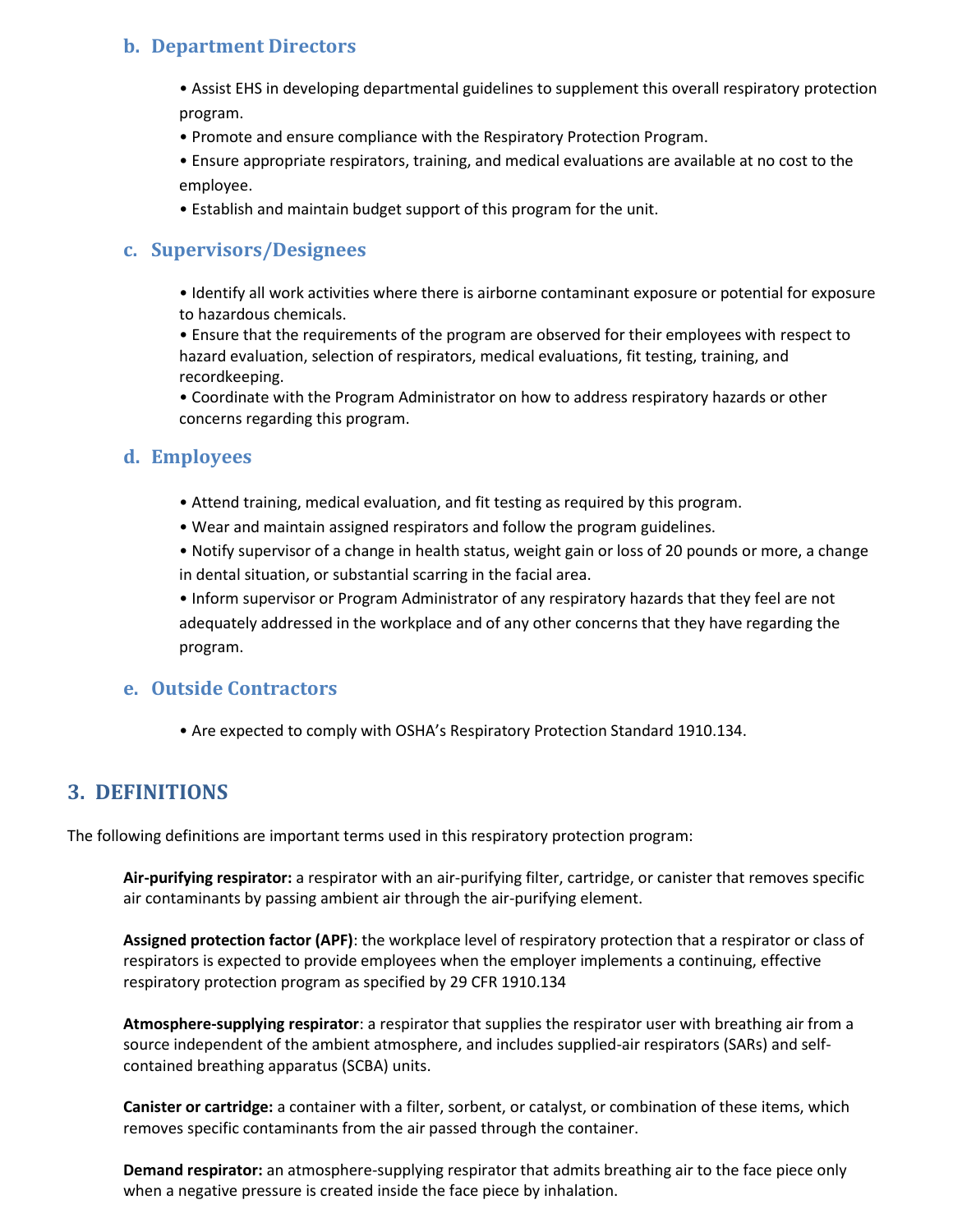### b. Department Directors

- Assist EHS in developing departmental guidelines to supplement this overall respiratory protection program.
- Promote and ensure compliance with the Respiratory Protection Program.
- Ensure appropriate respirators, training, and medical evaluations are available at no cost to the employee.
- Establish and maintain budget support of this program for the unit.

### c. Supervisors/Designees

- Identify all work activities where there is airborne contaminant exposure or potential for exposure to hazardous chemicals.
- Ensure that the requirements of the program are observed for their employees with respect to hazard evaluation, selection of respirators, medical evaluations, fit testing, training, and recordkeeping.
- Coordinate with the Program Administrator on how to address respiratory hazards or other concerns regarding this program.

### d. Employees

- Attend training, medical evaluation, and fit testing as required by this program.
- Wear and maintain assigned respirators and follow the program guidelines.
- Notify supervisor of a change in health status, weight gain or loss of 20 pounds or more, a change in dental situation, or substantial scarring in the facial area.
- Inform supervisor or Program Administrator of any respiratory hazards that they feel are not adequately addressed in the workplace and of any other concerns that they have regarding the program.

### e. Outside Contractors

- Are expected to comply with OSHA's Respiratory Protection Standard 1910.134.

## 3. DEFINITIONS

The following definitions are important terms used in this respiratory protection program:

**Air-purifying respirator:** a respirator with an air-purifying filter, cartridge, or canister that removes specific air contaminants by passing ambient air through the air-purifying element.

**Assigned protection factor (APF)**: the workplace level of respiratory protection that a respirator or class of respirators is expected to provide employees when the employer implements a continuing, effective respiratory protection program as specified by 29 CFR 1910.134

**Atmosphere-supplying respirator**: a respirator that supplies the respirator user with breathing air from a source independent of the ambient atmosphere, and includes supplied-air respirators (SARs) and self-contained breathing apparatus (SCBA) units.

**Canister or cartridge:** a container with a filter, sorbent, or catalyst, or combination of these items, which removes specific contaminants from the air passed through the container.

**Demand respirator:** an atmosphere-supplying respirator that admits breathing air to the face piece only when a negative pressure is created inside the face piece by inhalation.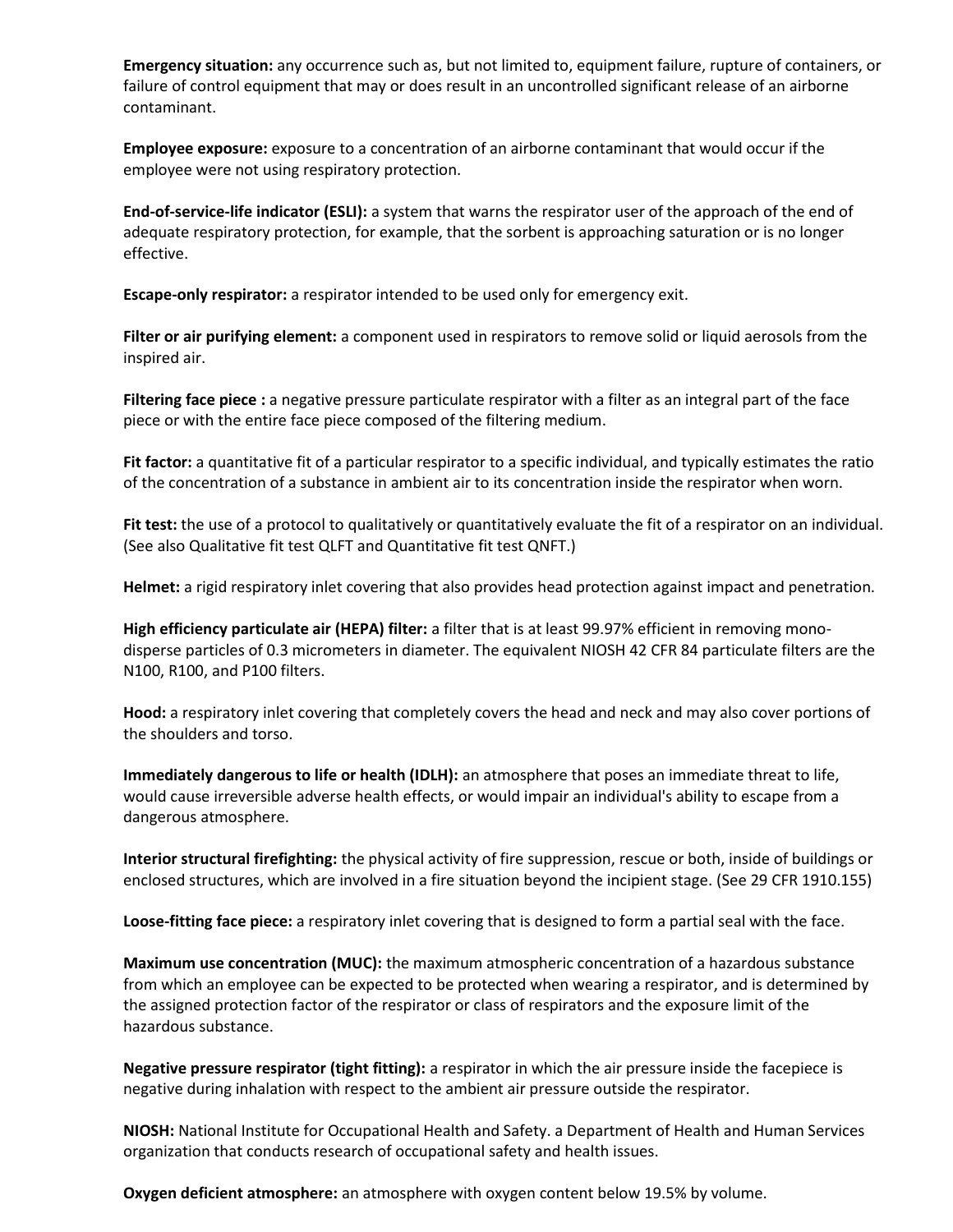**Emergency situation:** any occurrence such as, but not limited to, equipment failure, rupture of containers, or failure of control equipment that may or does result in an uncontrolled significant release of an airborne contaminant.

**Employee exposure:** exposure to a concentration of an airborne contaminant that would occur if the employee were not using respiratory protection.

**End-of-service-life indicator (ESLI):** a system that warns the respirator user of the approach of the end of adequate respiratory protection, for example, that the sorbent is approaching saturation or is no longer effective.

**Escape-only respirator:** a respirator intended to be used only for emergency exit.

**Filter or air purifying element:** a component used in respirators to remove solid or liquid aerosols from the inspired air.

**Filtering face piece :** a negative pressure particulate respirator with a filter as an integral part of the face piece or with the entire face piece composed of the filtering medium.

**Fit factor:** a quantitative fit of a particular respirator to a specific individual, and typically estimates the ratio of the concentration of a substance in ambient air to its concentration inside the respirator when worn.

**Fit test:** the use of a protocol to qualitatively or quantitatively evaluate the fit of a respirator on an individual. (See also Qualitative fit test QLFT and Quantitative fit test QNFT.)

**Helmet:** a rigid respiratory inlet covering that also provides head protection against impact and penetration.

**High efficiency particulate air (HEPA) filter:** a filter that is at least 99.97% efficient in removing mono-disperse particles of 0.3 micrometers in diameter. The equivalent NIOSH 42 CFR 84 particulate filters are the N100, R100, and P100 filters.

**Hood:** a respiratory inlet covering that completely covers the head and neck and may also cover portions of the shoulders and torso.

**Immediately dangerous to life or health (IDLH):** an atmosphere that poses an immediate threat to life, would cause irreversible adverse health effects, or would impair an individual's ability to escape from a dangerous atmosphere.

**Interior structural firefighting:** the physical activity of fire suppression, rescue or both, inside of buildings or enclosed structures, which are involved in a fire situation beyond the incipient stage. (See 29 CFR 1910.155)

**Loose-fitting face piece:** a respiratory inlet covering that is designed to form a partial seal with the face.

**Maximum use concentration (MUC):** the maximum atmospheric concentration of a hazardous substance from which an employee can be expected to be protected when wearing a respirator, and is determined by the assigned protection factor of the respirator or class of respirators and the exposure limit of the hazardous substance.

**Negative pressure respirator (tight fitting):** a respirator in which the air pressure inside the facepiece is negative during inhalation with respect to the ambient air pressure outside the respirator.

**NIOSH:** National Institute for Occupational Health and Safety. a Department of Health and Human Services organization that conducts research of occupational safety and health issues.

**Oxygen deficient atmosphere:** an atmosphere with oxygen content below 19.5% by volume.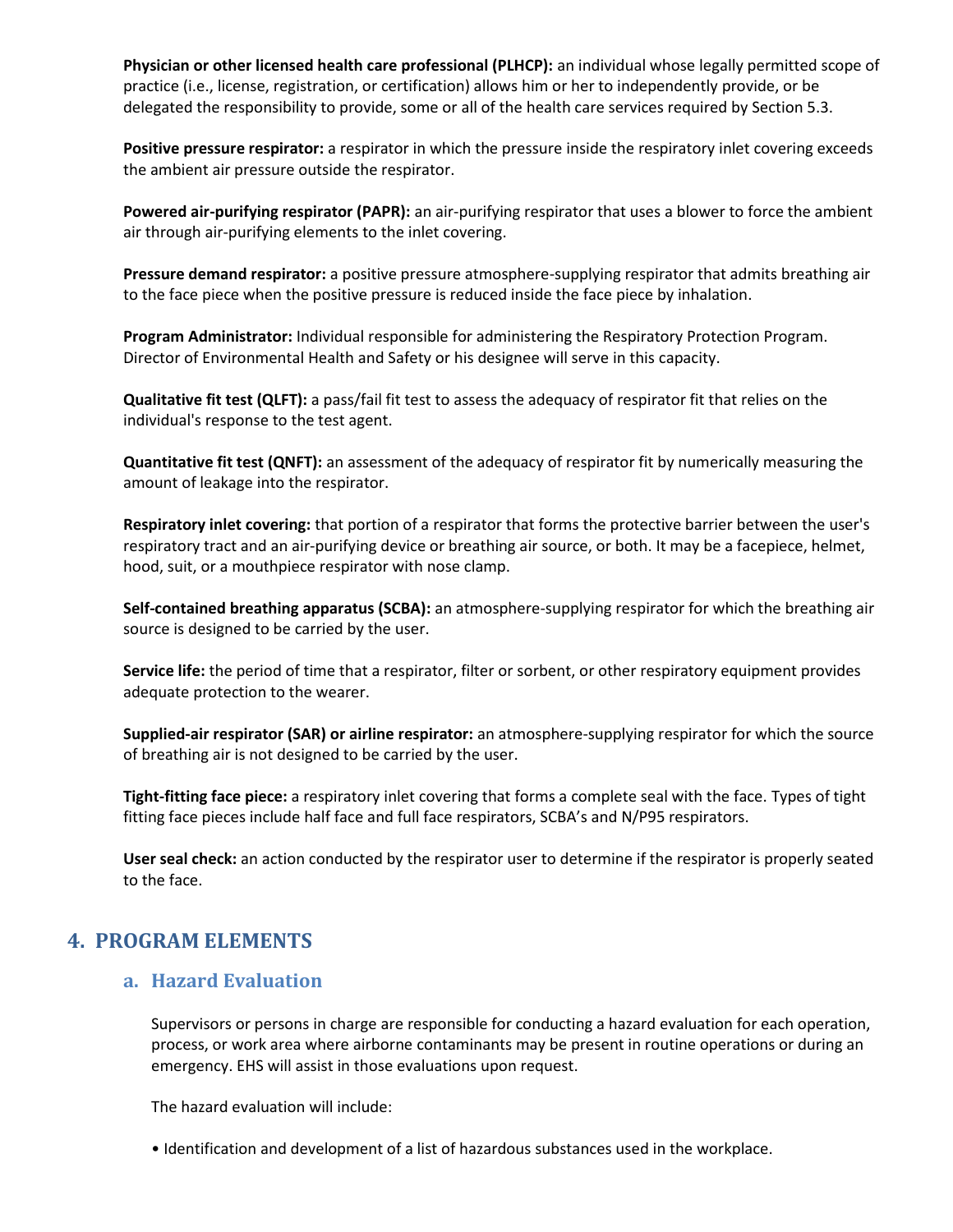**Physician or other licensed health care professional (PLHCP):** an individual whose legally permitted scope of practice (i.e., license, registration, or certification) allows him or her to independently provide, or be delegated the responsibility to provide, some or all of the health care services required by Section 5.3.

**Positive pressure respirator:** a respirator in which the pressure inside the respiratory inlet covering exceeds the ambient air pressure outside the respirator.

**Powered air-purifying respirator (PAPR):** an air-purifying respirator that uses a blower to force the ambient air through air-purifying elements to the inlet covering.

**Pressure demand respirator:** a positive pressure atmosphere-supplying respirator that admits breathing air to the face piece when the positive pressure is reduced inside the face piece by inhalation.

**Program Administrator:** Individual responsible for administering the Respiratory Protection Program. Director of Environmental Health and Safety or his designee will serve in this capacity.

**Qualitative fit test (QLFT):** a pass/fail fit test to assess the adequacy of respirator fit that relies on the individual's response to the test agent.

**Quantitative fit test (QNFT):** an assessment of the adequacy of respirator fit by numerically measuring the amount of leakage into the respirator.

**Respiratory inlet covering:** that portion of a respirator that forms the protective barrier between the user's respiratory tract and an air-purifying device or breathing air source, or both. It may be a facepiece, helmet, hood, suit, or a mouthpiece respirator with nose clamp.

**Self-contained breathing apparatus (SCBA):** an atmosphere-supplying respirator for which the breathing air source is designed to be carried by the user.

**Service life:** the period of time that a respirator, filter or sorbent, or other respiratory equipment provides adequate protection to the wearer.

**Supplied-air respirator (SAR) or airline respirator:** an atmosphere-supplying respirator for which the source of breathing air is not designed to be carried by the user.

**Tight-fitting face piece:** a respiratory inlet covering that forms a complete seal with the face. Types of tight fitting face pieces include half face and full face respirators, SCBA's and N/P95 respirators.

**User seal check:** an action conducted by the respirator user to determine if the respirator is properly seated to the face.

## 4. PROGRAM ELEMENTS

### a. Hazard Evaluation

Supervisors or persons in charge are responsible for conducting a hazard evaluation for each operation, process, or work area where airborne contaminants may be present in routine operations or during an emergency. EHS will assist in those evaluations upon request.

The hazard evaluation will include:

- Identification and development of a list of hazardous substances used in the workplace.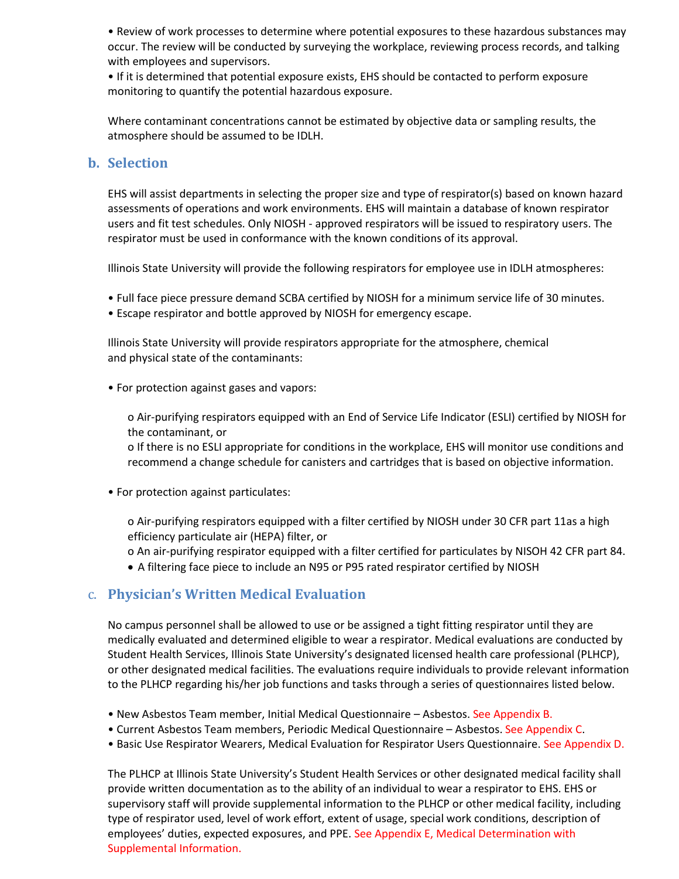- Review of work processes to determine where potential exposures to these hazardous substances may occur. The review will be conducted by surveying the workplace, reviewing process records, and talking with employees and supervisors.
- If it is determined that potential exposure exists, EHS should be contacted to perform exposure monitoring to quantify the potential hazardous exposure.

Where contaminant concentrations cannot be estimated by objective data or sampling results, the atmosphere should be assumed to be IDLH.

## b. Selection

EHS will assist departments in selecting the proper size and type of respirator(s) based on known hazard assessments of operations and work environments. EHS will maintain a database of known respirator users and fit test schedules. Only NIOSH - approved respirators will be issued to respiratory users. The respirator must be used in conformance with the known conditions of its approval.

Illinois State University will provide the following respirators for employee use in IDLH atmospheres:

- Full face piece pressure demand SCBA certified by NIOSH for a minimum service life of 30 minutes.
- Escape respirator and bottle approved by NIOSH for emergency escape.

Illinois State University will provide respirators appropriate for the atmosphere, chemical and physical state of the contaminants:

- For protection against gases and vapors:
  - Air-purifying respirators equipped with an End of Service Life Indicator (ESLI) certified by NIOSH for the contaminant, or
  - If there is no ESLI appropriate for conditions in the workplace, EHS will monitor use conditions and recommend a change schedule for canisters and cartridges that is based on objective information.

- For protection against particulates:
  - Air-purifying respirators equipped with a filter certified by NIOSH under 30 CFR part 11as a high efficiency particulate air (HEPA) filter, or
  - An air-purifying respirator equipped with a filter certified for particulates by NISOH 42 CFR part 84.
  - A filtering face piece to include an N95 or P95 rated respirator certified by NIOSH

## c. Physician's Written Medical Evaluation

No campus personnel shall be allowed to use or be assigned a tight fitting respirator until they are medically evaluated and determined eligible to wear a respirator. Medical evaluations are conducted by Student Health Services, Illinois State University's designated licensed health care professional (PLHCP), or other designated medical facilities. The evaluations require individuals to provide relevant information to the PLHCP regarding his/her job functions and tasks through a series of questionnaires listed below.

- New Asbestos Team member, Initial Medical Questionnaire – Asbestos. See Appendix B.
- Current Asbestos Team members, Periodic Medical Questionnaire – Asbestos. See Appendix C.
- Basic Use Respirator Wearers, Medical Evaluation for Respirator Users Questionnaire. See Appendix D.

The PLHCP at Illinois State University's Student Health Services or other designated medical facility shall provide written documentation as to the ability of an individual to wear a respirator to EHS. EHS or supervisory staff will provide supplemental information to the PLHCP or other medical facility, including type of respirator used, level of work effort, extent of usage, special work conditions, description of employees' duties, expected exposures, and PPE. See Appendix E, Medical Determination with Supplemental Information.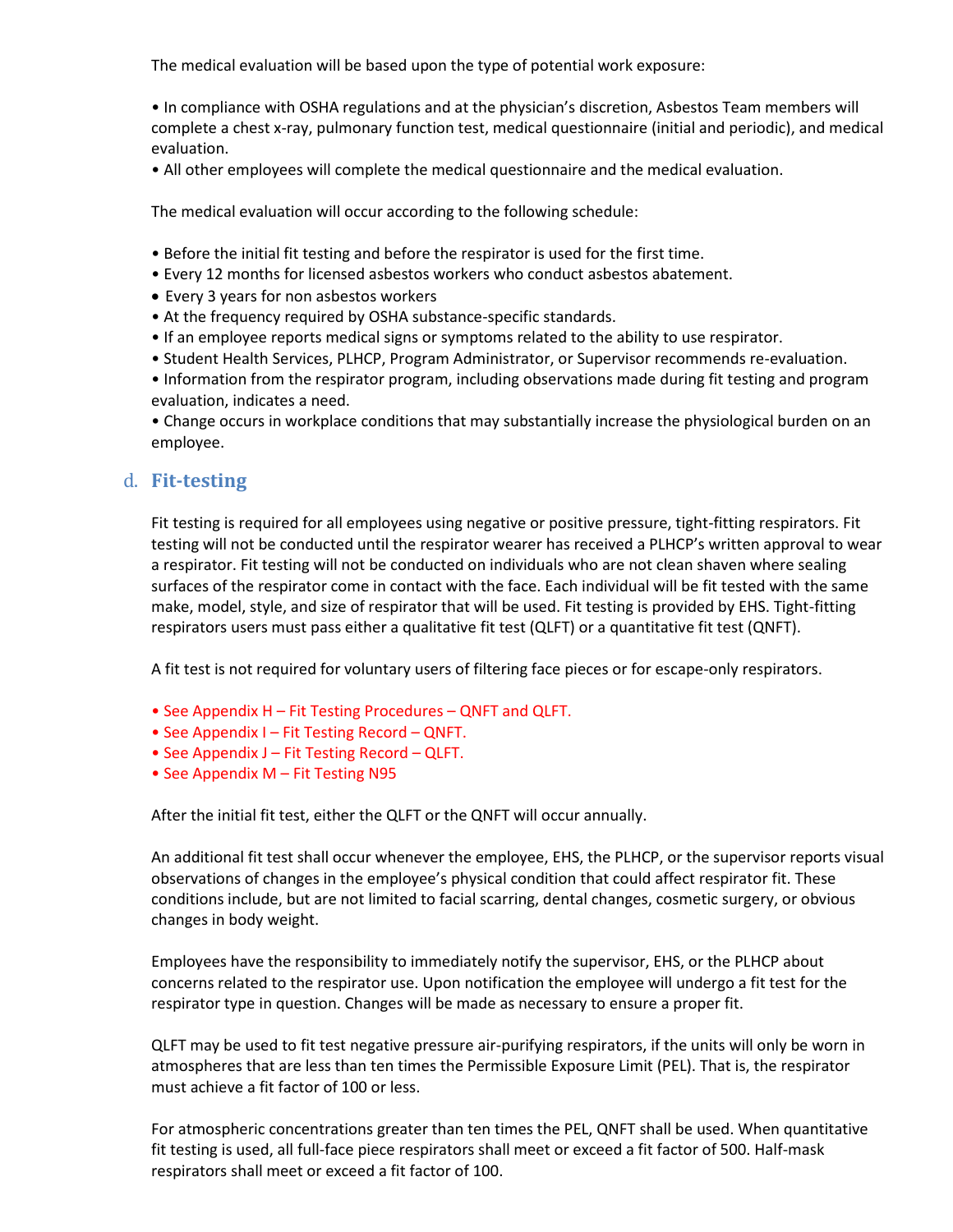The medical evaluation will be based upon the type of potential work exposure:

- In compliance with OSHA regulations and at the physician's discretion, Asbestos Team members will complete a chest x-ray, pulmonary function test, medical questionnaire (initial and periodic), and medical evaluation.
- All other employees will complete the medical questionnaire and the medical evaluation.

The medical evaluation will occur according to the following schedule:

- Before the initial fit testing and before the respirator is used for the first time.
- Every 12 months for licensed asbestos workers who conduct asbestos abatement.
- Every 3 years for non asbestos workers
- At the frequency required by OSHA substance-specific standards.
- If an employee reports medical signs or symptoms related to the ability to use respirator.
- Student Health Services, PLHCP, Program Administrator, or Supervisor recommends re-evaluation.
- Information from the respirator program, including observations made during fit testing and program evaluation, indicates a need.
- Change occurs in workplace conditions that may substantially increase the physiological burden on an employee.

### d. Fit-testing

Fit testing is required for all employees using negative or positive pressure, tight-fitting respirators. Fit testing will not be conducted until the respirator wearer has received a PLHCP's written approval to wear a respirator. Fit testing will not be conducted on individuals who are not clean shaven where sealing surfaces of the respirator come in contact with the face. Each individual will be fit tested with the same make, model, style, and size of respirator that will be used. Fit testing is provided by EHS. Tight-fitting respirators users must pass either a qualitative fit test (QLFT) or a quantitative fit test (QNFT).

A fit test is not required for voluntary users of filtering face pieces or for escape-only respirators.

- See Appendix H – Fit Testing Procedures – QNFT and QLFT.
- See Appendix I – Fit Testing Record – QNFT.
- See Appendix J – Fit Testing Record – QLFT.
- See Appendix M – Fit Testing N95

After the initial fit test, either the QLFT or the QNFT will occur annually.

An additional fit test shall occur whenever the employee, EHS, the PLHCP, or the supervisor reports visual observations of changes in the employee's physical condition that could affect respirator fit. These conditions include, but are not limited to facial scarring, dental changes, cosmetic surgery, or obvious changes in body weight.

Employees have the responsibility to immediately notify the supervisor, EHS, or the PLHCP about concerns related to the respirator use. Upon notification the employee will undergo a fit test for the respirator type in question. Changes will be made as necessary to ensure a proper fit.

QLFT may be used to fit test negative pressure air-purifying respirators, if the units will only be worn in atmospheres that are less than ten times the Permissible Exposure Limit (PEL). That is, the respirator must achieve a fit factor of 100 or less.

For atmospheric concentrations greater than ten times the PEL, QNFT shall be used. When quantitative fit testing is used, all full-face piece respirators shall meet or exceed a fit factor of 500. Half-mask respirators shall meet or exceed a fit factor of 100.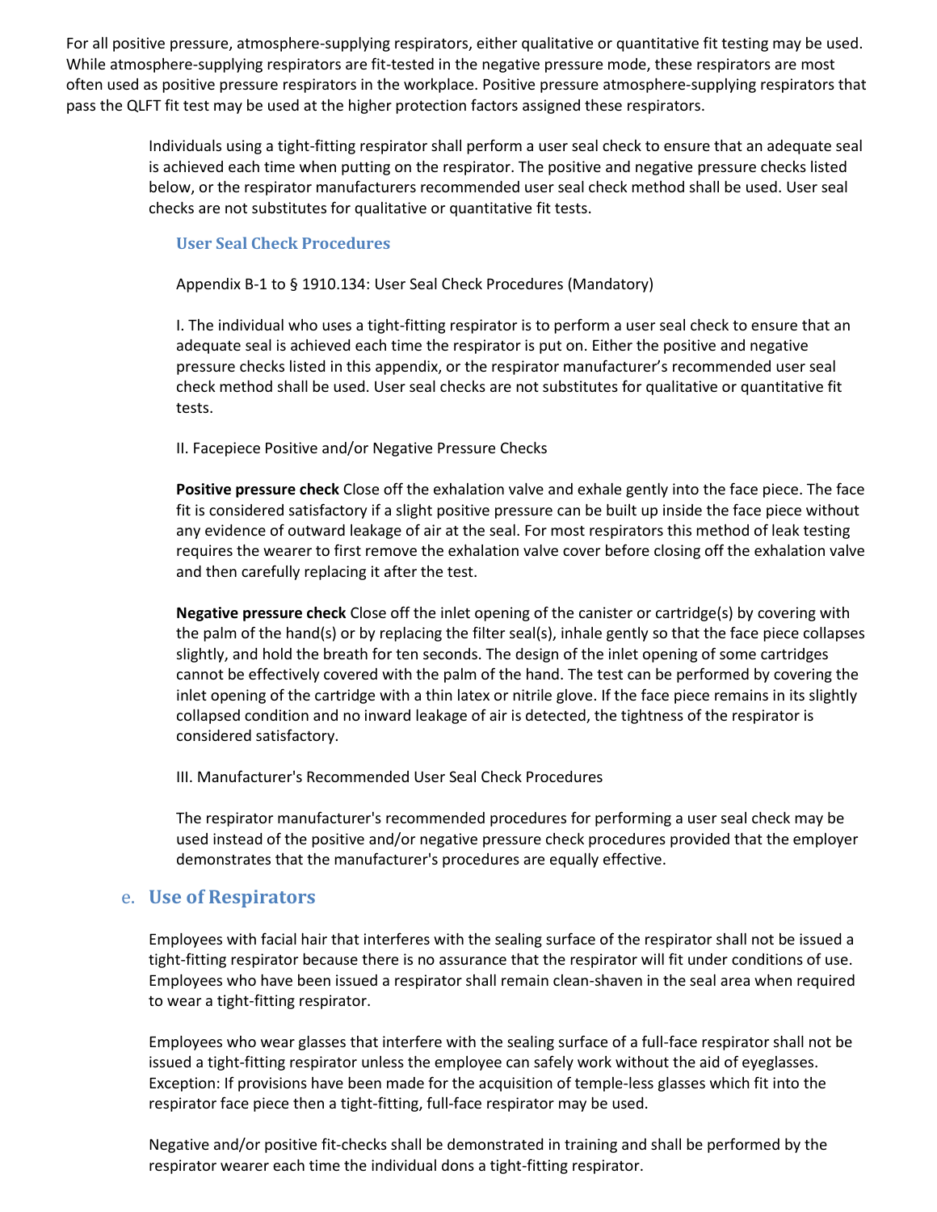For all positive pressure, atmosphere-supplying respirators, either qualitative or quantitative fit testing may be used. While atmosphere-supplying respirators are fit-tested in the negative pressure mode, these respirators are most often used as positive pressure respirators in the workplace. Positive pressure atmosphere-supplying respirators that pass the QLFT fit test may be used at the higher protection factors assigned these respirators.

Individuals using a tight-fitting respirator shall perform a user seal check to ensure that an adequate seal is achieved each time when putting on the respirator. The positive and negative pressure checks listed below, or the respirator manufacturers recommended user seal check method shall be used. User seal checks are not substitutes for qualitative or quantitative fit tests.

### User Seal Check Procedures

Appendix B-1 to § 1910.134: User Seal Check Procedures (Mandatory)

I. The individual who uses a tight-fitting respirator is to perform a user seal check to ensure that an adequate seal is achieved each time the respirator is put on. Either the positive and negative pressure checks listed in this appendix, or the respirator manufacturer's recommended user seal check method shall be used. User seal checks are not substitutes for qualitative or quantitative fit tests.

II. Facepiece Positive and/or Negative Pressure Checks

**Positive pressure check** Close off the exhalation valve and exhale gently into the face piece. The face fit is considered satisfactory if a slight positive pressure can be built up inside the face piece without any evidence of outward leakage of air at the seal. For most respirators this method of leak testing requires the wearer to first remove the exhalation valve cover before closing off the exhalation valve and then carefully replacing it after the test.

**Negative pressure check** Close off the inlet opening of the canister or cartridge(s) by covering with the palm of the hand(s) or by replacing the filter seal(s), inhale gently so that the face piece collapses slightly, and hold the breath for ten seconds. The design of the inlet opening of some cartridges cannot be effectively covered with the palm of the hand. The test can be performed by covering the inlet opening of the cartridge with a thin latex or nitrile glove. If the face piece remains in its slightly collapsed condition and no inward leakage of air is detected, the tightness of the respirator is considered satisfactory.

III. Manufacturer's Recommended User Seal Check Procedures

The respirator manufacturer's recommended procedures for performing a user seal check may be used instead of the positive and/or negative pressure check procedures provided that the employer demonstrates that the manufacturer's procedures are equally effective.

## e. Use of Respirators

Employees with facial hair that interferes with the sealing surface of the respirator shall not be issued a tight-fitting respirator because there is no assurance that the respirator will fit under conditions of use. Employees who have been issued a respirator shall remain clean-shaven in the seal area when required to wear a tight-fitting respirator.

Employees who wear glasses that interfere with the sealing surface of a full-face respirator shall not be issued a tight-fitting respirator unless the employee can safely work without the aid of eyeglasses. Exception: If provisions have been made for the acquisition of temple-less glasses which fit into the respirator face piece then a tight-fitting, full-face respirator may be used.

Negative and/or positive fit-checks shall be demonstrated in training and shall be performed by the respirator wearer each time the individual dons a tight-fitting respirator.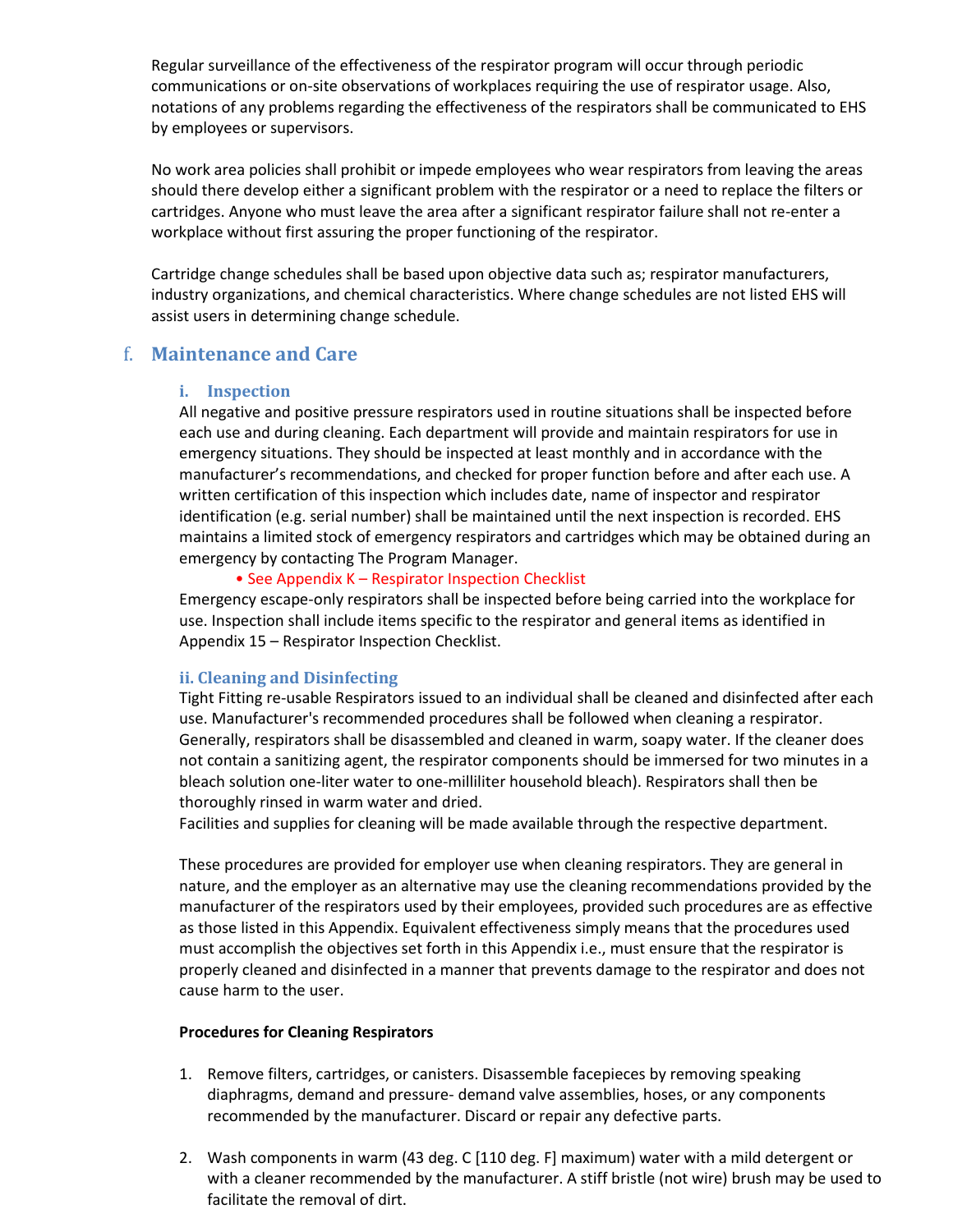Regular surveillance of the effectiveness of the respirator program will occur through periodic communications or on-site observations of workplaces requiring the use of respirator usage. Also, notations of any problems regarding the effectiveness of the respirators shall be communicated to EHS by employees or supervisors.

No work area policies shall prohibit or impede employees who wear respirators from leaving the areas should there develop either a significant problem with the respirator or a need to replace the filters or cartridges. Anyone who must leave the area after a significant respirator failure shall not re-enter a workplace without first assuring the proper functioning of the respirator.

Cartridge change schedules shall be based upon objective data such as; respirator manufacturers, industry organizations, and chemical characteristics. Where change schedules are not listed EHS will assist users in determining change schedule.

## f. Maintenance and Care

### i. Inspection

All negative and positive pressure respirators used in routine situations shall be inspected before each use and during cleaning. Each department will provide and maintain respirators for use in emergency situations. They should be inspected at least monthly and in accordance with the manufacturer's recommendations, and checked for proper function before and after each use. A written certification of this inspection which includes date, name of inspector and respirator identification (e.g. serial number) shall be maintained until the next inspection is recorded. EHS maintains a limited stock of emergency respirators and cartridges which may be obtained during an emergency by contacting The Program Manager.

- See Appendix K – Respirator Inspection Checklist

Emergency escape-only respirators shall be inspected before being carried into the workplace for use. Inspection shall include items specific to the respirator and general items as identified in Appendix 15 – Respirator Inspection Checklist.

### ii. Cleaning and Disinfecting

Tight Fitting re-usable Respirators issued to an individual shall be cleaned and disinfected after each use. Manufacturer's recommended procedures shall be followed when cleaning a respirator. Generally, respirators shall be disassembled and cleaned in warm, soapy water. If the cleaner does not contain a sanitizing agent, the respirator components should be immersed for two minutes in a bleach solution one-liter water to one-milliliter household bleach). Respirators shall then be thoroughly rinsed in warm water and dried.
Facilities and supplies for cleaning will be made available through the respective department.

These procedures are provided for employer use when cleaning respirators. They are general in nature, and the employer as an alternative may use the cleaning recommendations provided by the manufacturer of the respirators used by their employees, provided such procedures are as effective as those listed in this Appendix. Equivalent effectiveness simply means that the procedures used must accomplish the objectives set forth in this Appendix i.e., must ensure that the respirator is properly cleaned and disinfected in a manner that prevents damage to the respirator and does not cause harm to the user.

**Procedures for Cleaning Respirators**

1. Remove filters, cartridges, or canisters. Disassemble facepieces by removing speaking diaphragms, demand and pressure- demand valve assemblies, hoses, or any components recommended by the manufacturer. Discard or repair any defective parts.

2. Wash components in warm (43 deg. C [110 deg. F] maximum) water with a mild detergent or with a cleaner recommended by the manufacturer. A stiff bristle (not wire) brush may be used to facilitate the removal of dirt.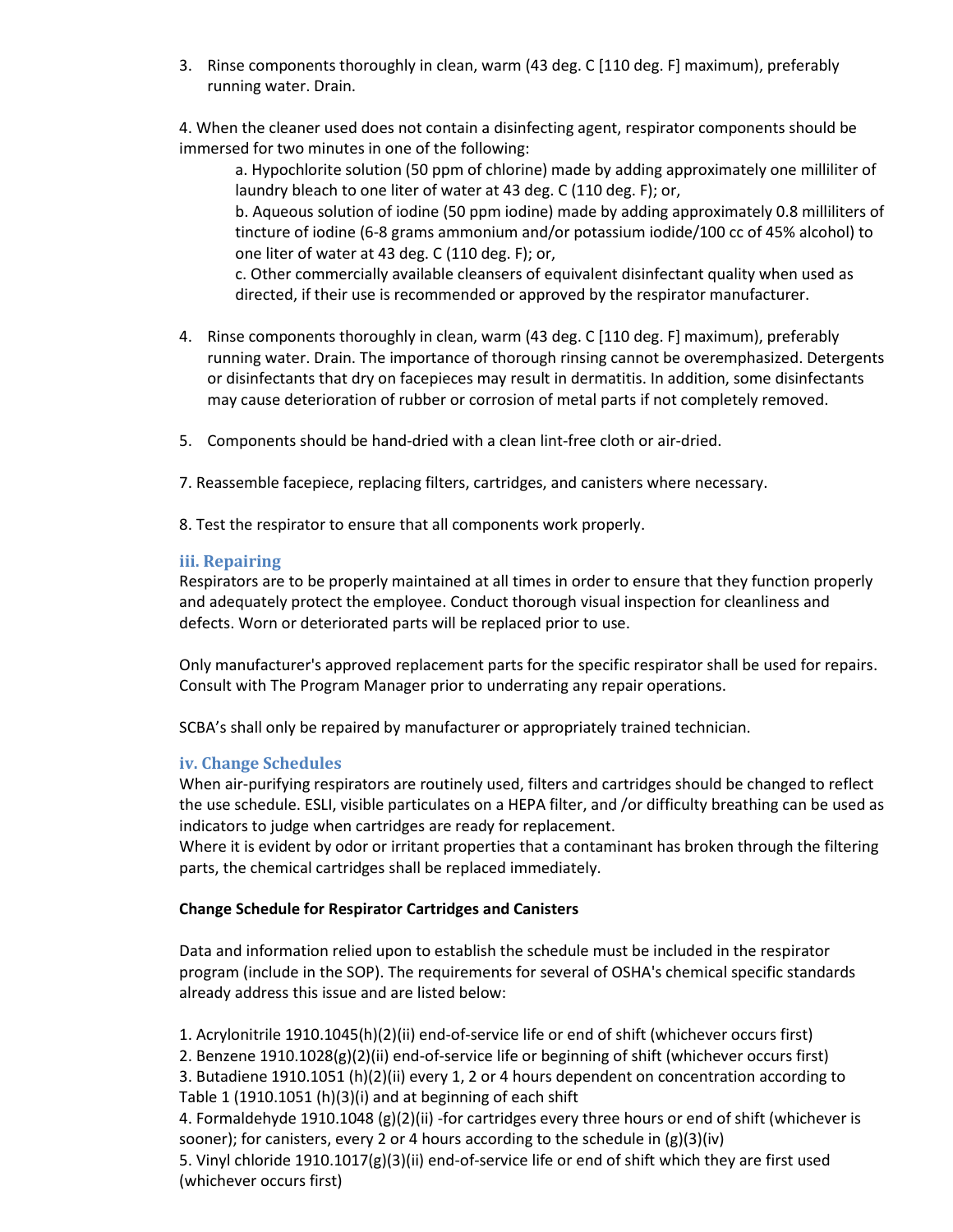3. Rinse components thoroughly in clean, warm (43 deg. C [110 deg. F] maximum), preferably running water. Drain.

4. When the cleaner used does not contain a disinfecting agent, respirator components should be immersed for two minutes in one of the following:

> a. Hypochlorite solution (50 ppm of chlorine) made by adding approximately one milliliter of laundry bleach to one liter of water at 43 deg. C (110 deg. F); or,
> b. Aqueous solution of iodine (50 ppm iodine) made by adding approximately 0.8 milliliters of tincture of iodine (6-8 grams ammonium and/or potassium iodide/100 cc of 45% alcohol) to one liter of water at 43 deg. C (110 deg. F); or,
> c. Other commercially available cleansers of equivalent disinfectant quality when used as directed, if their use is recommended or approved by the respirator manufacturer.

4. Rinse components thoroughly in clean, warm (43 deg. C [110 deg. F] maximum), preferably running water. Drain. The importance of thorough rinsing cannot be overemphasized. Detergents or disinfectants that dry on facepieces may result in dermatitis. In addition, some disinfectants may cause deterioration of rubber or corrosion of metal parts if not completely removed.

5. Components should be hand-dried with a clean lint-free cloth or air-dried.

7. Reassemble facepiece, replacing filters, cartridges, and canisters where necessary.

8. Test the respirator to ensure that all components work properly.

### iii. Repairing

Respirators are to be properly maintained at all times in order to ensure that they function properly and adequately protect the employee. Conduct thorough visual inspection for cleanliness and defects. Worn or deteriorated parts will be replaced prior to use.

Only manufacturer's approved replacement parts for the specific respirator shall be used for repairs. Consult with The Program Manager prior to underrating any repair operations.

SCBA's shall only be repaired by manufacturer or appropriately trained technician.

### iv. Change Schedules

When air-purifying respirators are routinely used, filters and cartridges should be changed to reflect the use schedule. ESLI, visible particulates on a HEPA filter, and /or difficulty breathing can be used as indicators to judge when cartridges are ready for replacement.
Where it is evident by odor or irritant properties that a contaminant has broken through the filtering parts, the chemical cartridges shall be replaced immediately.

**Change Schedule for Respirator Cartridges and Canisters**

Data and information relied upon to establish the schedule must be included in the respirator program (include in the SOP). The requirements for several of OSHA's chemical specific standards already address this issue and are listed below:

1. Acrylonitrile 1910.1045(h)(2)(ii) end-of-service life or end of shift (whichever occurs first)
2. Benzene 1910.1028(g)(2)(ii) end-of-service life or beginning of shift (whichever occurs first)
3. Butadiene 1910.1051 (h)(2)(ii) every 1, 2 or 4 hours dependent on concentration according to Table 1 (1910.1051 (h)(3)(i) and at beginning of each shift
4. Formaldehyde 1910.1048 (g)(2)(ii) -for cartridges every three hours or end of shift (whichever is sooner); for canisters, every 2 or 4 hours according to the schedule in (g)(3)(iv)
5. Vinyl chloride 1910.1017(g)(3)(ii) end-of-service life or end of shift which they are first used (whichever occurs first)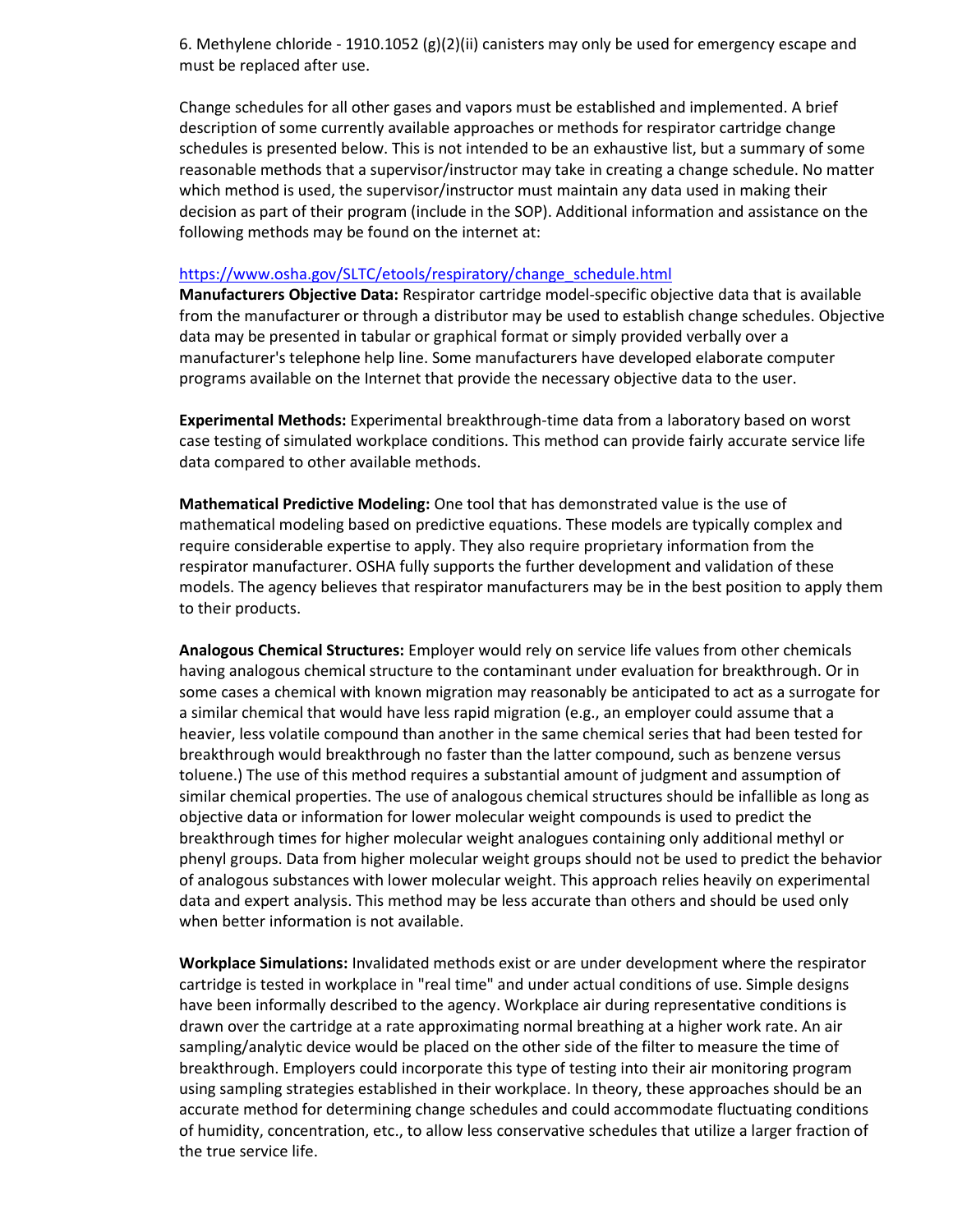6. Methylene chloride - 1910.1052 (g)(2)(ii) canisters may only be used for emergency escape and must be replaced after use.

Change schedules for all other gases and vapors must be established and implemented. A brief description of some currently available approaches or methods for respirator cartridge change schedules is presented below. This is not intended to be an exhaustive list, but a summary of some reasonable methods that a supervisor/instructor may take in creating a change schedule. No matter which method is used, the supervisor/instructor must maintain any data used in making their decision as part of their program (include in the SOP). Additional information and assistance on the following methods may be found on the internet at:

[https://www.osha.gov/SLTC/etools/respiratory/change_schedule.html](https://www.osha.gov/SLTC/etools/respiratory/change_schedule.html)

**Manufacturers Objective Data:** Respirator cartridge model-specific objective data that is available from the manufacturer or through a distributor may be used to establish change schedules. Objective data may be presented in tabular or graphical format or simply provided verbally over a manufacturer's telephone help line. Some manufacturers have developed elaborate computer programs available on the Internet that provide the necessary objective data to the user.

**Experimental Methods:** Experimental breakthrough-time data from a laboratory based on worst case testing of simulated workplace conditions. This method can provide fairly accurate service life data compared to other available methods.

**Mathematical Predictive Modeling:** One tool that has demonstrated value is the use of mathematical modeling based on predictive equations. These models are typically complex and require considerable expertise to apply. They also require proprietary information from the respirator manufacturer. OSHA fully supports the further development and validation of these models. The agency believes that respirator manufacturers may be in the best position to apply them to their products.

**Analogous Chemical Structures:** Employer would rely on service life values from other chemicals having analogous chemical structure to the contaminant under evaluation for breakthrough. Or in some cases a chemical with known migration may reasonably be anticipated to act as a surrogate for a similar chemical that would have less rapid migration (e.g., an employer could assume that a heavier, less volatile compound than another in the same chemical series that had been tested for breakthrough would breakthrough no faster than the latter compound, such as benzene versus toluene.) The use of this method requires a substantial amount of judgment and assumption of similar chemical properties. The use of analogous chemical structures should be infallible as long as objective data or information for lower molecular weight compounds is used to predict the breakthrough times for higher molecular weight analogues containing only additional methyl or phenyl groups. Data from higher molecular weight groups should not be used to predict the behavior of analogous substances with lower molecular weight. This approach relies heavily on experimental data and expert analysis. This method may be less accurate than others and should be used only when better information is not available.

**Workplace Simulations:** Invalidated methods exist or are under development where the respirator cartridge is tested in workplace in "real time" and under actual conditions of use. Simple designs have been informally described to the agency. Workplace air during representative conditions is drawn over the cartridge at a rate approximating normal breathing at a higher work rate. An air sampling/analytic device would be placed on the other side of the filter to measure the time of breakthrough. Employers could incorporate this type of testing into their air monitoring program using sampling strategies established in their workplace. In theory, these approaches should be an accurate method for determining change schedules and could accommodate fluctuating conditions of humidity, concentration, etc., to allow less conservative schedules that utilize a larger fraction of the true service life.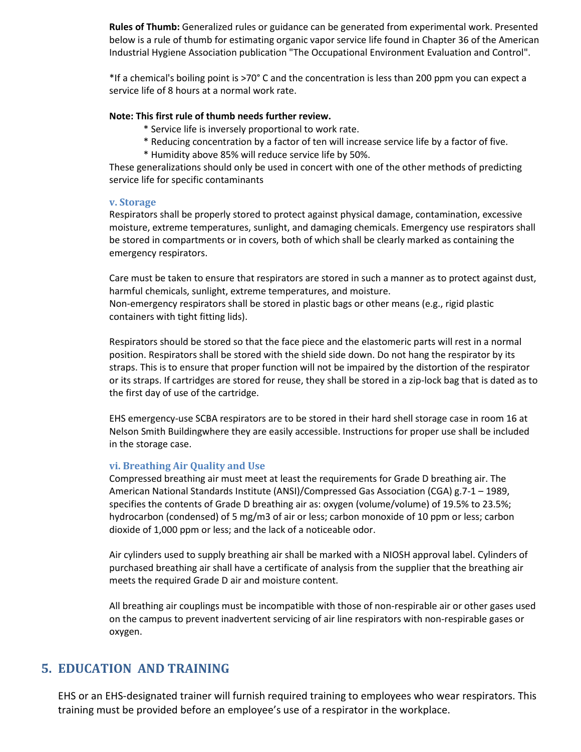**Rules of Thumb:** Generalized rules or guidance can be generated from experimental work. Presented below is a rule of thumb for estimating organic vapor service life found in Chapter 36 of the American Industrial Hygiene Association publication "The Occupational Environment Evaluation and Control".

*If a chemical's boiling point is >70° C and the concentration is less than 200 ppm you can expect a service life of 8 hours at a normal work rate.

**Note: This first rule of thumb needs further review.**

- * Service life is inversely proportional to work rate.
- * Reducing concentration by a factor of ten will increase service life by a factor of five.
- * Humidity above 85% will reduce service life by 50%.

These generalizations should only be used in concert with one of the other methods of predicting service life for specific contaminants

#### v. Storage

Respirators shall be properly stored to protect against physical damage, contamination, excessive moisture, extreme temperatures, sunlight, and damaging chemicals. Emergency use respirators shall be stored in compartments or in covers, both of which shall be clearly marked as containing the emergency respirators.

Care must be taken to ensure that respirators are stored in such a manner as to protect against dust, harmful chemicals, sunlight, extreme temperatures, and moisture.
Non-emergency respirators shall be stored in plastic bags or other means (e.g., rigid plastic containers with tight fitting lids).

Respirators should be stored so that the face piece and the elastomeric parts will rest in a normal position. Respirators shall be stored with the shield side down. Do not hang the respirator by its straps. This is to ensure that proper function will not be impaired by the distortion of the respirator or its straps. If cartridges are stored for reuse, they shall be stored in a zip-lock bag that is dated as to the first day of use of the cartridge.

EHS emergency-use SCBA respirators are to be stored in their hard shell storage case in room 16 at Nelson Smith Buildingwhere they are easily accessible. Instructions for proper use shall be included in the storage case.

#### vi. Breathing Air Quality and Use

Compressed breathing air must meet at least the requirements for Grade D breathing air. The American National Standards Institute (ANSI)/Compressed Gas Association (CGA) g.7-1 – 1989, specifies the contents of Grade D breathing air as: oxygen (volume/volume) of 19.5% to 23.5%; hydrocarbon (condensed) of 5 mg/m3 of air or less; carbon monoxide of 10 ppm or less; carbon dioxide of 1,000 ppm or less; and the lack of a noticeable odor.

Air cylinders used to supply breathing air shall be marked with a NIOSH approval label. Cylinders of purchased breathing air shall have a certificate of analysis from the supplier that the breathing air meets the required Grade D air and moisture content.

All breathing air couplings must be incompatible with those of non-respirable air or other gases used on the campus to prevent inadvertent servicing of air line respirators with non-respirable gases or oxygen.

## 5. EDUCATION AND TRAINING

EHS or an EHS-designated trainer will furnish required training to employees who wear respirators. This training must be provided before an employee's use of a respirator in the workplace.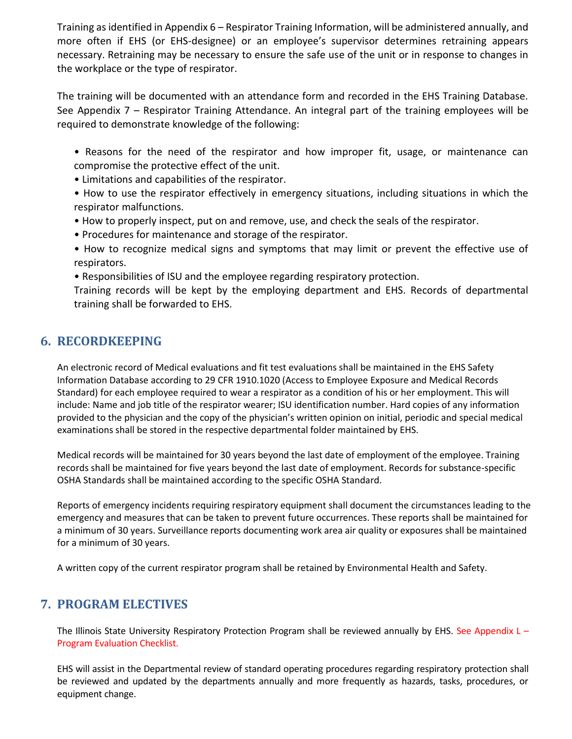Training as identified in Appendix 6 – Respirator Training Information, will be administered annually, and more often if EHS (or EHS-designee) or an employee's supervisor determines retraining appears necessary. Retraining may be necessary to ensure the safe use of the unit or in response to changes in the workplace or the type of respirator.

The training will be documented with an attendance form and recorded in the EHS Training Database. See Appendix 7 – Respirator Training Attendance. An integral part of the training employees will be required to demonstrate knowledge of the following:

- Reasons for the need of the respirator and how improper fit, usage, or maintenance can compromise the protective effect of the unit.
- Limitations and capabilities of the respirator.
- How to use the respirator effectively in emergency situations, including situations in which the respirator malfunctions.
- How to properly inspect, put on and remove, use, and check the seals of the respirator.
- Procedures for maintenance and storage of the respirator.
- How to recognize medical signs and symptoms that may limit or prevent the effective use of respirators.
- Responsibilities of ISU and the employee regarding respiratory protection.

Training records will be kept by the employing department and EHS. Records of departmental training shall be forwarded to EHS.

## 6. RECORDKEEPING

An electronic record of Medical evaluations and fit test evaluations shall be maintained in the EHS Safety Information Database according to 29 CFR 1910.1020 (Access to Employee Exposure and Medical Records Standard) for each employee required to wear a respirator as a condition of his or her employment. This will include: Name and job title of the respirator wearer; ISU identification number. Hard copies of any information provided to the physician and the copy of the physician's written opinion on initial, periodic and special medical examinations shall be stored in the respective departmental folder maintained by EHS.

Medical records will be maintained for 30 years beyond the last date of employment of the employee. Training records shall be maintained for five years beyond the last date of employment. Records for substance-specific OSHA Standards shall be maintained according to the specific OSHA Standard.

Reports of emergency incidents requiring respiratory equipment shall document the circumstances leading to the emergency and measures that can be taken to prevent future occurrences. These reports shall be maintained for a minimum of 30 years. Surveillance reports documenting work area air quality or exposures shall be maintained for a minimum of 30 years.

A written copy of the current respirator program shall be retained by Environmental Health and Safety.

## 7. PROGRAM ELECTIVES

The Illinois State University Respiratory Protection Program shall be reviewed annually by EHS. See Appendix L – Program Evaluation Checklist.

EHS will assist in the Departmental review of standard operating procedures regarding respiratory protection shall be reviewed and updated by the departments annually and more frequently as hazards, tasks, procedures, or equipment change.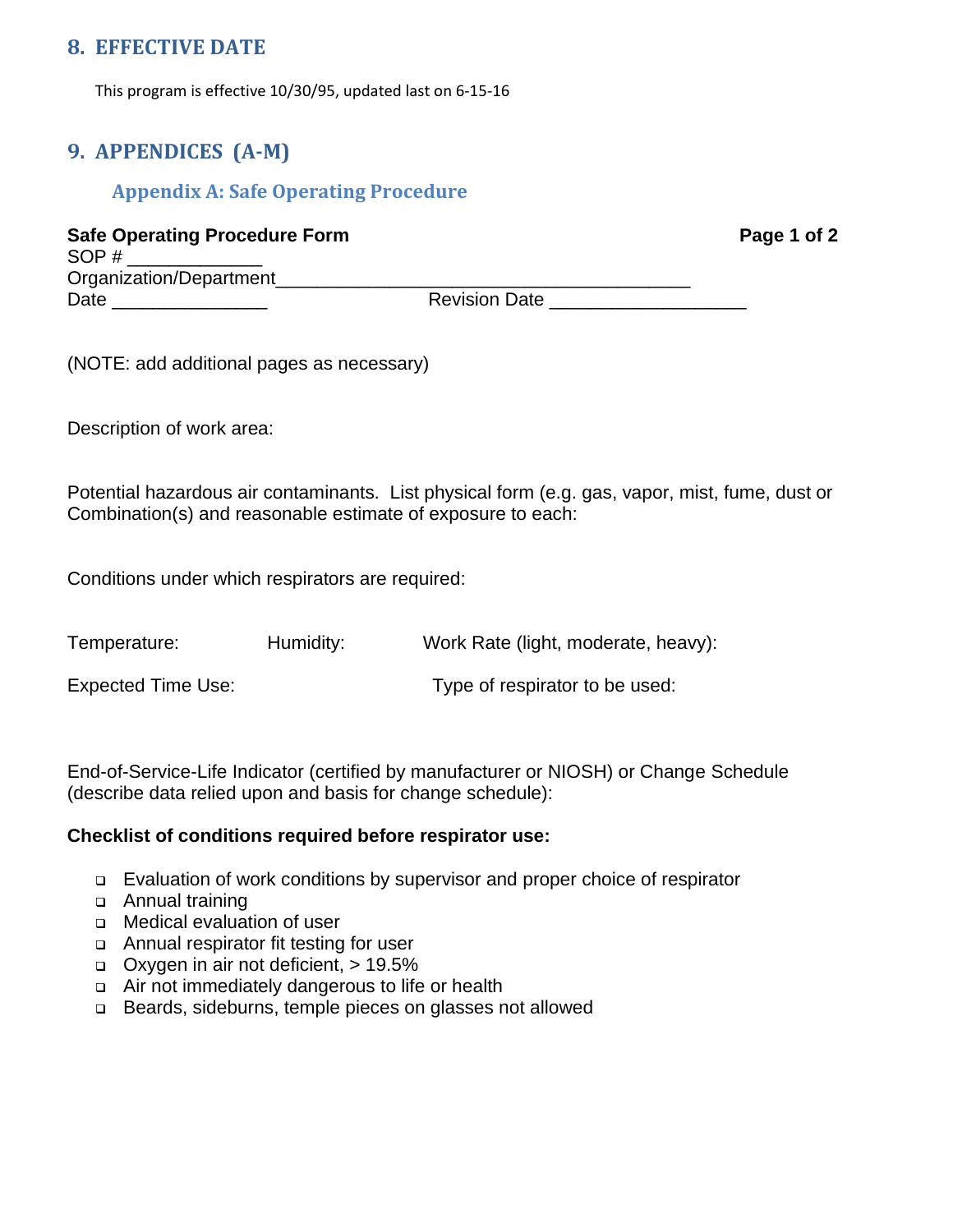## 8. EFFECTIVE DATE

This program is effective 10/30/95, updated last on 6-15-16

## 9. APPENDICES (A-M)

### Appendix A: Safe Operating Procedure

**Safe Operating Procedure Form** **Page 1 of 2**

SOP # _____________

Organization/Department_______________________________________

Date _______________ Revision Date ___________________

(NOTE: add additional pages as necessary)

Description of work area:

Potential hazardous air contaminants. List physical form (e.g. gas, vapor, mist, fume, dust or Combination(s) and reasonable estimate of exposure to each:

Conditions under which respirators are required:

Temperature: Humidity: Work Rate (light, moderate, heavy):

Expected Time Use: Type of respirator to be used:

End-of-Service-Life Indicator (certified by manufacturer or NIOSH) or Change Schedule (describe data relied upon and basis for change schedule):

**Checklist of conditions required before respirator use:**

- ❑ Evaluation of work conditions by supervisor and proper choice of respirator
- ❑ Annual training
- ❑ Medical evaluation of user
- ❑ Annual respirator fit testing for user
- ❑ Oxygen in air not deficient, > 19.5%
- ❑ Air not immediately dangerous to life or health
- ❑ Beards, sideburns, temple pieces on glasses not allowed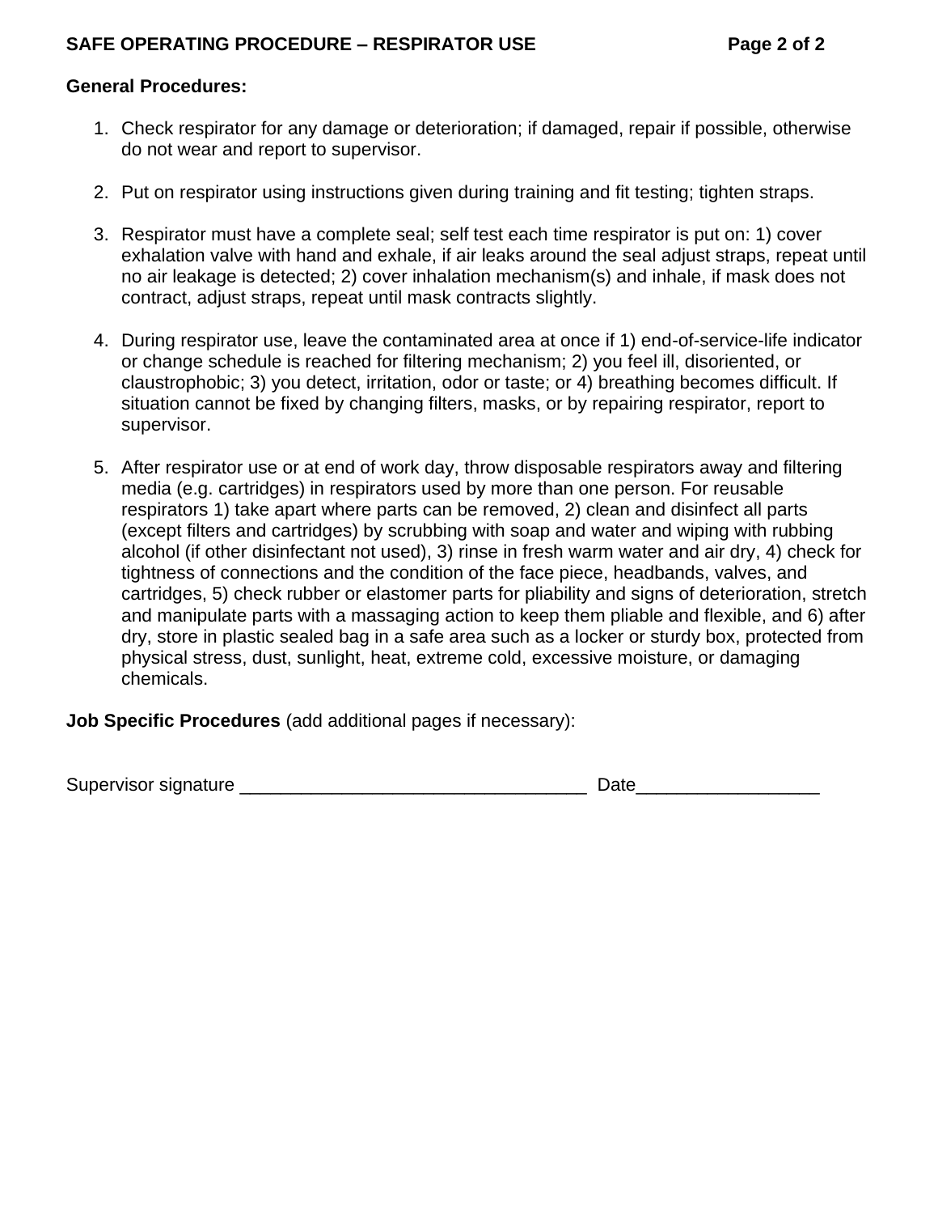**General Procedures:**

1. Check respirator for any damage or deterioration; if damaged, repair if possible, otherwise do not wear and report to supervisor.

2. Put on respirator using instructions given during training and fit testing; tighten straps.

3. Respirator must have a complete seal; self test each time respirator is put on: 1) cover exhalation valve with hand and exhale, if air leaks around the seal adjust straps, repeat until no air leakage is detected; 2) cover inhalation mechanism(s) and inhale, if mask does not contract, adjust straps, repeat until mask contracts slightly.

4. During respirator use, leave the contaminated area at once if 1) end-of-service-life indicator or change schedule is reached for filtering mechanism; 2) you feel ill, disoriented, or claustrophobic; 3) you detect, irritation, odor or taste; or 4) breathing becomes difficult. If situation cannot be fixed by changing filters, masks, or by repairing respirator, report to supervisor.

5. After respirator use or at end of work day, throw disposable respirators away and filtering media (e.g. cartridges) in respirators used by more than one person. For reusable respirators 1) take apart where parts can be removed, 2) clean and disinfect all parts (except filters and cartridges) by scrubbing with soap and water and wiping with rubbing alcohol (if other disinfectant not used), 3) rinse in fresh warm water and air dry, 4) check for tightness of connections and the condition of the face piece, headbands, valves, and cartridges, 5) check rubber or elastomer parts for pliability and signs of deterioration, stretch and manipulate parts with a massaging action to keep them pliable and flexible, and 6) after dry, store in plastic sealed bag in a safe area such as a locker or sturdy box, protected from physical stress, dust, sunlight, heat, extreme cold, excessive moisture, or damaging chemicals.

**Job Specific Procedures** (add additional pages if necessary):

Supervisor signature ___________________________________ Date__________________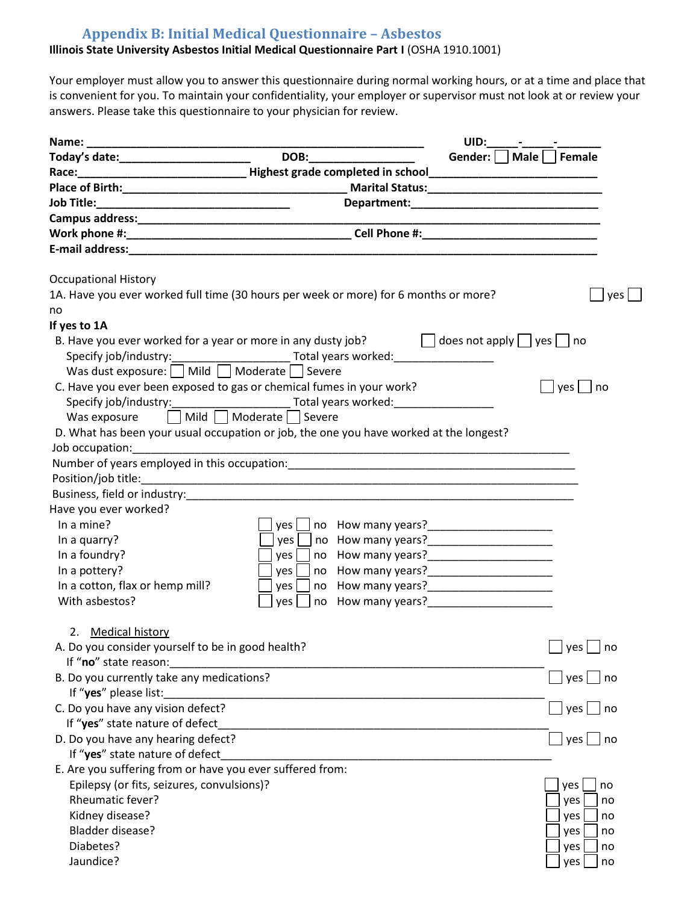## Appendix B: Initial Medical Questionnaire – Asbestos

**Illinois State University Asbestos Initial Medical Questionnaire Part I** (OSHA 1910.1001)

Your employer must allow you to answer this questionnaire during normal working hours, or at a time and place that is convenient for you. To maintain your confidentiality, your employer or supervisor must not look at or review your answers. Please take this questionnaire to your physician for review.

**Name:** ________________________________________ **UID:**_____-_____-_______
**Today's date:**____________________ **DOB:**_________________ **Gender:** ☐ **Male** ☐ **Female**
**Race:**__________________________ **Highest grade completed in school**_________________________
**Place of Birth:**___________________________________ **Marital Status:**___________________________
**Job Title:**______________________________ **Department:**______________________________
**Campus address:**_____________________________________________________________________
**Work phone #:**___________________________________ **Cell Phone #:**___________________________
**E-mail address:**_______________________________________________________________________

Occupational History

1A. Have you ever worked full time (30 hours per week or more) for 6 months or more? ☐ yes ☐ no

**If yes to 1A**

B. Have you ever worked for a year or more in any dusty job? ☐ does not apply ☐ yes ☐ no
  Specify job/industry:__________________ Total years worked:_______________
  Was dust exposure: ☐ Mild ☐ Moderate ☐ Severe

C. Have you ever been exposed to gas or chemical fumes in your work? ☐ yes ☐ no
  Specify job/industry:__________________ Total years worked:_______________
  Was exposure ☐ Mild ☐ Moderate ☐ Severe

D. What has been your usual occupation or job, the one you have worked at the longest?
Job occupation:_____________________________________________________________________
Number of years employed in this occupation:_______________________________________________
Position/job title:____________________________________________________________________
Business, field or industry:_____________________________________________________________

Have you ever worked?

| | | |
|---|---|---|
| In a mine? | ☐ yes ☐ no | How many years?___________________ |
| In a quarry? | ☐ yes ☐ no | How many years?___________________ |
| In a foundry? | ☐ yes ☐ no | How many years?___________________ |
| In a pottery? | ☐ yes ☐ no | How many years?___________________ |
| In a cotton, flax or hemp mill? | ☐ yes ☐ no | How many years?___________________ |
| With asbestos? | ☐ yes ☐ no | How many years?___________________ |

2. Medical history

A. Do you consider yourself to be in good health? ☐ yes ☐ no
  If "**no**" state reason:___________________________________________________________

B. Do you currently take any medications? ☐ yes ☐ no
  If "**yes**" please list:___________________________________________________________

C. Do you have any vision defect? ☐ yes ☐ no
  If "**yes**" state nature of defect_____________________________________________________

D. Do you have any hearing defect? ☐ yes ☐ no
  If "**yes**" state nature of defect_____________________________________________________

E. Are you suffering from or have you ever suffered from:

| | |
|---|---|
| Epilepsy (or fits, seizures, convulsions)? | ☐ yes ☐ no |
| Rheumatic fever? | ☐ yes ☐ no |
| Kidney disease? | ☐ yes ☐ no |
| Bladder disease? | ☐ yes ☐ no |
| Diabetes? | ☐ yes ☐ no |
| Jaundice? | ☐ yes ☐ no |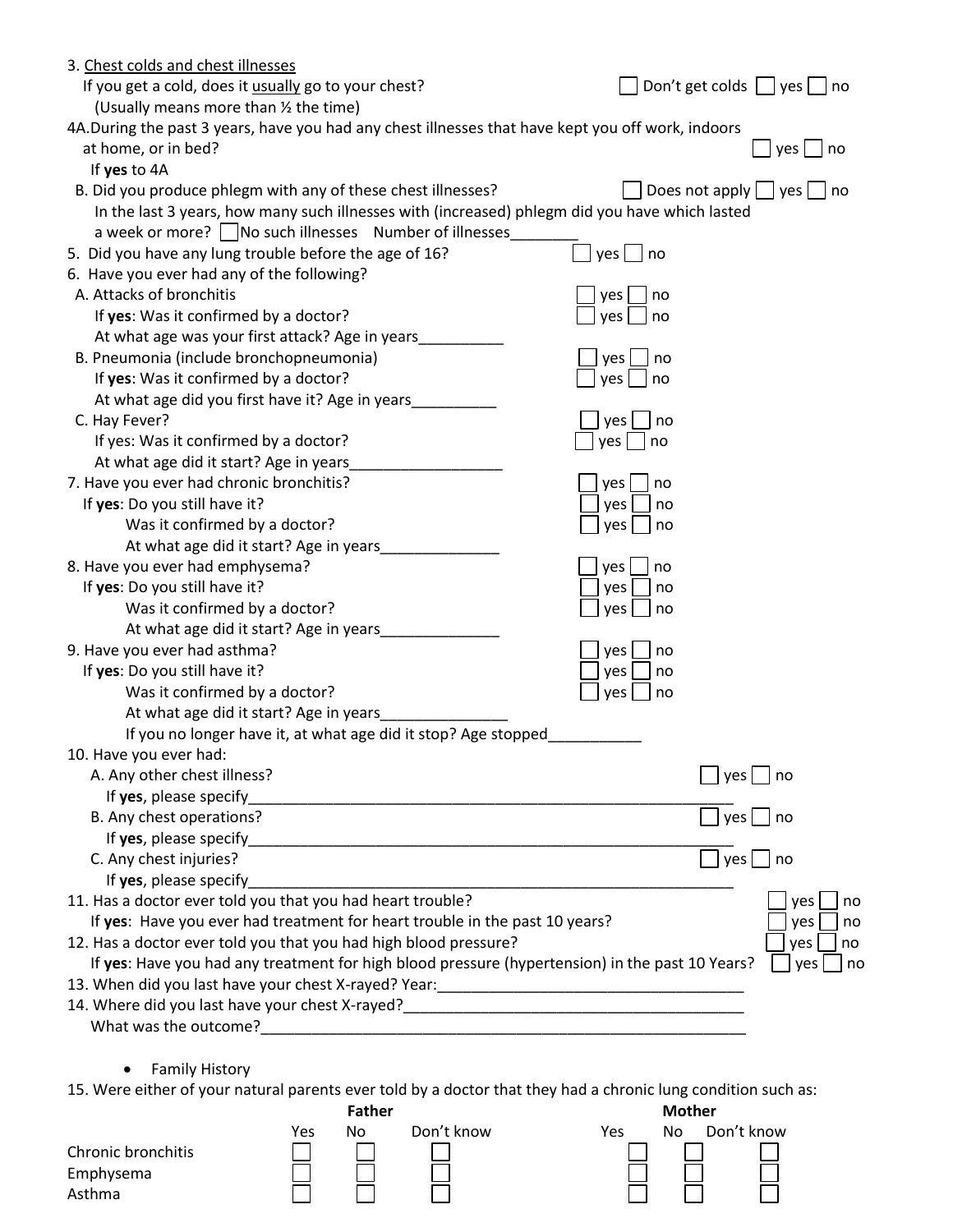3. <u>Chest colds and chest illnesses</u>

If you get a cold, does it <u>usually</u> go to your chest? ☐ Don't get colds ☐ yes ☐ no

(Usually means more than ½ the time)

4A. During the past 3 years, have you had any chest illnesses that have kept you off work, indoors at home, or in bed? ☐ yes ☐ no

If **yes** to 4A

B. Did you produce phlegm with any of these chest illnesses? ☐ Does not apply ☐ yes ☐ no

In the last 3 years, how many such illnesses with (increased) phlegm did you have which lasted a week or more? ☐ No such illnesses Number of illnesses________

5. Did you have any lung trouble before the age of 16? ☐ yes ☐ no

6. Have you ever had any of the following?

A. Attacks of bronchitis ☐ yes ☐ no

If **yes**: Was it confirmed by a doctor? ☐ yes ☐ no

At what age was your first attack? Age in years__________

B. Pneumonia (include bronchopneumonia) ☐ yes ☐ no

If **yes**: Was it confirmed by a doctor? ☐ yes ☐ no

At what age did you first have it? Age in years__________

C. Hay Fever? ☐ yes ☐ no

If yes: Was it confirmed by a doctor? ☐ yes ☐ no

At what age did it start? Age in years__________________

7. Have you ever had chronic bronchitis? ☐ yes ☐ no

If **yes**: Do you still have it? ☐ yes ☐ no

Was it confirmed by a doctor? ☐ yes ☐ no

At what age did it start? Age in years______________

8. Have you ever had emphysema? ☐ yes ☐ no

If **yes**: Do you still have it? ☐ yes ☐ no

Was it confirmed by a doctor? ☐ yes ☐ no

At what age did it start? Age in years______________

9. Have you ever had asthma? ☐ yes ☐ no

If **yes**: Do you still have it? ☐ yes ☐ no

Was it confirmed by a doctor? ☐ yes ☐ no

At what age did it start? Age in years_______________

If you no longer have it, at what age did it stop? Age stopped___________

10. Have you ever had:

A. Any other chest illness? ☐ yes ☐ no

If **yes**, please specify_____________________________________________________________

B. Any chest operations? ☐ yes ☐ no

If **yes**, please specify_____________________________________________________________

C. Any chest injuries? ☐ yes ☐ no

If **yes**, please specify_____________________________________________________________

11. Has a doctor ever told you that you had heart trouble? ☐ yes ☐ no

If **yes**: Have you ever had treatment for heart trouble in the past 10 years? ☐ yes ☐ no

12. Has a doctor ever told you that you had high blood pressure? ☐ yes ☐ no

If **yes**: Have you had any treatment for high blood pressure (hypertension) in the past 10 Years? ☐ yes ☐ no

13. When did you last have your chest X-rayed? Year:_______________________________________

14. Where did you last have your chest X-rayed?_________________________________________

What was the outcome?______________________________________________________________

- Family History

15. Were either of your natural parents ever told by a doctor that they had a chronic lung condition such as:

| | Father | | | Mother | | |
|---|---|---|---|---|---|---|
| | Yes | No | Don't know | Yes | No | Don't know |
| Chronic bronchitis | ☐ | ☐ | ☐ | ☐ | ☐ | ☐ |
| Emphysema | ☐ | ☐ | ☐ | ☐ | ☐ | ☐ |
| Asthma | ☐ | ☐ | ☐ | ☐ | ☐ | ☐ |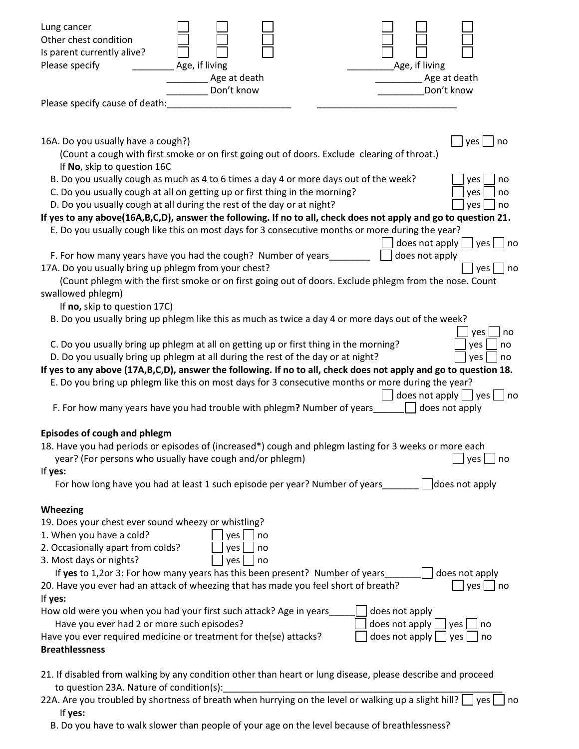Lung cancer ☐ ☐ ☐ ☐ ☐ ☐
Other chest condition ☐ ☐ ☐ ☐ ☐ ☐
Is parent currently alive? ☐ ☐ ☐ ☐ ☐ ☐
Please specify ________ Age, if living ________ Age, if living
________ Age at death ________ Age at death
________ Don't know ________ Don't know

Please specify cause of death:________________________ ____________________________

16A. Do you usually have a cough?) ☐ yes ☐ no
(Count a cough with first smoke or on first going out of doors. Exclude clearing of throat.)
If **No**, skip to question 16C
B. Do you usually cough as much as 4 to 6 times a day 4 or more days out of the week? ☐ yes ☐ no
C. Do you usually cough at all on getting up or first thing in the morning? ☐ yes ☐ no
D. Do you usually cough at all during the rest of the day or at night? ☐ yes ☐ no

**If yes to any above(16A,B,C,D), answer the following. If no to all, check does not apply and go to question 21.**

E. Do you usually cough like this on most days for 3 consecutive months or more during the year?
☐ does not apply ☐ yes ☐ no
F. For how many years have you had the cough? Number of years________ ☐ does not apply

17A. Do you usually bring up phlegm from your chest? ☐ yes ☐ no
(Count phlegm with the first smoke or on first going out of doors. Exclude phlegm from the nose. Count swallowed phlegm)
If **no,** skip to question 17C)
B. Do you usually bring up phlegm like this as much as twice a day 4 or more days out of the week?
☐ yes ☐ no
C. Do you usually bring up phlegm at all on getting up or first thing in the morning? ☐ yes ☐ no
D. Do you usually bring up phlegm at all during the rest of the day or at night? ☐ yes ☐ no

**If yes to any above (17A,B,C,D), answer the following. If no to all, check does not apply and go to question 18.**

E. Do you bring up phlegm like this on most days for 3 consecutive months or more during the year?
☐ does not apply ☐ yes ☐ no
F. For how many years have you had trouble with phlegm**?** Number of years______ ☐ does not apply

**Episodes of cough and phlegm**

18. Have you had periods or episodes of (increased*) cough and phlegm lasting for 3 weeks or more each year? (For persons who usually have cough and/or phlegm) ☐ yes ☐ no

If **yes:**
For how long have you had at least 1 such episode per year? Number of years_______ ☐ does not apply

**Wheezing**

19. Does your chest ever sound wheezy or whistling?
1. When you have a cold? ☐ yes ☐ no
2. Occasionally apart from colds? ☐ yes ☐ no
3. Most days or nights? ☐ yes ☐ no

If **yes** to 1,2or 3: For how many years has this been present? Number of years_______ ☐ does not apply

20. Have you ever had an attack of wheezing that has made you feel short of breath? ☐ yes ☐ no

If **yes:**
How old were you when you had your first such attack? Age in years_____ ☐ does not apply
Have you ever had 2 or more such episodes? ☐ does not apply ☐ yes ☐ no
Have you ever required medicine or treatment for the(se) attacks? ☐ does not apply ☐ yes ☐ no

**Breathlessness**

21. If disabled from walking by any condition other than heart or lung disease, please describe and proceed to question 23A. Nature of condition(s):_______________________________________________________

22A. Are you troubled by shortness of breath when hurrying on the level or walking up a slight hill? ☐ yes ☐ no
If **yes:**
B. Do you have to walk slower than people of your age on the level because of breathlessness?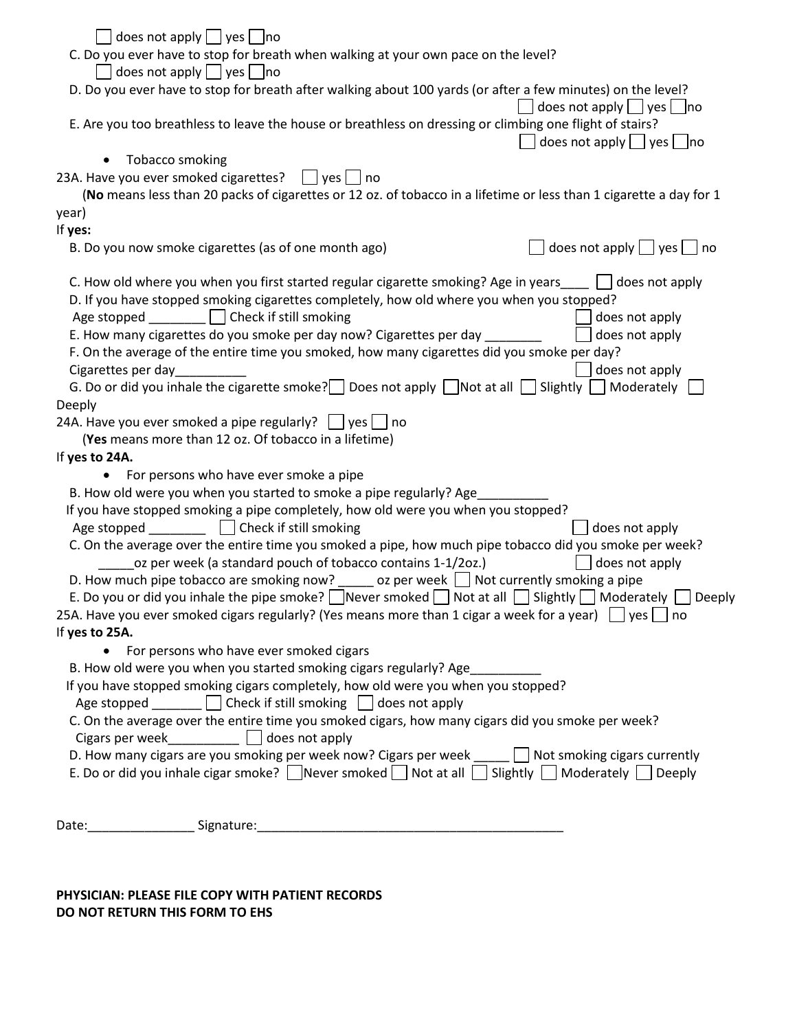☐ does not apply ☐ yes ☐ no

C. Do you ever have to stop for breath when walking at your own pace on the level?

☐ does not apply ☐ yes ☐ no

D. Do you ever have to stop for breath after walking about 100 yards (or after a few minutes) on the level?

☐ does not apply ☐ yes ☐ no

E. Are you too breathless to leave the house or breathless on dressing or climbing one flight of stairs?

☐ does not apply ☐ yes ☐ no

- Tobacco smoking

23A. Have you ever smoked cigarettes? ☐ yes ☐ no

(**No** means less than 20 packs of cigarettes or 12 oz. of tobacco in a lifetime or less than 1 cigarette a day for 1 year)

If **yes:**

B. Do you now smoke cigarettes (as of one month ago) ☐ does not apply ☐ yes ☐ no

C. How old where you when you first started regular cigarette smoking? Age in years____ ☐ does not apply

D. If you have stopped smoking cigarettes completely, how old where you when you stopped?

Age stopped ________ ☐ Check if still smoking ☐ does not apply

E. How many cigarettes do you smoke per day now? Cigarettes per day ________ ☐ does not apply

F. On the average of the entire time you smoked, how many cigarettes did you smoke per day?

Cigarettes per day__________ ☐ does not apply

G. Do or did you inhale the cigarette smoke? ☐ Does not apply ☐ Not at all ☐ Slightly ☐ Moderately ☐ Deeply

24A. Have you ever smoked a pipe regularly? ☐ yes ☐ no

(**Yes** means more than 12 oz. Of tobacco in a lifetime)

If **yes to 24A.**

- For persons who have ever smoke a pipe

B. How old were you when you started to smoke a pipe regularly? Age__________

If you have stopped smoking a pipe completely, how old were you when you stopped?

Age stopped ________ ☐ Check if still smoking ☐ does not apply

C. On the average over the entire time you smoked a pipe, how much pipe tobacco did you smoke per week?

_____oz per week (a standard pouch of tobacco contains 1-1/2oz.) ☐ does not apply

D. How much pipe tobacco are smoking now? _____ oz per week ☐ Not currently smoking a pipe

E. Do you or did you inhale the pipe smoke? ☐ Never smoked ☐ Not at all ☐ Slightly ☐ Moderately ☐ Deeply

25A. Have you ever smoked cigars regularly? (Yes means more than 1 cigar a week for a year) ☐ yes ☐ no

If **yes to 25A.**

- For persons who have ever smoked cigars

B. How old were you when you started smoking cigars regularly? Age__________

If you have stopped smoking cigars completely, how old were you when you stopped?

Age stopped _______ ☐ Check if still smoking ☐ does not apply

C. On the average over the entire time you smoked cigars, how many cigars did you smoke per week?

Cigars per week__________ ☐ does not apply

D. How many cigars are you smoking per week now? Cigars per week _____ ☐ Not smoking cigars currently

E. Do or did you inhale cigar smoke? ☐ Never smoked ☐ Not at all ☐ Slightly ☐ Moderately ☐ Deeply

Date:_______________ Signature:_____________________________________________

**PHYSICIAN: PLEASE FILE COPY WITH PATIENT RECORDS**
**DO NOT RETURN THIS FORM TO EHS**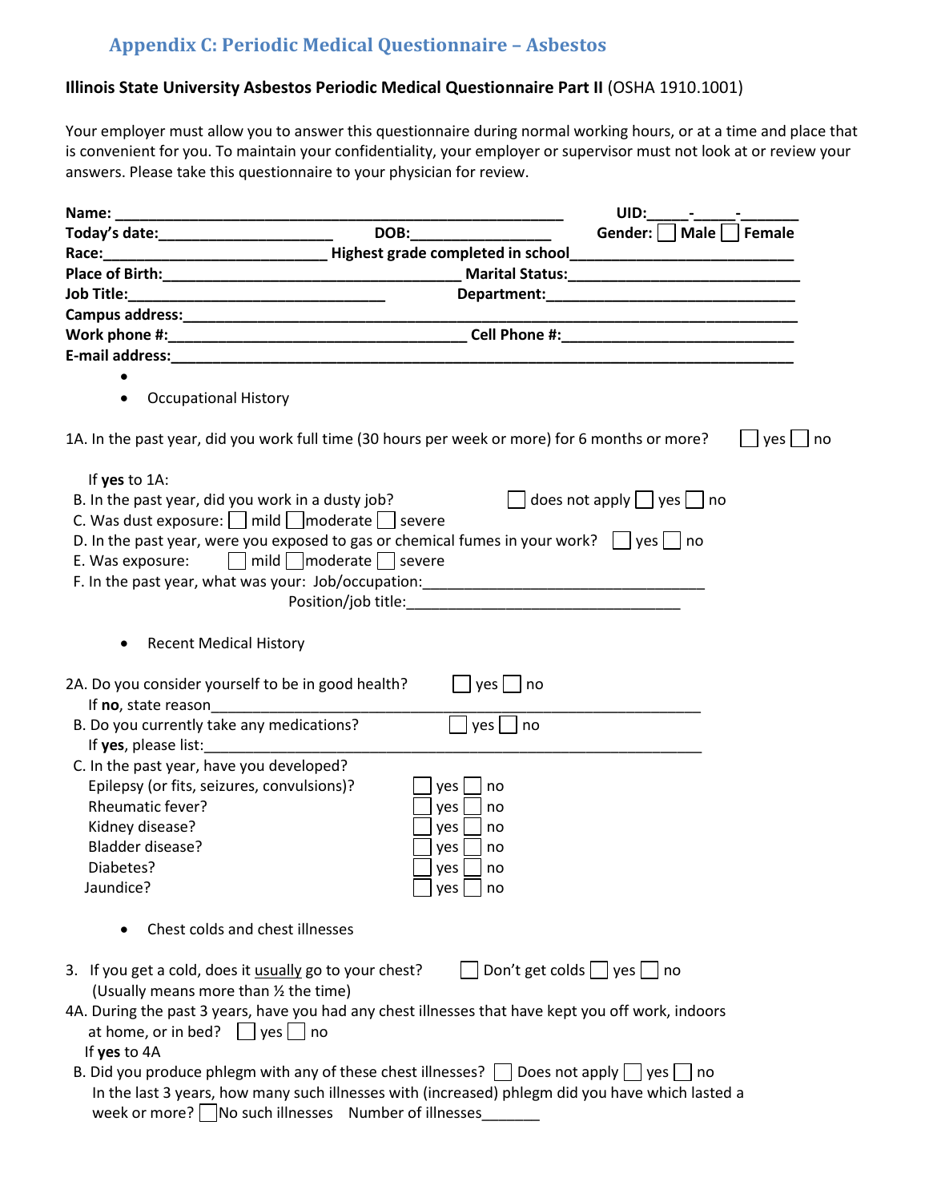## Appendix C: Periodic Medical Questionnaire – Asbestos

**Illinois State University Asbestos Periodic Medical Questionnaire Part II** (OSHA 1910.1001)

Your employer must allow you to answer this questionnaire during normal working hours, or at a time and place that is convenient for you. To maintain your confidentiality, your employer or supervisor must not look at or review your answers. Please take this questionnaire to your physician for review.

**Name:** ______________________________________________________ **UID:**_____-_____-_______
**Today's date:**____________________ **DOB:**________________ **Gender:** ☐ **Male** ☐ **Female**
**Race:**___________________________ **Highest grade completed in school**__________________________
**Place of Birth:**___________________________________ **Marital Status:**___________________________
**Job Title:**______________________________ **Department:**_____________________________
**Campus address:**______________________________________________________________________
**Work phone #:**___________________________________ **Cell Phone #:**___________________________
**E-mail address:**_______________________________________________________________________

- 
- Occupational History

1A. In the past year, did you work full time (30 hours per week or more) for 6 months or more? ☐ yes ☐ no

If **yes** to 1A:
B. In the past year, did you work in a dusty job? ☐ does not apply ☐ yes ☐ no
C. Was dust exposure: ☐ mild ☐ moderate ☐ severe
D. In the past year, were you exposed to gas or chemical fumes in your work? ☐ yes ☐ no
E. Was exposure: ☐ mild ☐ moderate ☐ severe
F. In the past year, what was your: Job/occupation:__________________________________
Position/job title:________________________________

- Recent Medical History

2A. Do you consider yourself to be in good health? ☐ yes ☐ no
If **no**, state reason_______________________________________________________________
B. Do you currently take any medications? ☐ yes ☐ no
If **yes**, please list:_______________________________________________________________
C. In the past year, have you developed?
Epilepsy (or fits, seizures, convulsions)? ☐ yes ☐ no
Rheumatic fever? ☐ yes ☐ no
Kidney disease? ☐ yes ☐ no
Bladder disease? ☐ yes ☐ no
Diabetes? ☐ yes ☐ no
Jaundice? ☐ yes ☐ no

- Chest colds and chest illnesses

3. If you get a cold, does it usually go to your chest? ☐ Don't get colds ☐ yes ☐ no
(Usually means more than ½ the time)

4A. During the past 3 years, have you had any chest illnesses that have kept you off work, indoors at home, or in bed? ☐ yes ☐ no
If **yes** to 4A
B. Did you produce phlegm with any of these chest illnesses? ☐ Does not apply ☐ yes ☐ no
In the last 3 years, how many such illnesses with (increased) phlegm did you have which lasted a week or more? ☐ No such illnesses Number of illnesses_______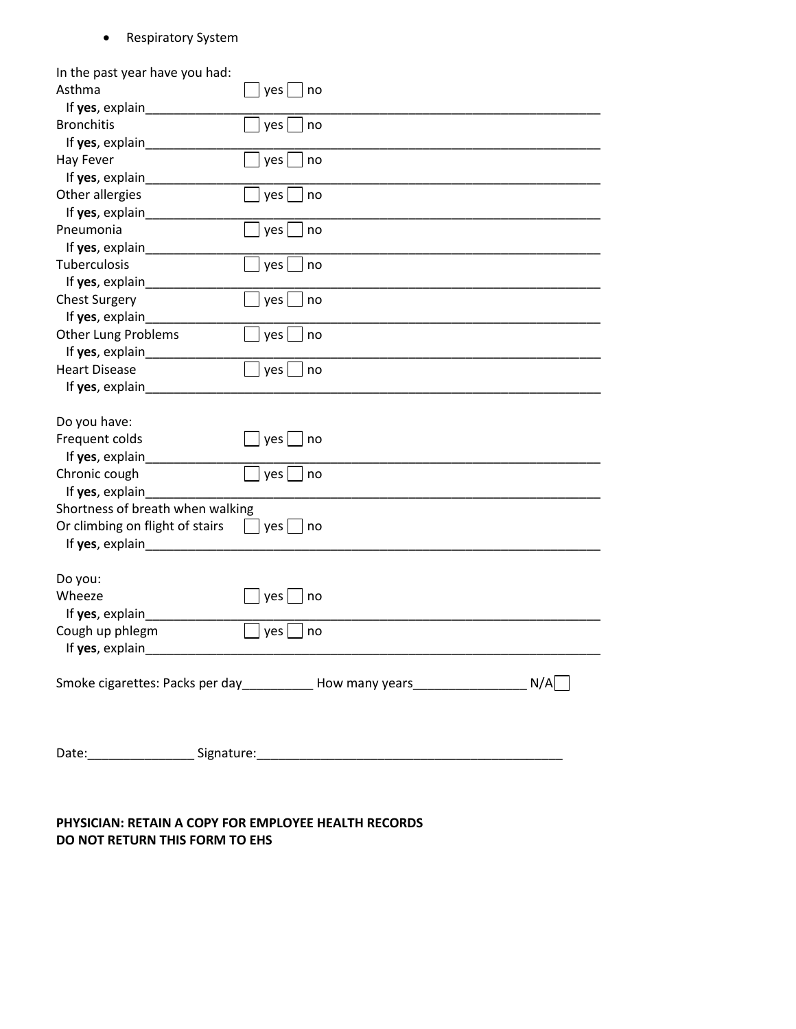- Respiratory System

In the past year have you had:

Asthma ☐ yes ☐ no
If **yes**, explain_______________________________________________________________

Bronchitis ☐ yes ☐ no
If **yes**, explain_______________________________________________________________

Hay Fever ☐ yes ☐ no
If **yes**, explain_______________________________________________________________

Other allergies ☐ yes ☐ no
If **yes**, explain_______________________________________________________________

Pneumonia ☐ yes ☐ no
If **yes**, explain_______________________________________________________________

Tuberculosis ☐ yes ☐ no
If **yes**, explain_______________________________________________________________

Chest Surgery ☐ yes ☐ no
If **yes**, explain_______________________________________________________________

Other Lung Problems ☐ yes ☐ no
If **yes**, explain_______________________________________________________________

Heart Disease ☐ yes ☐ no
If **yes**, explain_______________________________________________________________

Do you have:

Frequent colds ☐ yes ☐ no
If **yes**, explain_______________________________________________________________

Chronic cough ☐ yes ☐ no
If **yes**, explain_______________________________________________________________

Shortness of breath when walking
Or climbing on flight of stairs ☐ yes ☐ no
If **yes**, explain_______________________________________________________________

Do you:

Wheeze ☐ yes ☐ no
If **yes**, explain_______________________________________________________________

Cough up phlegm ☐ yes ☐ no
If **yes**, explain_______________________________________________________________

Smoke cigarettes: Packs per day__________ How many years________________ N/A☐

Date:_______________ Signature:____________________________________________

**PHYSICIAN: RETAIN A COPY FOR EMPLOYEE HEALTH RECORDS**
**DO NOT RETURN THIS FORM TO EHS**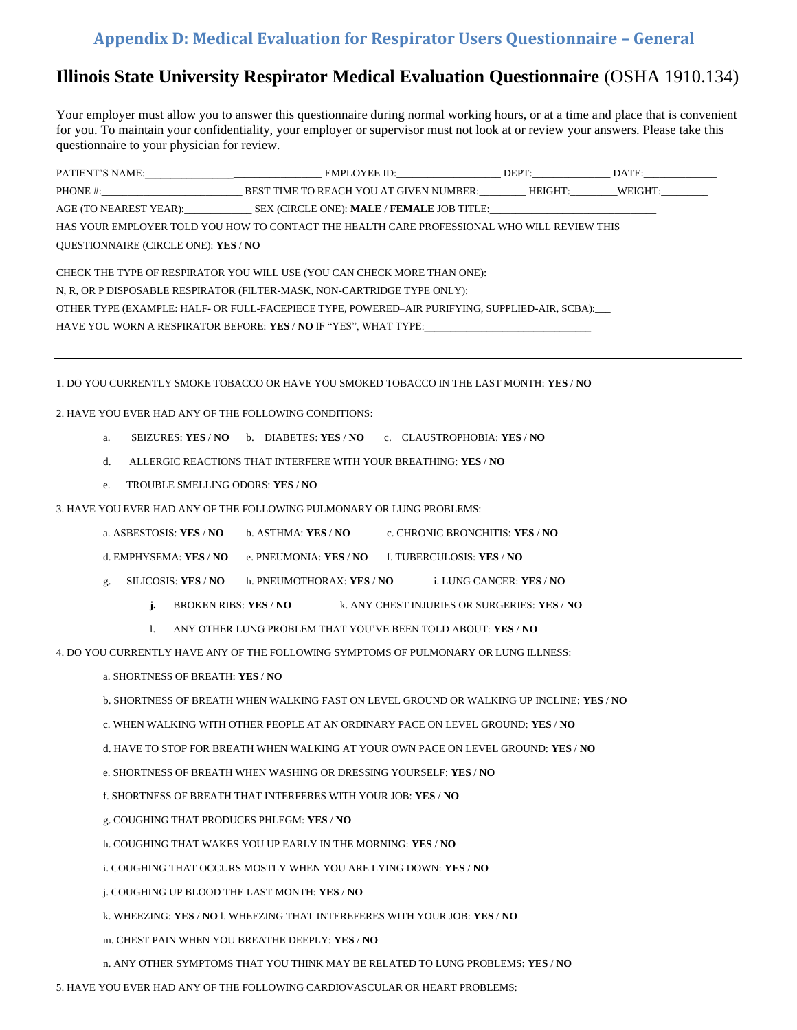## Appendix D: Medical Evaluation for Respirator Users Questionnaire – General

# **Illinois State University Respirator Medical Evaluation Questionnaire** (OSHA 1910.134)

Your employer must allow you to answer this questionnaire during normal working hours, or at a time and place that is convenient for you. To maintain your confidentiality, your employer or supervisor must not look at or review your answers. Please take this questionnaire to your physician for review.

PATIENT'S NAME:__________________________________ EMPLOYEE ID:___________________ DEPT:______________ DATE:______________

PHONE #:__________________________ BEST TIME TO REACH YOU AT GIVEN NUMBER:_________ HEIGHT:_________WEIGHT:_________

AGE (TO NEAREST YEAR):_____________ SEX (CIRCLE ONE): **MALE** / **FEMALE** JOB TITLE:________________________________

HAS YOUR EMPLOYER TOLD YOU HOW TO CONTACT THE HEALTH CARE PROFESSIONAL WHO WILL REVIEW THIS QUESTIONNAIRE (CIRCLE ONE): **YES** / **NO**

CHECK THE TYPE OF RESPIRATOR YOU WILL USE (YOU CAN CHECK MORE THAN ONE):

N, R, OR P DISPOSABLE RESPIRATOR (FILTER-MASK, NON-CARTRIDGE TYPE ONLY):___

OTHER TYPE (EXAMPLE: HALF- OR FULL-FACEPIECE TYPE, POWERED–AIR PURIFYING, SUPPLIED-AIR, SCBA):___

HAVE YOU WORN A RESPIRATOR BEFORE: **YES** / **NO** IF "YES", WHAT TYPE:_______________________________

---

1. DO YOU CURRENTLY SMOKE TOBACCO OR HAVE YOU SMOKED TOBACCO IN THE LAST MONTH: **YES** / **NO**

2. HAVE YOU EVER HAD ANY OF THE FOLLOWING CONDITIONS:

   a. SEIZURES: **YES** / **NO** b. DIABETES: **YES** / **NO** c. CLAUSTROPHOBIA: **YES** / **NO**

   d. ALLERGIC REACTIONS THAT INTERFERE WITH YOUR BREATHING: **YES** / **NO**

   e. TROUBLE SMELLING ODORS: **YES** / **NO**

3. HAVE YOU EVER HAD ANY OF THE FOLLOWING PULMONARY OR LUNG PROBLEMS:

   a. ASBESTOSIS: **YES** / **NO** b. ASTHMA: **YES** / **NO** c. CHRONIC BRONCHITIS: **YES** / **NO**

   d. EMPHYSEMA: **YES** / **NO** e. PNEUMONIA: **YES** / **NO** f. TUBERCULOSIS: **YES** / **NO**

   g. SILICOSIS: **YES** / **NO** h. PNEUMOTHORAX: **YES** / **NO** i. LUNG CANCER: **YES** / **NO**

   **j.** BROKEN RIBS: **YES** / **NO** k. ANY CHEST INJURIES OR SURGERIES: **YES** / **NO**

   l. ANY OTHER LUNG PROBLEM THAT YOU'VE BEEN TOLD ABOUT: **YES** / **NO**

4. DO YOU CURRENTLY HAVE ANY OF THE FOLLOWING SYMPTOMS OF PULMONARY OR LUNG ILLNESS:

   a. SHORTNESS OF BREATH: **YES** / **NO**

   b. SHORTNESS OF BREATH WHEN WALKING FAST ON LEVEL GROUND OR WALKING UP INCLINE: **YES** / **NO**

   c. WHEN WALKING WITH OTHER PEOPLE AT AN ORDINARY PACE ON LEVEL GROUND: **YES** / **NO**

   d. HAVE TO STOP FOR BREATH WHEN WALKING AT YOUR OWN PACE ON LEVEL GROUND: **YES** / **NO**

   e. SHORTNESS OF BREATH WHEN WASHING OR DRESSING YOURSELF: **YES** / **NO**

   f. SHORTNESS OF BREATH THAT INTERFERES WITH YOUR JOB: **YES** / **NO**

   g. COUGHING THAT PRODUCES PHLEGM: **YES** / **NO**

   h. COUGHING THAT WAKES YOU UP EARLY IN THE MORNING: **YES** / **NO**

   i. COUGHING THAT OCCURS MOSTLY WHEN YOU ARE LYING DOWN: **YES** / **NO**

   j. COUGHING UP BLOOD THE LAST MONTH: **YES** / **NO**

   k. WHEEZING: **YES** / **NO** l. WHEEZING THAT INTEREFERES WITH YOUR JOB: **YES** / **NO**

   m. CHEST PAIN WHEN YOU BREATHE DEEPLY: **YES** / **NO**

   n. ANY OTHER SYMPTOMS THAT YOU THINK MAY BE RELATED TO LUNG PROBLEMS: **YES** / **NO**

5. HAVE YOU EVER HAD ANY OF THE FOLLOWING CARDIOVASCULAR OR HEART PROBLEMS: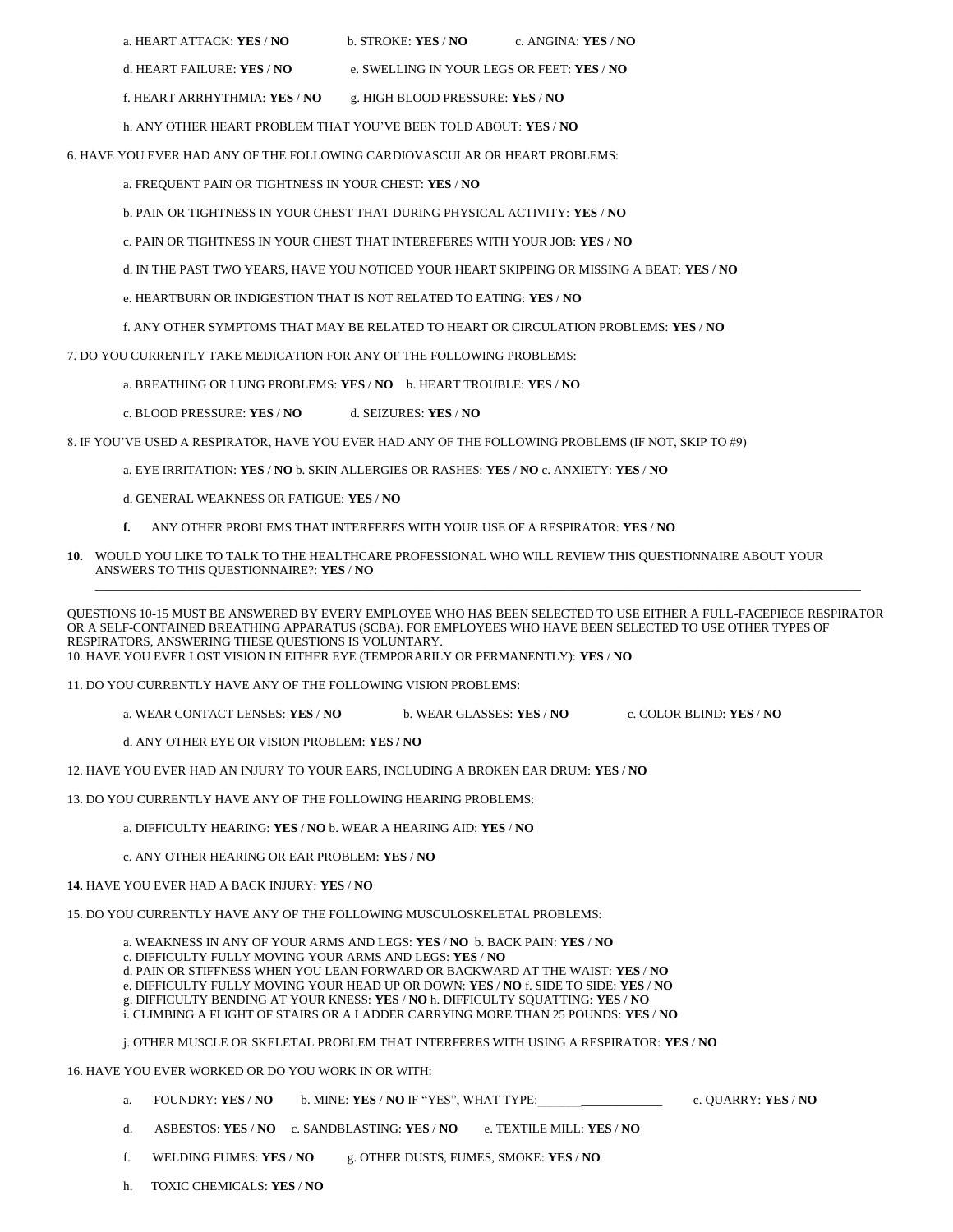a. HEART ATTACK: **YES** / **NO**     b. STROKE: **YES** / **NO**     c. ANGINA: **YES** / **NO**

d. HEART FAILURE: **YES** / **NO**     e. SWELLING IN YOUR LEGS OR FEET: **YES** / **NO**

f. HEART ARRHYTHMIA: **YES** / **NO**     g. HIGH BLOOD PRESSURE: **YES** / **NO**

h. ANY OTHER HEART PROBLEM THAT YOU'VE BEEN TOLD ABOUT: **YES** / **NO**

6. HAVE YOU EVER HAD ANY OF THE FOLLOWING CARDIOVASCULAR OR HEART PROBLEMS:

a. FREQUENT PAIN OR TIGHTNESS IN YOUR CHEST: **YES** / **NO**

b. PAIN OR TIGHTNESS IN YOUR CHEST THAT DURING PHYSICAL ACTIVITY: **YES** / **NO**

c. PAIN OR TIGHTNESS IN YOUR CHEST THAT INTEREFERES WITH YOUR JOB: **YES** / **NO**

d. IN THE PAST TWO YEARS, HAVE YOU NOTICED YOUR HEART SKIPPING OR MISSING A BEAT: **YES** / **NO**

e. HEARTBURN OR INDIGESTION THAT IS NOT RELATED TO EATING: **YES** / **NO**

f. ANY OTHER SYMPTOMS THAT MAY BE RELATED TO HEART OR CIRCULATION PROBLEMS: **YES** / **NO**

7. DO YOU CURRENTLY TAKE MEDICATION FOR ANY OF THE FOLLOWING PROBLEMS:

a. BREATHING OR LUNG PROBLEMS: **YES** / **NO**     b. HEART TROUBLE: **YES** / **NO**

c. BLOOD PRESSURE: **YES** / **NO**     d. SEIZURES: **YES** / **NO**

8. IF YOU'VE USED A RESPIRATOR, HAVE YOU EVER HAD ANY OF THE FOLLOWING PROBLEMS (IF NOT, SKIP TO #9)

a. EYE IRRITATION: **YES** / **NO** b. SKIN ALLERGIES OR RASHES: **YES** / **NO** c. ANXIETY: **YES** / **NO**

d. GENERAL WEAKNESS OR FATIGUE: **YES** / **NO**

**f.** ANY OTHER PROBLEMS THAT INTERFERES WITH YOUR USE OF A RESPIRATOR: **YES** / **NO**

**10.** WOULD YOU LIKE TO TALK TO THE HEALTHCARE PROFESSIONAL WHO WILL REVIEW THIS QUESTIONNAIRE ABOUT YOUR ANSWERS TO THIS QUESTIONNAIRE?: **YES** / **NO**

---

QUESTIONS 10-15 MUST BE ANSWERED BY EVERY EMPLOYEE WHO HAS BEEN SELECTED TO USE EITHER A FULL-FACEPIECE RESPIRATOR OR A SELF-CONTAINED BREATHING APPARATUS (SCBA). FOR EMPLOYEES WHO HAVE BEEN SELECTED TO USE OTHER TYPES OF RESPIRATORS, ANSWERING THESE QUESTIONS IS VOLUNTARY.

10. HAVE YOU EVER LOST VISION IN EITHER EYE (TEMPORARILY OR PERMANENTLY): **YES** / **NO**

11. DO YOU CURRENTLY HAVE ANY OF THE FOLLOWING VISION PROBLEMS:

a. WEAR CONTACT LENSES: **YES** / **NO**     b. WEAR GLASSES: **YES** / **NO**     c. COLOR BLIND: **YES** / **NO**

d. ANY OTHER EYE OR VISION PROBLEM: **YES / NO**

12. HAVE YOU EVER HAD AN INJURY TO YOUR EARS, INCLUDING A BROKEN EAR DRUM: **YES** / **NO**

13. DO YOU CURRENTLY HAVE ANY OF THE FOLLOWING HEARING PROBLEMS:

a. DIFFICULTY HEARING: **YES** / **NO** b. WEAR A HEARING AID: **YES** / **NO**

c. ANY OTHER HEARING OR EAR PROBLEM: **YES** / **NO**

**14.** HAVE YOU EVER HAD A BACK INJURY: **YES** / **NO**

15. DO YOU CURRENTLY HAVE ANY OF THE FOLLOWING MUSCULOSKELETAL PROBLEMS:

a. WEAKNESS IN ANY OF YOUR ARMS AND LEGS: **YES** / **NO** b. BACK PAIN: **YES** / **NO**
c. DIFFICULTY FULLY MOVING YOUR ARMS AND LEGS: **YES** / **NO**
d. PAIN OR STIFFNESS WHEN YOU LEAN FORWARD OR BACKWARD AT THE WAIST: **YES** / **NO**
e. DIFFICULTY FULLY MOVING YOUR HEAD UP OR DOWN: **YES** / **NO** f. SIDE TO SIDE: **YES** / **NO**
g. DIFFICULTY BENDING AT YOUR KNESS: **YES** / **NO** h. DIFFICULTY SQUATTING: **YES** / **NO**
i. CLIMBING A FLIGHT OF STAIRS OR A LADDER CARRYING MORE THAN 25 POUNDS: **YES** / **NO**

j. OTHER MUSCLE OR SKELETAL PROBLEM THAT INTERFERES WITH USING A RESPIRATOR: **YES** / **NO**

16. HAVE YOU EVER WORKED OR DO YOU WORK IN OR WITH:

a. FOUNDRY: **YES** / **NO**     b. MINE: **YES** / **NO** IF "YES", WHAT TYPE:____________________     c. QUARRY: **YES** / **NO**

d. ASBESTOS: **YES** / **NO**     c. SANDBLASTING: **YES** / **NO**     e. TEXTILE MILL: **YES** / **NO**

f. WELDING FUMES: **YES** / **NO**     g. OTHER DUSTS, FUMES, SMOKE: **YES** / **NO**

h. TOXIC CHEMICALS: **YES** / **NO**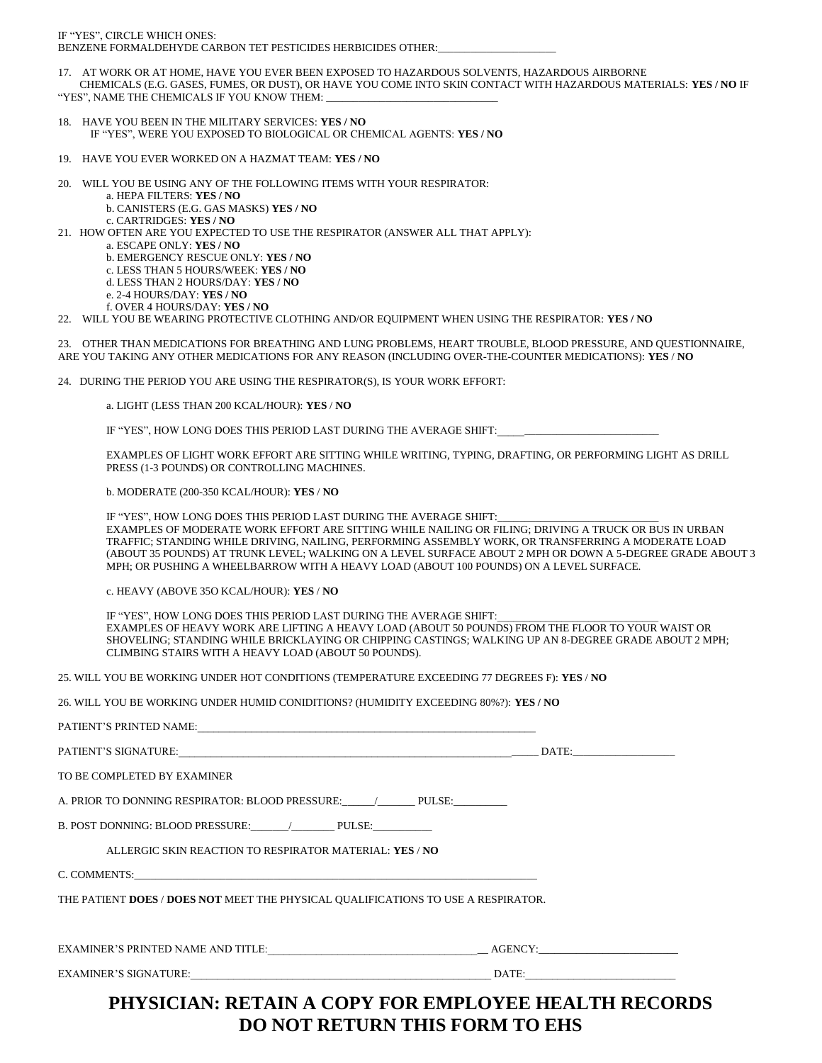IF "YES", CIRCLE WHICH ONES:
BENZENE FORMALDEHYDE CARBON TET PESTICIDES HERBICIDES OTHER:______________________

17. AT WORK OR AT HOME, HAVE YOU EVER BEEN EXPOSED TO HAZARDOUS SOLVENTS, HAZARDOUS AIRBORNE CHEMICALS (E.G. GASES, FUMES, OR DUST), OR HAVE YOU COME INTO SKIN CONTACT WITH HAZARDOUS MATERIALS: **YES / NO** IF "YES", NAME THE CHEMICALS IF YOU KNOW THEM: ________________________________

18. HAVE YOU BEEN IN THE MILITARY SERVICES: **YES / NO**
    IF "YES", WERE YOU EXPOSED TO BIOLOGICAL OR CHEMICAL AGENTS: **YES / NO**

19. HAVE YOU EVER WORKED ON A HAZMAT TEAM: **YES / NO**

20. WILL YOU BE USING ANY OF THE FOLLOWING ITEMS WITH YOUR RESPIRATOR:
    a. HEPA FILTERS: **YES / NO**
    b. CANISTERS (E.G. GAS MASKS) **YES / NO**
    c. CARTRIDGES: **YES / NO**

21. HOW OFTEN ARE YOU EXPECTED TO USE THE RESPIRATOR (ANSWER ALL THAT APPLY):
    a. ESCAPE ONLY: **YES / NO**
    b. EMERGENCY RESCUE ONLY: **YES / NO**
    c. LESS THAN 5 HOURS/WEEK: **YES / NO**
    d. LESS THAN 2 HOURS/DAY: **YES / NO**
    e. 2-4 HOURS/DAY: **YES / NO**
    f. OVER 4 HOURS/DAY: **YES / NO**

22. WILL YOU BE WEARING PROTECTIVE CLOTHING AND/OR EQUIPMENT WHEN USING THE RESPIRATOR: **YES / NO**

23. OTHER THAN MEDICATIONS FOR BREATHING AND LUNG PROBLEMS, HEART TROUBLE, BLOOD PRESSURE, AND QUESTIONNAIRE, ARE YOU TAKING ANY OTHER MEDICATIONS FOR ANY REASON (INCLUDING OVER-THE-COUNTER MEDICATIONS): **YES** / **NO**

24. DURING THE PERIOD YOU ARE USING THE RESPIRATOR(S), IS YOUR WORK EFFORT:

    a. LIGHT (LESS THAN 200 KCAL/HOUR): **YES** / **NO**

    IF "YES", HOW LONG DOES THIS PERIOD LAST DURING THE AVERAGE SHIFT:______________________________

    EXAMPLES OF LIGHT WORK EFFORT ARE SITTING WHILE WRITING, TYPING, DRAFTING, OR PERFORMING LIGHT AS DRILL PRESS (1-3 POUNDS) OR CONTROLLING MACHINES.

    b. MODERATE (200-350 KCAL/HOUR): **YES** / **NO**

    IF "YES", HOW LONG DOES THIS PERIOD LAST DURING THE AVERAGE SHIFT:_____________________________
    EXAMPLES OF MODERATE WORK EFFORT ARE SITTING WHILE NAILING OR FILING; DRIVING A TRUCK OR BUS IN URBAN TRAFFIC; STANDING WHILE DRIVING, NAILING, PERFORMING ASSEMBLY WORK, OR TRANSFERRING A MODERATE LOAD (ABOUT 35 POUNDS) AT TRUNK LEVEL; WALKING ON A LEVEL SURFACE ABOUT 2 MPH OR DOWN A 5-DEGREE GRADE ABOUT 3 MPH; OR PUSHING A WHEELBARROW WITH A HEAVY LOAD (ABOUT 100 POUNDS) ON A LEVEL SURFACE.

    c. HEAVY (ABOVE 35O KCAL/HOUR): **YES** / **NO**

    IF "YES", HOW LONG DOES THIS PERIOD LAST DURING THE AVERAGE SHIFT:_____________________________
    EXAMPLES OF HEAVY WORK ARE LIFTING A HEAVY LOAD (ABOUT 50 POUNDS) FROM THE FLOOR TO YOUR WAIST OR SHOVELING; STANDING WHILE BRICKLAYING OR CHIPPING CASTINGS; WALKING UP AN 8-DEGREE GRADE ABOUT 2 MPH; CLIMBING STAIRS WITH A HEAVY LOAD (ABOUT 50 POUNDS).

25. WILL YOU BE WORKING UNDER HOT CONDITIONS (TEMPERATURE EXCEEDING 77 DEGREES F): **YES** / **NO**

26. WILL YOU BE WORKING UNDER HUMID CONIDITIONS? (HUMIDITY EXCEEDING 80%?): **YES / NO**

PATIENT'S PRINTED NAME:_________________________________________________________________

PATIENT'S SIGNATURE:______________________________________________________________________ DATE:___________________

TO BE COMPLETED BY EXAMINER

A. PRIOR TO DONNING RESPIRATOR: BLOOD PRESSURE:_____/_______ PULSE:__________

B. POST DONNING: BLOOD PRESSURE:_______/________ PULSE:___________

    ALLERGIC SKIN REACTION TO RESPIRATOR MATERIAL: **YES** / **NO**

C. COMMENTS:_____________________________________________________________________________

THE PATIENT **DOES** / **DOES NOT** MEET THE PHYSICAL QUALIFICATIONS TO USE A RESPIRATOR.

EXAMINER'S PRINTED NAME AND TITLE:__________________________________________ AGENCY:__________________________

EXAMINER'S SIGNATURE:___________________________________________________________ DATE:___________________________

# PHYSICIAN: RETAIN A COPY FOR EMPLOYEE HEALTH RECORDS
# DO NOT RETURN THIS FORM TO EHS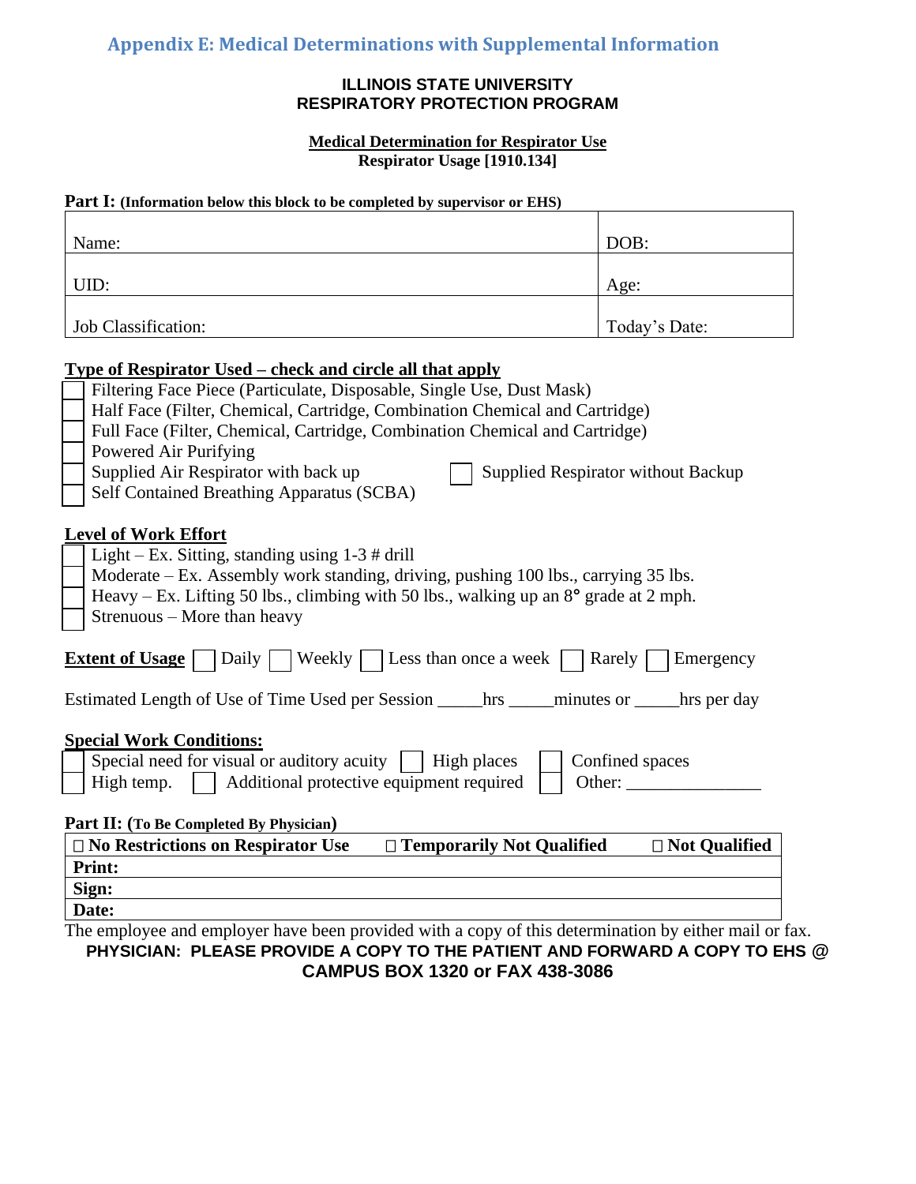## Appendix E: Medical Determinations with Supplemental Information

**ILLINOIS STATE UNIVERSITY**
**RESPIRATORY PROTECTION PROGRAM**

**Medical Determination for Respirator Use**
**Respirator Usage [1910.134]**

**Part I:** **(Information below this block to be completed by supervisor or EHS)**

| Name: | DOB: |
|---|---|
| UID: | Age: |
| Job Classification: | Today's Date: |

**Type of Respirator Used – check and circle all that apply**

- ☐ Filtering Face Piece (Particulate, Disposable, Single Use, Dust Mask)
- ☐ Half Face (Filter, Chemical, Cartridge, Combination Chemical and Cartridge)
- ☐ Full Face (Filter, Chemical, Cartridge, Combination Chemical and Cartridge)
- ☐ Powered Air Purifying
- ☐ Supplied Air Respirator with back up ☐ Supplied Respirator without Backup
- ☐ Self Contained Breathing Apparatus (SCBA)

**Level of Work Effort**

- ☐ Light – Ex. Sitting, standing using 1-3 # drill
- ☐ Moderate – Ex. Assembly work standing, driving, pushing 100 lbs., carrying 35 lbs.
- ☐ Heavy – Ex. Lifting 50 lbs., climbing with 50 lbs., walking up an 8° grade at 2 mph.
- ☐ Strenuous – More than heavy

**Extent of Usage** ☐ Daily ☐ Weekly ☐ Less than once a week ☐ Rarely ☐ Emergency

Estimated Length of Use of Time Used per Session _____hrs _____minutes or _____hrs per day

**Special Work Conditions:**

- ☐ Special need for visual or auditory acuity ☐ High places ☐ Confined spaces
- ☐ High temp. ☐ Additional protective equipment required ☐ Other: _______________

**Part II:** **(To Be Completed By Physician)**

| ☐ No Restrictions on Respirator Use | ☐ Temporarily Not Qualified | ☐ Not Qualified |
|---|---|---|
| **Print:** | | |
| **Sign:** | | |
| **Date:** | | |

The employee and employer have been provided with a copy of this determination by either mail or fax.

**PHYSICIAN: PLEASE PROVIDE A COPY TO THE PATIENT AND FORWARD A COPY TO EHS @ CAMPUS BOX 1320 or FAX 438-3086**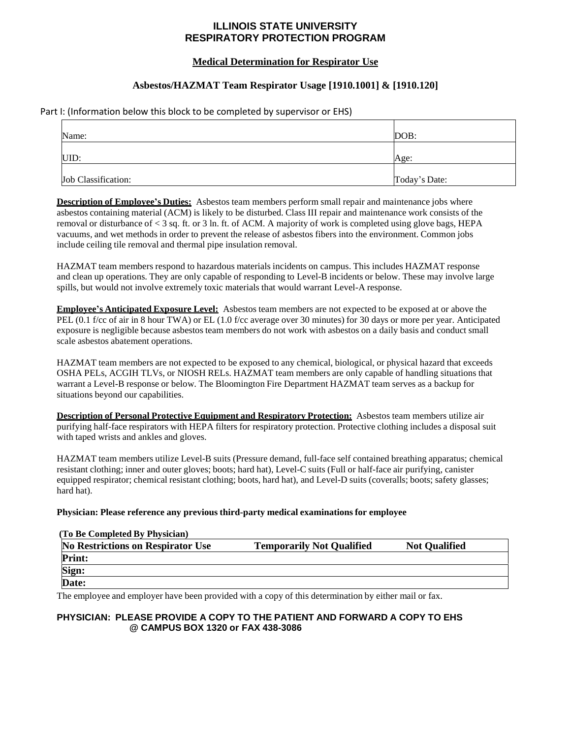# ILLINOIS STATE UNIVERSITY
# RESPIRATORY PROTECTION PROGRAM

## Medical Determination for Respirator Use

### Asbestos/HAZMAT Team Respirator Usage [1910.1001] & [1910.120]

Part I: (Information below this block to be completed by supervisor or EHS)

| | |
|---|---|
| Name: | DOB: |
| UID: | Age: |
| Job Classification: | Today's Date: |

**Description of Employee's Duties:** Asbestos team members perform small repair and maintenance jobs where asbestos containing material (ACM) is likely to be disturbed. Class III repair and maintenance work consists of the removal or disturbance of < 3 sq. ft. or 3 ln. ft. of ACM. A majority of work is completed using glove bags, HEPA vacuums, and wet methods in order to prevent the release of asbestos fibers into the environment. Common jobs include ceiling tile removal and thermal pipe insulation removal.

HAZMAT team members respond to hazardous materials incidents on campus. This includes HAZMAT response and clean up operations. They are only capable of responding to Level-B incidents or below. These may involve large spills, but would not involve extremely toxic materials that would warrant Level-A response.

**Employee's Anticipated Exposure Level:** Asbestos team members are not expected to be exposed at or above the PEL (0.1 f/cc of air in 8 hour TWA) or EL (1.0 f/cc average over 30 minutes) for 30 days or more per year. Anticipated exposure is negligible because asbestos team members do not work with asbestos on a daily basis and conduct small scale asbestos abatement operations.

HAZMAT team members are not expected to be exposed to any chemical, biological, or physical hazard that exceeds OSHA PELs, ACGIH TLVs, or NIOSH RELs. HAZMAT team members are only capable of handling situations that warrant a Level-B response or below. The Bloomington Fire Department HAZMAT team serves as a backup for situations beyond our capabilities.

**Description of Personal Protective Equipment and Respiratory Protection:** Asbestos team members utilize air purifying half-face respirators with HEPA filters for respiratory protection. Protective clothing includes a disposal suit with taped wrists and ankles and gloves.

HAZMAT team members utilize Level-B suits (Pressure demand, full-face self contained breathing apparatus; chemical resistant clothing; inner and outer gloves; boots; hard hat), Level-C suits (Full or half-face air purifying, canister equipped respirator; chemical resistant clothing; boots, hard hat), and Level-D suits (coveralls; boots; safety glasses; hard hat).

**Physician: Please reference any previous third-party medical examinations for employee**

**(To Be Completed By Physician)**

| **No Restrictions on Respirator Use** | **Temporarily Not Qualified** | **Not Qualified** |
|---|---|---|
| **Print:** | | |
| **Sign:** | | |
| **Date:** | | |

The employee and employer have been provided with a copy of this determination by either mail or fax.

**PHYSICIAN: PLEASE PROVIDE A COPY TO THE PATIENT AND FORWARD A COPY TO EHS @ CAMPUS BOX 1320 or FAX 438-3086**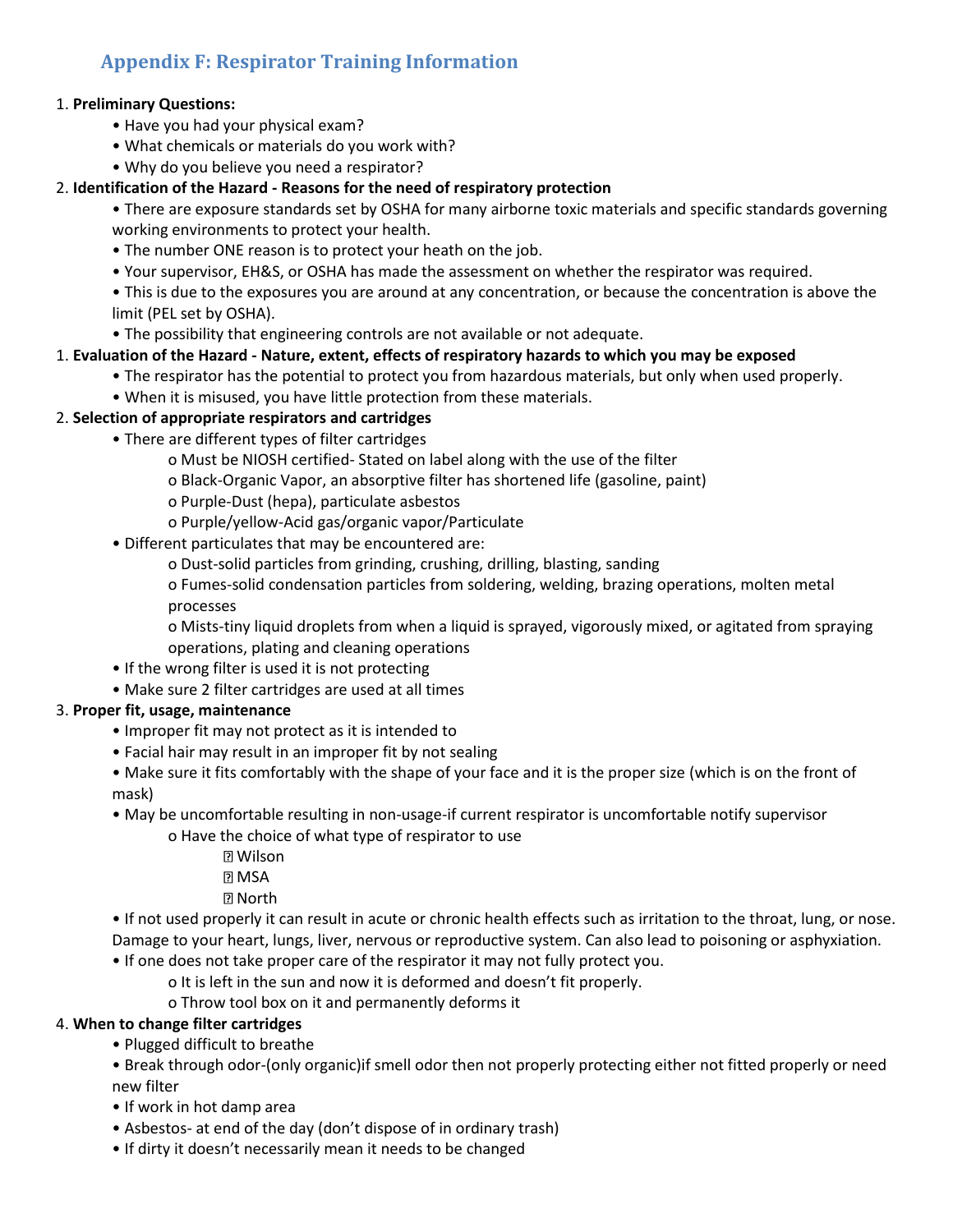## Appendix F: Respirator Training Information

1. **Preliminary Questions:**
    - Have you had your physical exam?
    - What chemicals or materials do you work with?
    - Why do you believe you need a respirator?
2. **Identification of the Hazard - Reasons for the need of respiratory protection**
    - There are exposure standards set by OSHA for many airborne toxic materials and specific standards governing working environments to protect your health.
    - The number ONE reason is to protect your heath on the job.
    - Your supervisor, EH&S, or OSHA has made the assessment on whether the respirator was required.
    - This is due to the exposures you are around at any concentration, or because the concentration is above the limit (PEL set by OSHA).
    - The possibility that engineering controls are not available or not adequate.
1. **Evaluation of the Hazard - Nature, extent, effects of respiratory hazards to which you may be exposed**
    - The respirator has the potential to protect you from hazardous materials, but only when used properly.
    - When it is misused, you have little protection from these materials.
2. **Selection of appropriate respirators and cartridges**
    - There are different types of filter cartridges
        - Must be NIOSH certified- Stated on label along with the use of the filter
        - Black-Organic Vapor, an absorptive filter has shortened life (gasoline, paint)
        - Purple-Dust (hepa), particulate asbestos
        - Purple/yellow-Acid gas/organic vapor/Particulate
    - Different particulates that may be encountered are:
        - Dust-solid particles from grinding, crushing, drilling, blasting, sanding
        - Fumes-solid condensation particles from soldering, welding, brazing operations, molten metal processes
        - Mists-tiny liquid droplets from when a liquid is sprayed, vigorously mixed, or agitated from spraying operations, plating and cleaning operations
    - If the wrong filter is used it is not protecting
    - Make sure 2 filter cartridges are used at all times
3. **Proper fit, usage, maintenance**
    - Improper fit may not protect as it is intended to
    - Facial hair may result in an improper fit by not sealing
    - Make sure it fits comfortably with the shape of your face and it is the proper size (which is on the front of mask)
    - May be uncomfortable resulting in non-usage-if current respirator is uncomfortable notify supervisor
        - Have the choice of what type of respirator to use
            - Wilson
            - MSA
            - North
    - If not used properly it can result in acute or chronic health effects such as irritation to the throat, lung, or nose. Damage to your heart, lungs, liver, nervous or reproductive system. Can also lead to poisoning or asphyxiation.
    - If one does not take proper care of the respirator it may not fully protect you.
        - It is left in the sun and now it is deformed and doesn't fit properly.
        - Throw tool box on it and permanently deforms it
4. **When to change filter cartridges**
    - Plugged difficult to breathe
    - Break through odor-(only organic)if smell odor then not properly protecting either not fitted properly or need new filter
    - If work in hot damp area
    - Asbestos- at end of the day (don't dispose of in ordinary trash)
    - If dirty it doesn't necessarily mean it needs to be changed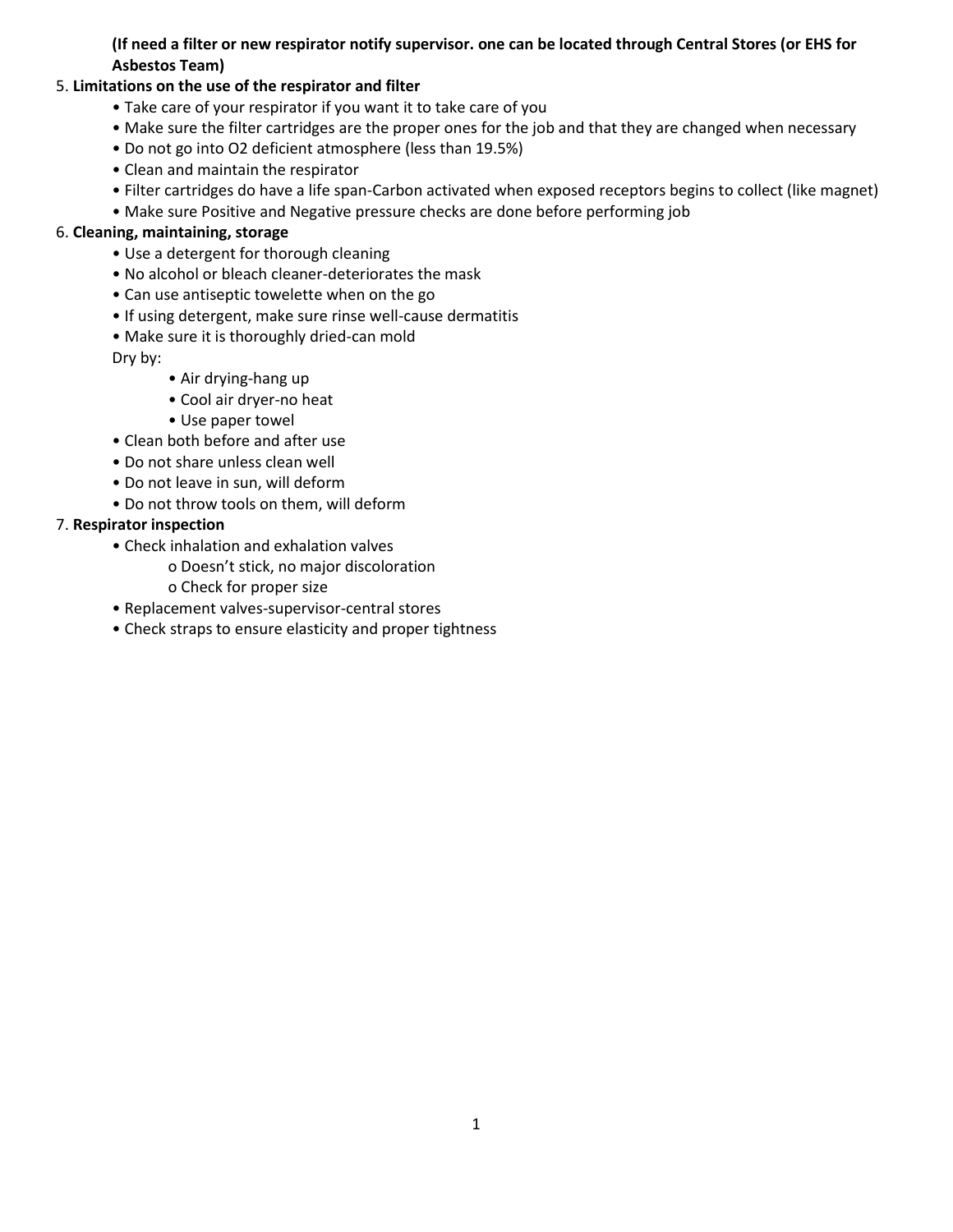**(If need a filter or new respirator notify supervisor. one can be located through Central Stores (or EHS for Asbestos Team)**

5. **Limitations on the use of the respirator and filter**
    - Take care of your respirator if you want it to take care of you
    - Make sure the filter cartridges are the proper ones for the job and that they are changed when necessary
    - Do not go into $O_2$ deficient atmosphere (less than 19.5%)
    - Clean and maintain the respirator
    - Filter cartridges do have a life span-Carbon activated when exposed receptors begins to collect (like magnet)
    - Make sure Positive and Negative pressure checks are done before performing job
6. **Cleaning, maintaining, storage**
    - Use a detergent for thorough cleaning
    - No alcohol or bleach cleaner-deteriorates the mask
    - Can use antiseptic towelette when on the go
    - If using detergent, make sure rinse well-cause dermatitis
    - Make sure it is thoroughly dried-can mold

    Dry by:
        - Air drying-hang up
        - Cool air dryer-no heat
        - Use paper towel
    - Clean both before and after use
    - Do not share unless clean well
    - Do not leave in sun, will deform
    - Do not throw tools on them, will deform
7. **Respirator inspection**
    - Check inhalation and exhalation valves
        - Doesn't stick, no major discoloration
        - Check for proper size
    - Replacement valves-supervisor-central stores
    - Check straps to ensure elasticity and proper tightness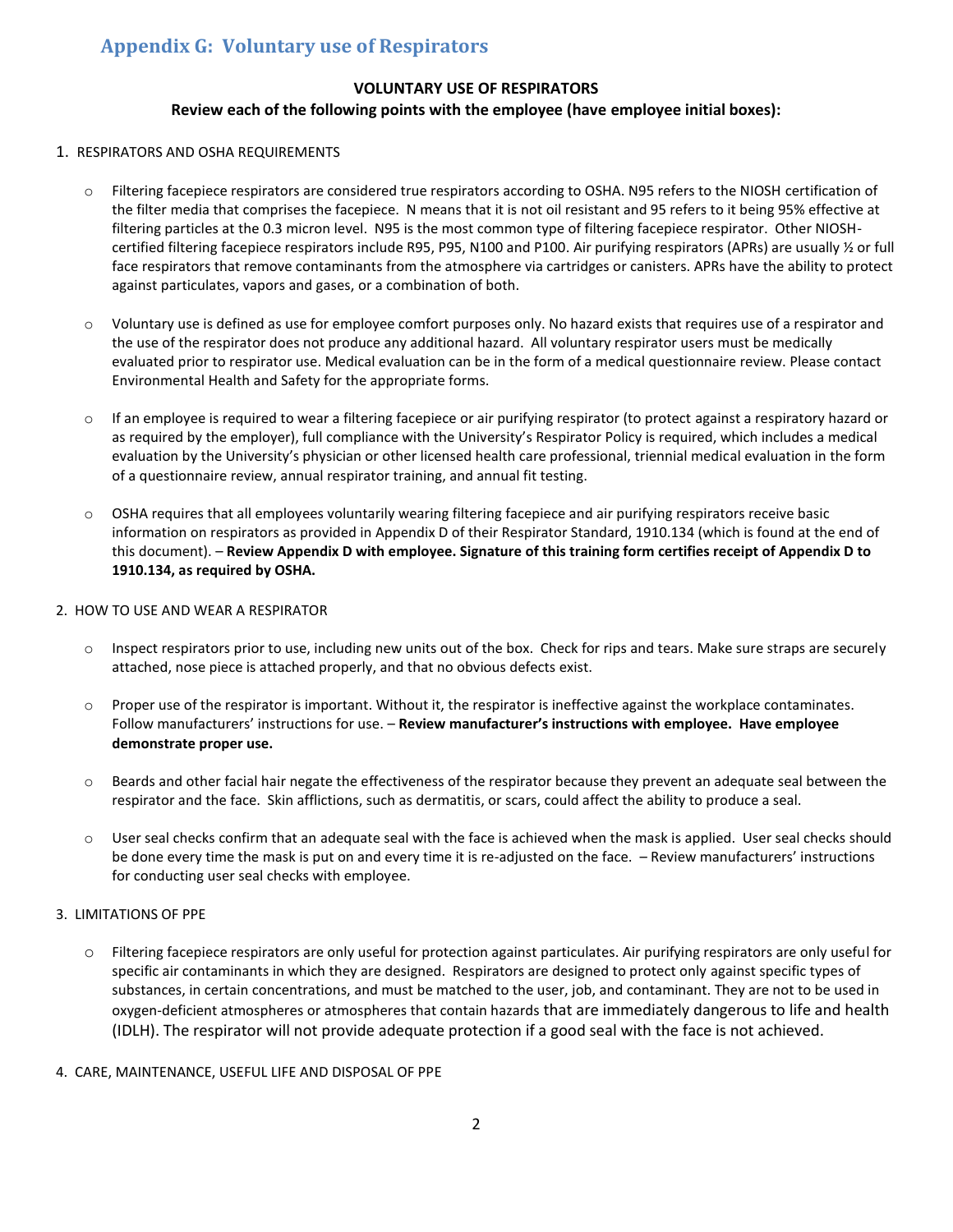## Appendix G: Voluntary use of Respirators

**VOLUNTARY USE OF RESPIRATORS**

**Review each of the following points with the employee (have employee initial boxes):**

1. RESPIRATORS AND OSHA REQUIREMENTS

   - Filtering facepiece respirators are considered true respirators according to OSHA. N95 refers to the NIOSH certification of the filter media that comprises the facepiece. N means that it is not oil resistant and 95 refers to it being 95% effective at filtering particles at the 0.3 micron level. N95 is the most common type of filtering facepiece respirator. Other NIOSH-certified filtering facepiece respirators include R95, P95, N100 and P100. Air purifying respirators (APRs) are usually ½ or full face respirators that remove contaminants from the atmosphere via cartridges or canisters. APRs have the ability to protect against particulates, vapors and gases, or a combination of both.

   - Voluntary use is defined as use for employee comfort purposes only. No hazard exists that requires use of a respirator and the use of the respirator does not produce any additional hazard. All voluntary respirator users must be medically evaluated prior to respirator use. Medical evaluation can be in the form of a medical questionnaire review. Please contact Environmental Health and Safety for the appropriate forms.

   - If an employee is required to wear a filtering facepiece or air purifying respirator (to protect against a respiratory hazard or as required by the employer), full compliance with the University's Respirator Policy is required, which includes a medical evaluation by the University's physician or other licensed health care professional, triennial medical evaluation in the form of a questionnaire review, annual respirator training, and annual fit testing.

   - OSHA requires that all employees voluntarily wearing filtering facepiece and air purifying respirators receive basic information on respirators as provided in Appendix D of their Respirator Standard, 1910.134 (which is found at the end of this document). – **Review Appendix D with employee. Signature of this training form certifies receipt of Appendix D to 1910.134, as required by OSHA.**

2. HOW TO USE AND WEAR A RESPIRATOR

   - Inspect respirators prior to use, including new units out of the box. Check for rips and tears. Make sure straps are securely attached, nose piece is attached properly, and that no obvious defects exist.

   - Proper use of the respirator is important. Without it, the respirator is ineffective against the workplace contaminates. Follow manufacturers' instructions for use. – **Review manufacturer's instructions with employee. Have employee demonstrate proper use.**

   - Beards and other facial hair negate the effectiveness of the respirator because they prevent an adequate seal between the respirator and the face. Skin afflictions, such as dermatitis, or scars, could affect the ability to produce a seal.

   - User seal checks confirm that an adequate seal with the face is achieved when the mask is applied. User seal checks should be done every time the mask is put on and every time it is re-adjusted on the face. – Review manufacturers' instructions for conducting user seal checks with employee.

3. LIMITATIONS OF PPE

   - Filtering facepiece respirators are only useful for protection against particulates. Air purifying respirators are only useful for specific air contaminants in which they are designed. Respirators are designed to protect only against specific types of substances, in certain concentrations, and must be matched to the user, job, and contaminant. They are not to be used in oxygen-deficient atmospheres or atmospheres that contain hazards that are immediately dangerous to life and health (IDLH). The respirator will not provide adequate protection if a good seal with the face is not achieved.

4. CARE, MAINTENANCE, USEFUL LIFE AND DISPOSAL OF PPE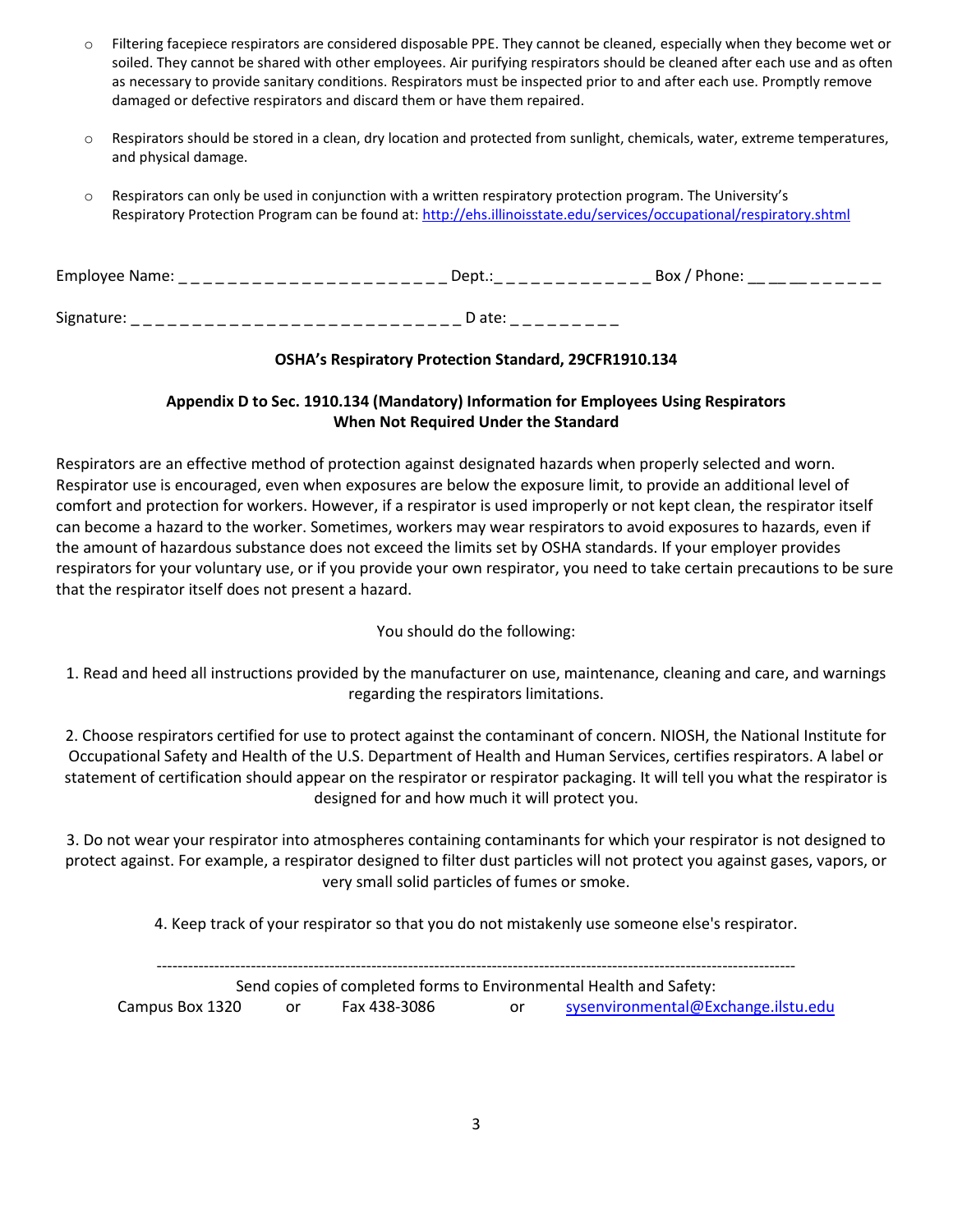- Filtering facepiece respirators are considered disposable PPE. They cannot be cleaned, especially when they become wet or soiled. They cannot be shared with other employees. Air purifying respirators should be cleaned after each use and as often as necessary to provide sanitary conditions. Respirators must be inspected prior to and after each use. Promptly remove damaged or defective respirators and discard them or have them repaired.

- Respirators should be stored in a clean, dry location and protected from sunlight, chemicals, water, extreme temperatures, and physical damage.

- Respirators can only be used in conjunction with a written respiratory protection program. The University's Respiratory Protection Program can be found at: [http://ehs.illinoisstate.edu/services/occupational/respiratory.shtml](http://ehs.illinoisstate.edu/services/occupational/respiratory.shtml)

Employee Name: _ _ _ _ _ _ _ _ _ _ _ _ _ _ _ _ _ _ _ _ _ _ Dept.:_ _ _ _ _ _ _ _ _ _ _ _ _ Box / Phone: _ _ _ _ _ _ _ _ _ _

Signature: _ _ _ _ _ _ _ _ _ _ _ _ _ _ _ _ _ _ _ _ _ _ _ _ _ _ _ _ D ate: _ _ _ _ _ _ _ _ _

**OSHA's Respiratory Protection Standard, 29CFR1910.134**

**Appendix D to Sec. 1910.134 (Mandatory) Information for Employees Using Respirators When Not Required Under the Standard**

Respirators are an effective method of protection against designated hazards when properly selected and worn. Respirator use is encouraged, even when exposures are below the exposure limit, to provide an additional level of comfort and protection for workers. However, if a respirator is used improperly or not kept clean, the respirator itself can become a hazard to the worker. Sometimes, workers may wear respirators to avoid exposures to hazards, even if the amount of hazardous substance does not exceed the limits set by OSHA standards. If your employer provides respirators for your voluntary use, or if you provide your own respirator, you need to take certain precautions to be sure that the respirator itself does not present a hazard.

You should do the following:

1. Read and heed all instructions provided by the manufacturer on use, maintenance, cleaning and care, and warnings regarding the respirators limitations.

2. Choose respirators certified for use to protect against the contaminant of concern. NIOSH, the National Institute for Occupational Safety and Health of the U.S. Department of Health and Human Services, certifies respirators. A label or statement of certification should appear on the respirator or respirator packaging. It will tell you what the respirator is designed for and how much it will protect you.

3. Do not wear your respirator into atmospheres containing contaminants for which your respirator is not designed to protect against. For example, a respirator designed to filter dust particles will not protect you against gases, vapors, or very small solid particles of fumes or smoke.

4. Keep track of your respirator so that you do not mistakenly use someone else's respirator.

---

Send copies of completed forms to Environmental Health and Safety:

Campus Box 1320 or Fax 438-3086 or [sysenvironmental@Exchange.ilstu.edu](mailto:sysenvironmental@Exchange.ilstu.edu)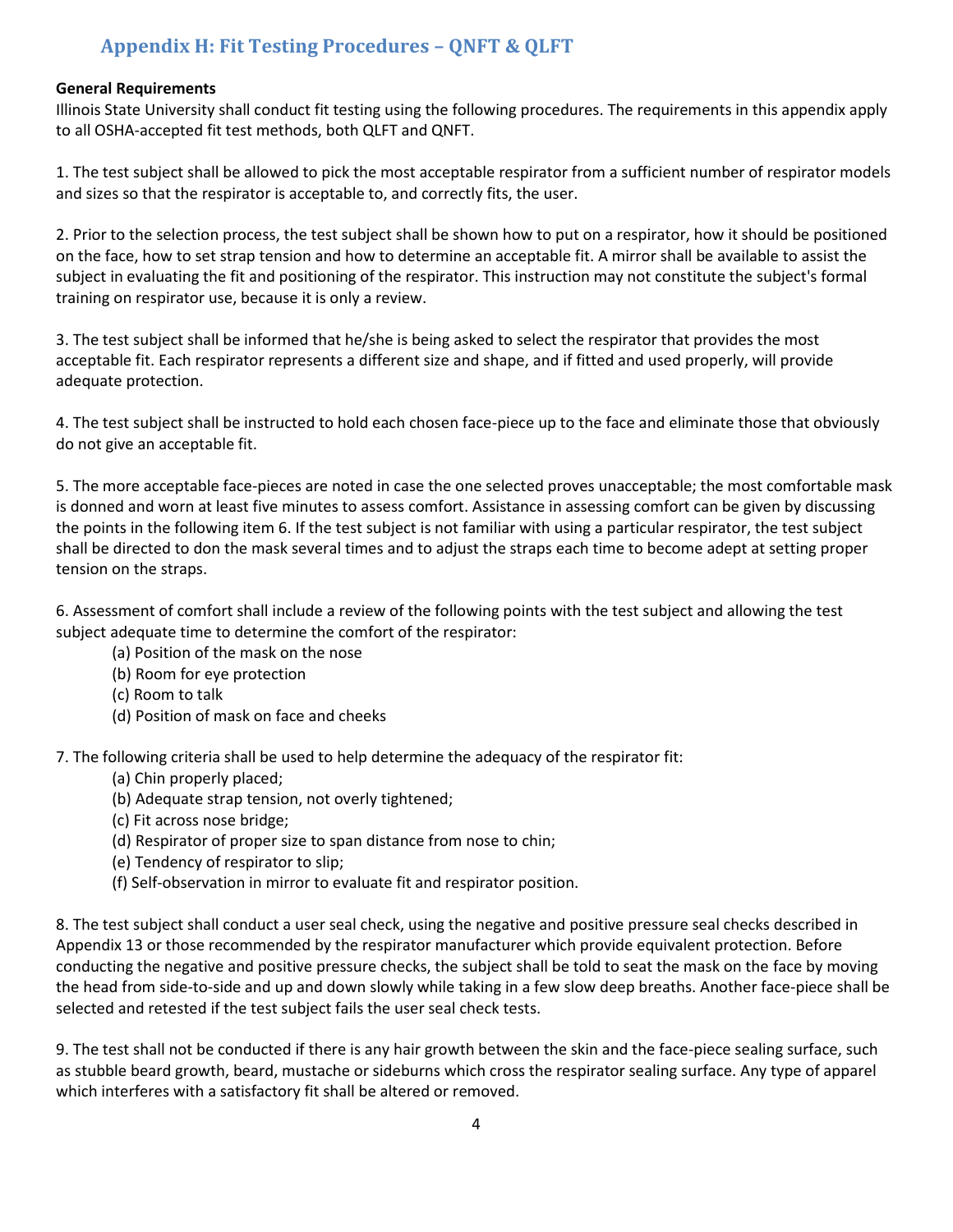## Appendix H: Fit Testing Procedures – QNFT & QLFT

**General Requirements**

Illinois State University shall conduct fit testing using the following procedures. The requirements in this appendix apply to all OSHA-accepted fit test methods, both QLFT and QNFT.

1. The test subject shall be allowed to pick the most acceptable respirator from a sufficient number of respirator models and sizes so that the respirator is acceptable to, and correctly fits, the user.

2. Prior to the selection process, the test subject shall be shown how to put on a respirator, how it should be positioned on the face, how to set strap tension and how to determine an acceptable fit. A mirror shall be available to assist the subject in evaluating the fit and positioning of the respirator. This instruction may not constitute the subject's formal training on respirator use, because it is only a review.

3. The test subject shall be informed that he/she is being asked to select the respirator that provides the most acceptable fit. Each respirator represents a different size and shape, and if fitted and used properly, will provide adequate protection.

4. The test subject shall be instructed to hold each chosen face-piece up to the face and eliminate those that obviously do not give an acceptable fit.

5. The more acceptable face-pieces are noted in case the one selected proves unacceptable; the most comfortable mask is donned and worn at least five minutes to assess comfort. Assistance in assessing comfort can be given by discussing the points in the following item 6. If the test subject is not familiar with using a particular respirator, the test subject shall be directed to don the mask several times and to adjust the straps each time to become adept at setting proper tension on the straps.

6. Assessment of comfort shall include a review of the following points with the test subject and allowing the test subject adequate time to determine the comfort of the respirator:
   - (a) Position of the mask on the nose
   - (b) Room for eye protection
   - (c) Room to talk
   - (d) Position of mask on face and cheeks

7. The following criteria shall be used to help determine the adequacy of the respirator fit:
   - (a) Chin properly placed;
   - (b) Adequate strap tension, not overly tightened;
   - (c) Fit across nose bridge;
   - (d) Respirator of proper size to span distance from nose to chin;
   - (e) Tendency of respirator to slip;
   - (f) Self-observation in mirror to evaluate fit and respirator position.

8. The test subject shall conduct a user seal check, using the negative and positive pressure seal checks described in Appendix 13 or those recommended by the respirator manufacturer which provide equivalent protection. Before conducting the negative and positive pressure checks, the subject shall be told to seat the mask on the face by moving the head from side-to-side and up and down slowly while taking in a few slow deep breaths. Another face-piece shall be selected and retested if the test subject fails the user seal check tests.

9. The test shall not be conducted if there is any hair growth between the skin and the face-piece sealing surface, such as stubble beard growth, beard, mustache or sideburns which cross the respirator sealing surface. Any type of apparel which interferes with a satisfactory fit shall be altered or removed.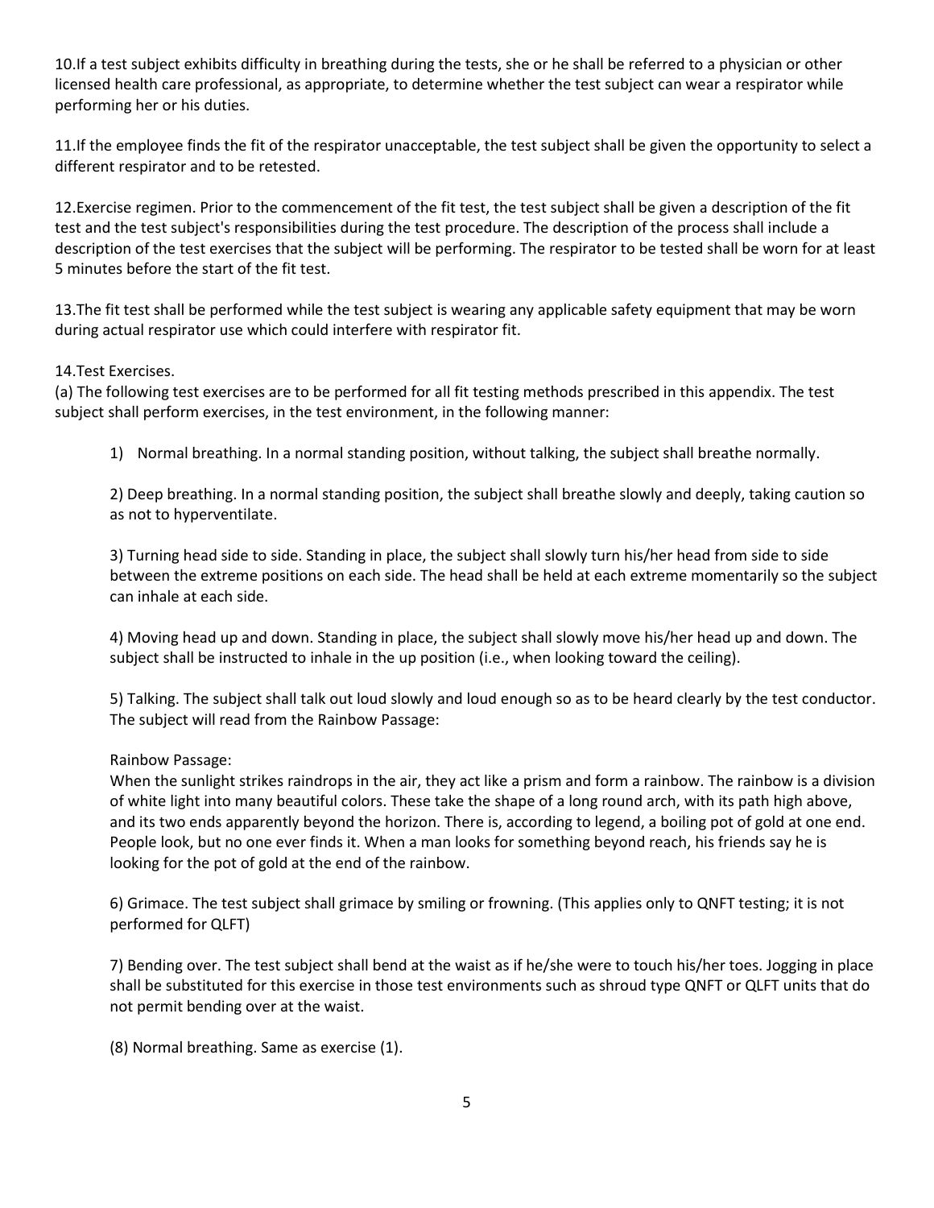10.If a test subject exhibits difficulty in breathing during the tests, she or he shall be referred to a physician or other licensed health care professional, as appropriate, to determine whether the test subject can wear a respirator while performing her or his duties.

11.If the employee finds the fit of the respirator unacceptable, the test subject shall be given the opportunity to select a different respirator and to be retested.

12.Exercise regimen. Prior to the commencement of the fit test, the test subject shall be given a description of the fit test and the test subject's responsibilities during the test procedure. The description of the process shall include a description of the test exercises that the subject will be performing. The respirator to be tested shall be worn for at least 5 minutes before the start of the fit test.

13.The fit test shall be performed while the test subject is wearing any applicable safety equipment that may be worn during actual respirator use which could interfere with respirator fit.

14.Test Exercises.
(a) The following test exercises are to be performed for all fit testing methods prescribed in this appendix. The test subject shall perform exercises, in the test environment, in the following manner:

1) Normal breathing. In a normal standing position, without talking, the subject shall breathe normally.

2) Deep breathing. In a normal standing position, the subject shall breathe slowly and deeply, taking caution so as not to hyperventilate.

3) Turning head side to side. Standing in place, the subject shall slowly turn his/her head from side to side between the extreme positions on each side. The head shall be held at each extreme momentarily so the subject can inhale at each side.

4) Moving head up and down. Standing in place, the subject shall slowly move his/her head up and down. The subject shall be instructed to inhale in the up position (i.e., when looking toward the ceiling).

5) Talking. The subject shall talk out loud slowly and loud enough so as to be heard clearly by the test conductor. The subject will read from the Rainbow Passage:

Rainbow Passage:
When the sunlight strikes raindrops in the air, they act like a prism and form a rainbow. The rainbow is a division of white light into many beautiful colors. These take the shape of a long round arch, with its path high above, and its two ends apparently beyond the horizon. There is, according to legend, a boiling pot of gold at one end. People look, but no one ever finds it. When a man looks for something beyond reach, his friends say he is looking for the pot of gold at the end of the rainbow.

6) Grimace. The test subject shall grimace by smiling or frowning. (This applies only to QNFT testing; it is not performed for QLFT)

7) Bending over. The test subject shall bend at the waist as if he/she were to touch his/her toes. Jogging in place shall be substituted for this exercise in those test environments such as shroud type QNFT or QLFT units that do not permit bending over at the waist.

(8) Normal breathing. Same as exercise (1).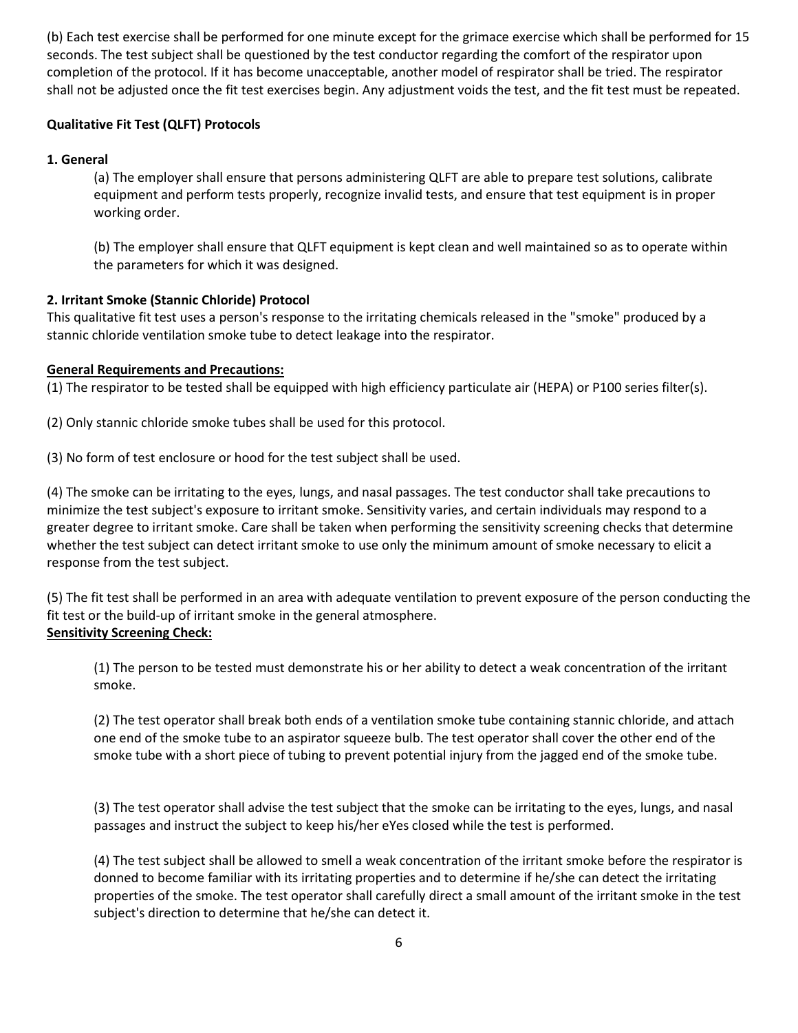(b) Each test exercise shall be performed for one minute except for the grimace exercise which shall be performed for 15 seconds. The test subject shall be questioned by the test conductor regarding the comfort of the respirator upon completion of the protocol. If it has become unacceptable, another model of respirator shall be tried. The respirator shall not be adjusted once the fit test exercises begin. Any adjustment voids the test, and the fit test must be repeated.

**Qualitative Fit Test (QLFT) Protocols**

**1. General**

(a) The employer shall ensure that persons administering QLFT are able to prepare test solutions, calibrate equipment and perform tests properly, recognize invalid tests, and ensure that test equipment is in proper working order.

(b) The employer shall ensure that QLFT equipment is kept clean and well maintained so as to operate within the parameters for which it was designed.

**2. Irritant Smoke (Stannic Chloride) Protocol**

This qualitative fit test uses a person's response to the irritating chemicals released in the "smoke" produced by a stannic chloride ventilation smoke tube to detect leakage into the respirator.

**General Requirements and Precautions:**

(1) The respirator to be tested shall be equipped with high efficiency particulate air (HEPA) or P100 series filter(s).

(2) Only stannic chloride smoke tubes shall be used for this protocol.

(3) No form of test enclosure or hood for the test subject shall be used.

(4) The smoke can be irritating to the eyes, lungs, and nasal passages. The test conductor shall take precautions to minimize the test subject's exposure to irritant smoke. Sensitivity varies, and certain individuals may respond to a greater degree to irritant smoke. Care shall be taken when performing the sensitivity screening checks that determine whether the test subject can detect irritant smoke to use only the minimum amount of smoke necessary to elicit a response from the test subject.

(5) The fit test shall be performed in an area with adequate ventilation to prevent exposure of the person conducting the fit test or the build-up of irritant smoke in the general atmosphere.

**Sensitivity Screening Check:**

(1) The person to be tested must demonstrate his or her ability to detect a weak concentration of the irritant smoke.

(2) The test operator shall break both ends of a ventilation smoke tube containing stannic chloride, and attach one end of the smoke tube to an aspirator squeeze bulb. The test operator shall cover the other end of the smoke tube with a short piece of tubing to prevent potential injury from the jagged end of the smoke tube.

(3) The test operator shall advise the test subject that the smoke can be irritating to the eyes, lungs, and nasal passages and instruct the subject to keep his/her eYes closed while the test is performed.

(4) The test subject shall be allowed to smell a weak concentration of the irritant smoke before the respirator is donned to become familiar with its irritating properties and to determine if he/she can detect the irritating properties of the smoke. The test operator shall carefully direct a small amount of the irritant smoke in the test subject's direction to determine that he/she can detect it.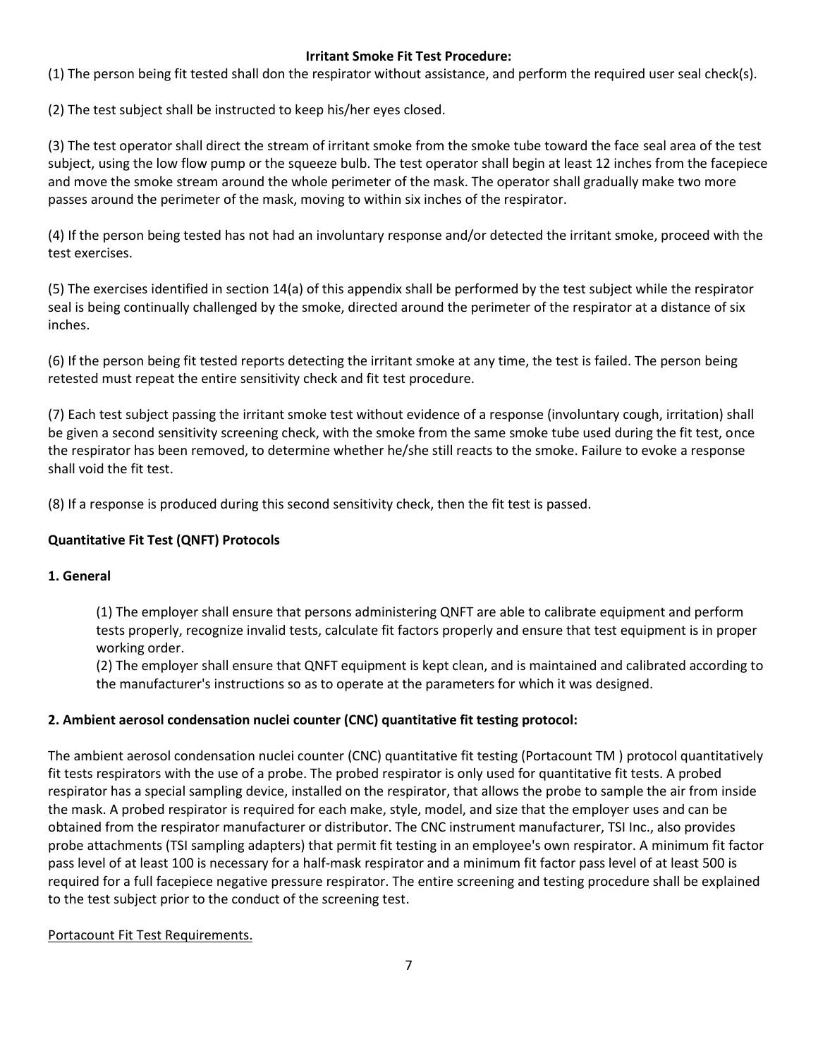**Irritant Smoke Fit Test Procedure:**

(1) The person being fit tested shall don the respirator without assistance, and perform the required user seal check(s).

(2) The test subject shall be instructed to keep his/her eyes closed.

(3) The test operator shall direct the stream of irritant smoke from the smoke tube toward the face seal area of the test subject, using the low flow pump or the squeeze bulb. The test operator shall begin at least 12 inches from the facepiece and move the smoke stream around the whole perimeter of the mask. The operator shall gradually make two more passes around the perimeter of the mask, moving to within six inches of the respirator.

(4) If the person being tested has not had an involuntary response and/or detected the irritant smoke, proceed with the test exercises.

(5) The exercises identified in section 14(a) of this appendix shall be performed by the test subject while the respirator seal is being continually challenged by the smoke, directed around the perimeter of the respirator at a distance of six inches.

(6) If the person being fit tested reports detecting the irritant smoke at any time, the test is failed. The person being retested must repeat the entire sensitivity check and fit test procedure.

(7) Each test subject passing the irritant smoke test without evidence of a response (involuntary cough, irritation) shall be given a second sensitivity screening check, with the smoke from the same smoke tube used during the fit test, once the respirator has been removed, to determine whether he/she still reacts to the smoke. Failure to evoke a response shall void the fit test.

(8) If a response is produced during this second sensitivity check, then the fit test is passed.

**Quantitative Fit Test (QNFT) Protocols**

**1. General**

(1) The employer shall ensure that persons administering QNFT are able to calibrate equipment and perform tests properly, recognize invalid tests, calculate fit factors properly and ensure that test equipment is in proper working order.
(2) The employer shall ensure that QNFT equipment is kept clean, and is maintained and calibrated according to the manufacturer's instructions so as to operate at the parameters for which it was designed.

**2. Ambient aerosol condensation nuclei counter (CNC) quantitative fit testing protocol:**

The ambient aerosol condensation nuclei counter (CNC) quantitative fit testing (Portacount TM ) protocol quantitatively fit tests respirators with the use of a probe. The probed respirator is only used for quantitative fit tests. A probed respirator has a special sampling device, installed on the respirator, that allows the probe to sample the air from inside the mask. A probed respirator is required for each make, style, model, and size that the employer uses and can be obtained from the respirator manufacturer or distributor. The CNC instrument manufacturer, TSI Inc., also provides probe attachments (TSI sampling adapters) that permit fit testing in an employee's own respirator. A minimum fit factor pass level of at least 100 is necessary for a half-mask respirator and a minimum fit factor pass level of at least 500 is required for a full facepiece negative pressure respirator. The entire screening and testing procedure shall be explained to the test subject prior to the conduct of the screening test.

<u>Portacount Fit Test Requirements.</u>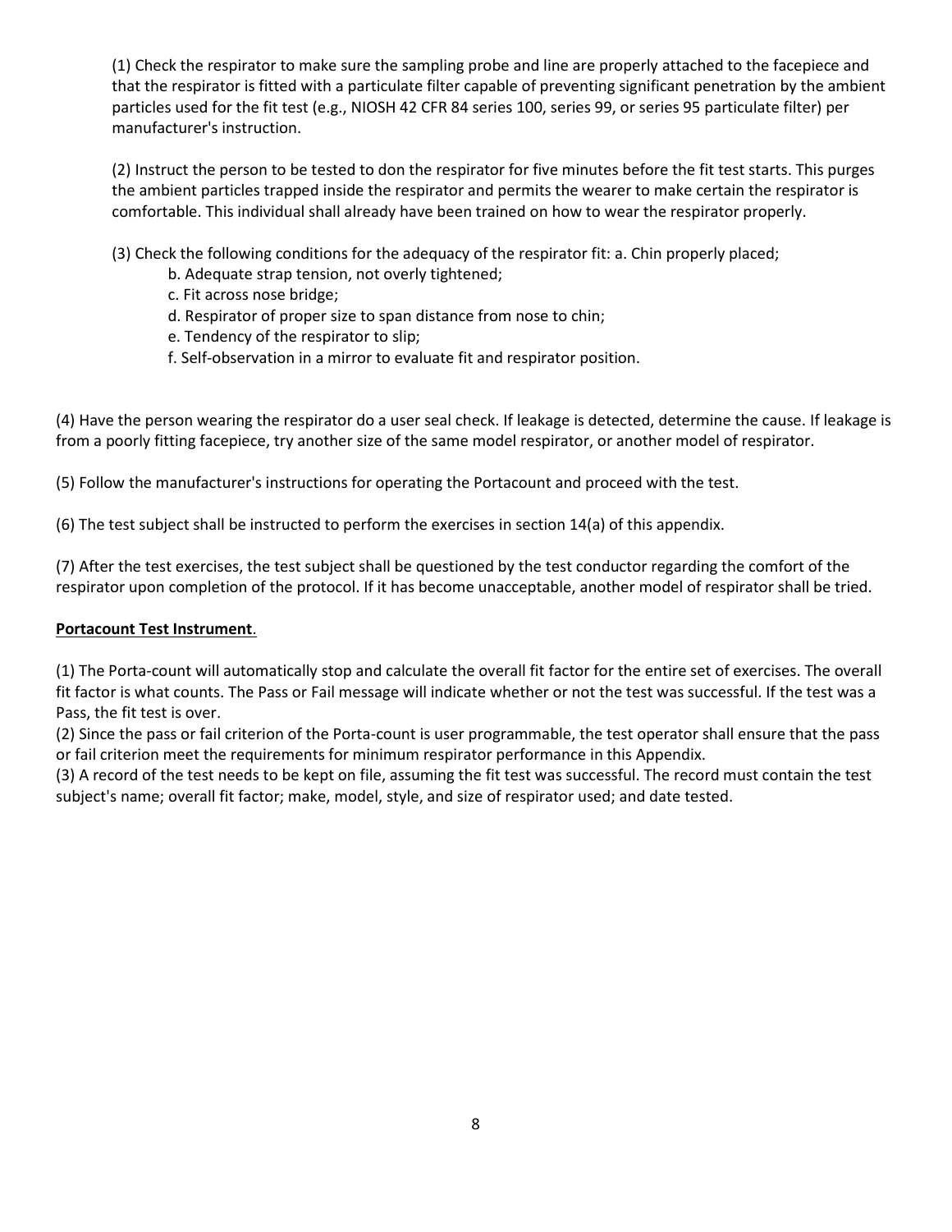(1) Check the respirator to make sure the sampling probe and line are properly attached to the facepiece and that the respirator is fitted with a particulate filter capable of preventing significant penetration by the ambient particles used for the fit test (e.g., NIOSH 42 CFR 84 series 100, series 99, or series 95 particulate filter) per manufacturer's instruction.

(2) Instruct the person to be tested to don the respirator for five minutes before the fit test starts. This purges the ambient particles trapped inside the respirator and permits the wearer to make certain the respirator is comfortable. This individual shall already have been trained on how to wear the respirator properly.

(3) Check the following conditions for the adequacy of the respirator fit: a. Chin properly placed;

b. Adequate strap tension, not overly tightened;

c. Fit across nose bridge;

d. Respirator of proper size to span distance from nose to chin;

e. Tendency of the respirator to slip;

f. Self-observation in a mirror to evaluate fit and respirator position.

(4) Have the person wearing the respirator do a user seal check. If leakage is detected, determine the cause. If leakage is from a poorly fitting facepiece, try another size of the same model respirator, or another model of respirator.

(5) Follow the manufacturer's instructions for operating the Portacount and proceed with the test.

(6) The test subject shall be instructed to perform the exercises in section 14(a) of this appendix.

(7) After the test exercises, the test subject shall be questioned by the test conductor regarding the comfort of the respirator upon completion of the protocol. If it has become unacceptable, another model of respirator shall be tried.

**Portacount Test Instrument**.

(1) The Porta-count will automatically stop and calculate the overall fit factor for the entire set of exercises. The overall fit factor is what counts. The Pass or Fail message will indicate whether or not the test was successful. If the test was a Pass, the fit test is over.

(2) Since the pass or fail criterion of the Porta-count is user programmable, the test operator shall ensure that the pass or fail criterion meet the requirements for minimum respirator performance in this Appendix.

(3) A record of the test needs to be kept on file, assuming the fit test was successful. The record must contain the test subject's name; overall fit factor; make, model, style, and size of respirator used; and date tested.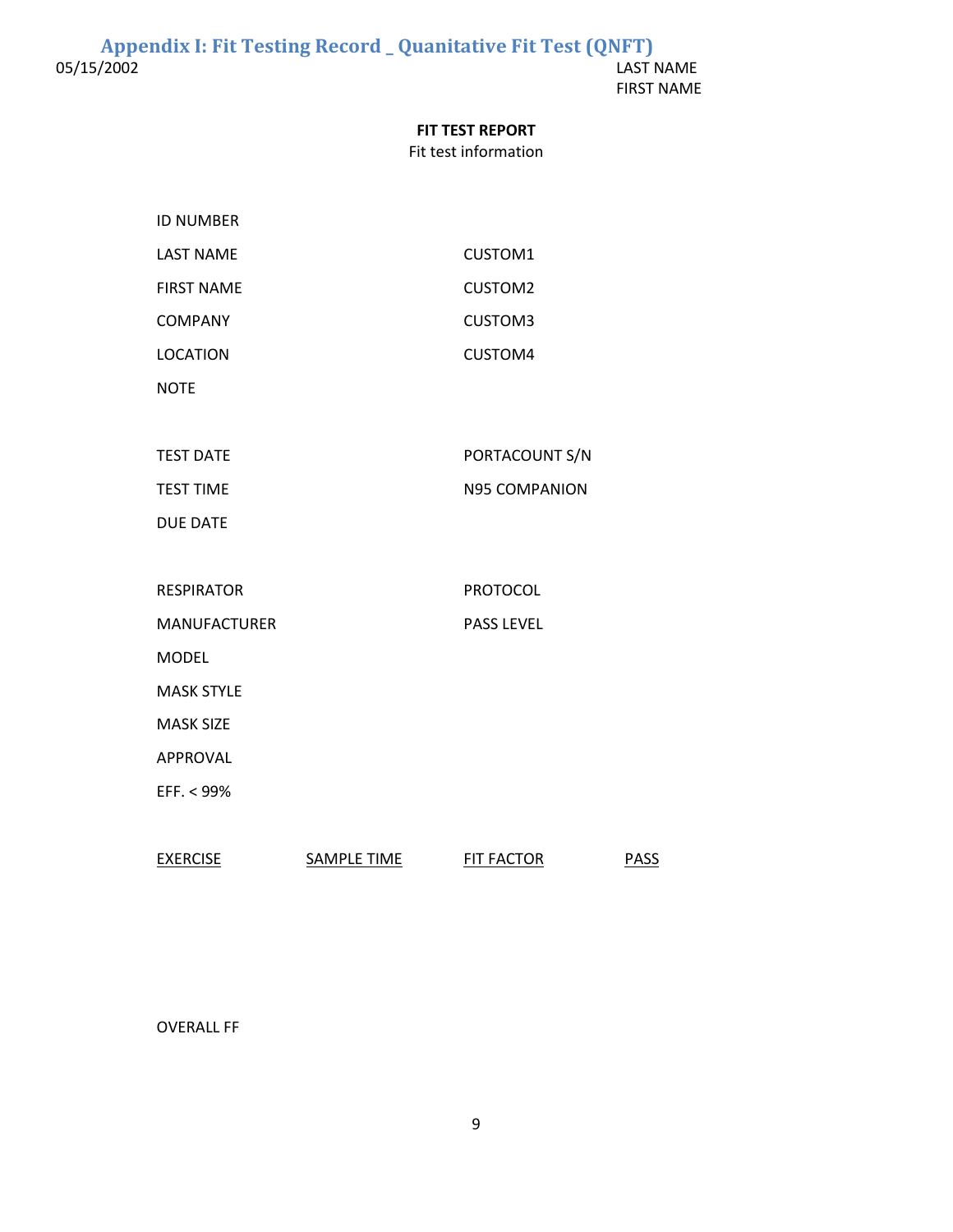## Appendix I: Fit Testing Record _ Quanitative Fit Test (QNFT)

05/15/2002

LAST NAME
FIRST NAME

**FIT TEST REPORT**

Fit test information

ID NUMBER

LAST NAME CUSTOM1

FIRST NAME CUSTOM2

COMPANY CUSTOM3

LOCATION CUSTOM4

NOTE

TEST DATE PORTACOUNT S/N

TEST TIME N95 COMPANION

DUE DATE

RESPIRATOR PROTOCOL

MANUFACTURER PASS LEVEL

MODEL

MASK STYLE

MASK SIZE

APPROVAL

EFF. < 99%

| EXERCISE | SAMPLE TIME | FIT FACTOR | PASS |
|---|---|---|---|

OVERALL FF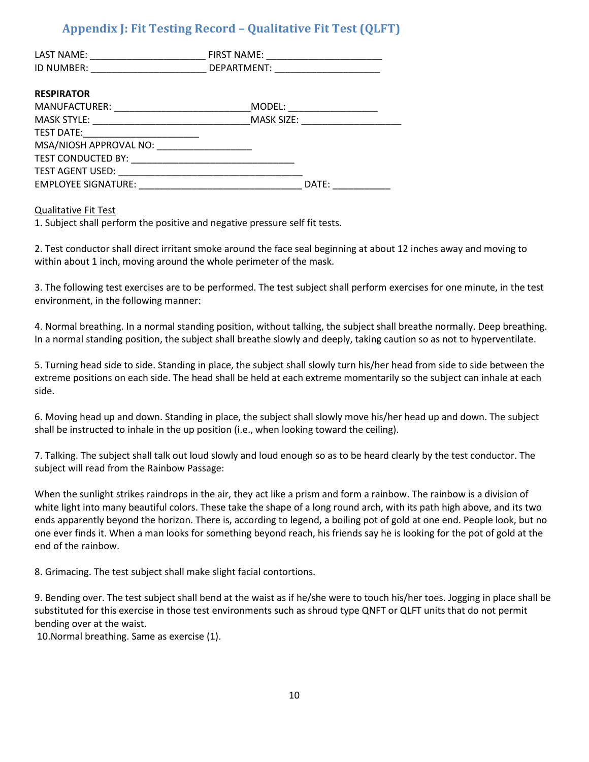## Appendix J: Fit Testing Record – Qualitative Fit Test (QLFT)

LAST NAME: ______________________ FIRST NAME: ______________________
ID NUMBER: ______________________ DEPARTMENT: ____________________

**RESPIRATOR**

MANUFACTURER: _________________________MODEL: _________________
MASK STYLE: ______________________________MASK SIZE: ___________________
TEST DATE:______________________
MSA/NIOSH APPROVAL NO: __________________
TEST CONDUCTED BY: _______________________________
TEST AGENT USED: ___________________________________
EMPLOYEE SIGNATURE: ______________________________ DATE: ___________

<u>Qualitative Fit Test</u>

1. Subject shall perform the positive and negative pressure self fit tests.

2. Test conductor shall direct irritant smoke around the face seal beginning at about 12 inches away and moving to within about 1 inch, moving around the whole perimeter of the mask.

3. The following test exercises are to be performed. The test subject shall perform exercises for one minute, in the test environment, in the following manner:

4. Normal breathing. In a normal standing position, without talking, the subject shall breathe normally. Deep breathing. In a normal standing position, the subject shall breathe slowly and deeply, taking caution so as not to hyperventilate.

5. Turning head side to side. Standing in place, the subject shall slowly turn his/her head from side to side between the extreme positions on each side. The head shall be held at each extreme momentarily so the subject can inhale at each side.

6. Moving head up and down. Standing in place, the subject shall slowly move his/her head up and down. The subject shall be instructed to inhale in the up position (i.e., when looking toward the ceiling).

7. Talking. The subject shall talk out loud slowly and loud enough so as to be heard clearly by the test conductor. The subject will read from the Rainbow Passage:

When the sunlight strikes raindrops in the air, they act like a prism and form a rainbow. The rainbow is a division of white light into many beautiful colors. These take the shape of a long round arch, with its path high above, and its two ends apparently beyond the horizon. There is, according to legend, a boiling pot of gold at one end. People look, but no one ever finds it. When a man looks for something beyond reach, his friends say he is looking for the pot of gold at the end of the rainbow.

8. Grimacing. The test subject shall make slight facial contortions.

9. Bending over. The test subject shall bend at the waist as if he/she were to touch his/her toes. Jogging in place shall be substituted for this exercise in those test environments such as shroud type QNFT or QLFT units that do not permit bending over at the waist.

10. Normal breathing. Same as exercise (1).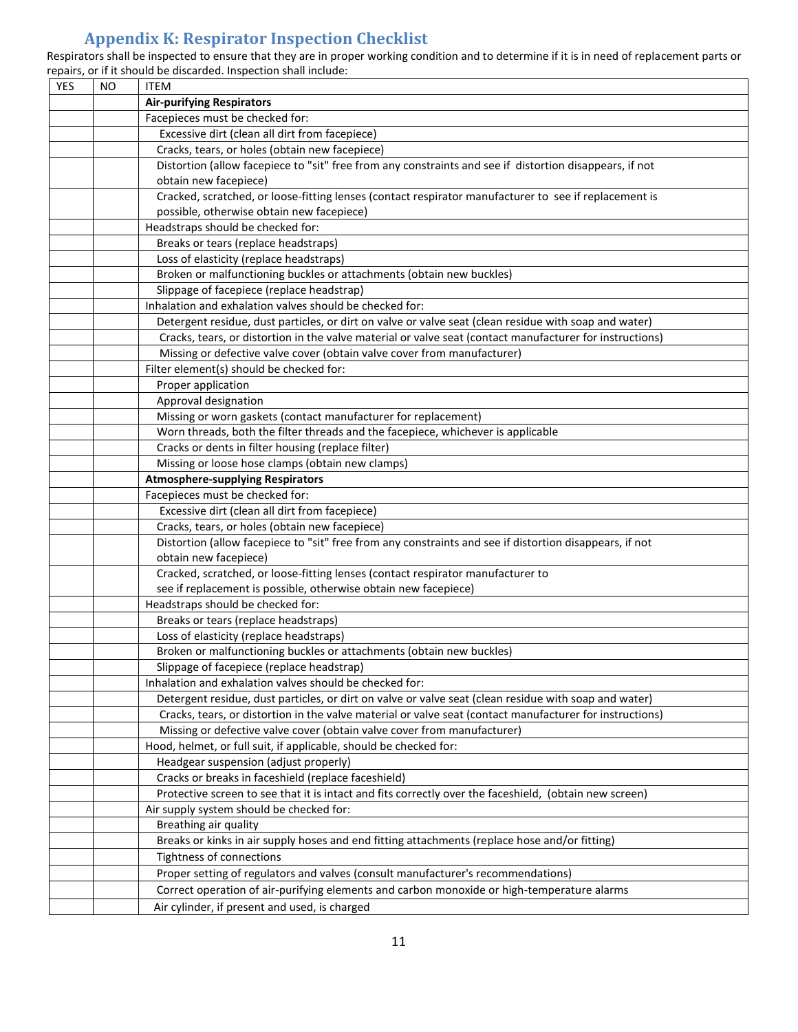## Appendix K: Respirator Inspection Checklist

Respirators shall be inspected to ensure that they are in proper working condition and to determine if it is in need of replacement parts or repairs, or if it should be discarded. Inspection shall include:

| YES | NO | ITEM |
|---|---|---|
| | | **Air-purifying Respirators** |
| | | Facepieces must be checked for: |
| | | Excessive dirt (clean all dirt from facepiece) |
| | | Cracks, tears, or holes (obtain new facepiece) |
| | | Distortion (allow facepiece to "sit" free from any constraints and see if distortion disappears, if not obtain new facepiece) |
| | | Cracked, scratched, or loose-fitting lenses (contact respirator manufacturer to see if replacement is possible, otherwise obtain new facepiece) |
| | | Headstraps should be checked for: |
| | | Breaks or tears (replace headstraps) |
| | | Loss of elasticity (replace headstraps) |
| | | Broken or malfunctioning buckles or attachments (obtain new buckles) |
| | | Slippage of facepiece (replace headstrap) |
| | | Inhalation and exhalation valves should be checked for: |
| | | Detergent residue, dust particles, or dirt on valve or valve seat (clean residue with soap and water) |
| | | Cracks, tears, or distortion in the valve material or valve seat (contact manufacturer for instructions) |
| | | Missing or defective valve cover (obtain valve cover from manufacturer) |
| | | Filter element(s) should be checked for: |
| | | Proper application |
| | | Approval designation |
| | | Missing or worn gaskets (contact manufacturer for replacement) |
| | | Worn threads, both the filter threads and the facepiece, whichever is applicable |
| | | Cracks or dents in filter housing (replace filter) |
| | | Missing or loose hose clamps (obtain new clamps) |
| | | **Atmosphere-supplying Respirators** |
| | | Facepieces must be checked for: |
| | | Excessive dirt (clean all dirt from facepiece) |
| | | Cracks, tears, or holes (obtain new facepiece) |
| | | Distortion (allow facepiece to "sit" free from any constraints and see if distortion disappears, if not obtain new facepiece) |
| | | Cracked, scratched, or loose-fitting lenses (contact respirator manufacturer to see if replacement is possible, otherwise obtain new facepiece) |
| | | Headstraps should be checked for: |
| | | Breaks or tears (replace headstraps) |
| | | Loss of elasticity (replace headstraps) |
| | | Broken or malfunctioning buckles or attachments (obtain new buckles) |
| | | Slippage of facepiece (replace headstrap) |
| | | Inhalation and exhalation valves should be checked for: |
| | | Detergent residue, dust particles, or dirt on valve or valve seat (clean residue with soap and water) |
| | | Cracks, tears, or distortion in the valve material or valve seat (contact manufacturer for instructions) |
| | | Missing or defective valve cover (obtain valve cover from manufacturer) |
| | | Hood, helmet, or full suit, if applicable, should be checked for: |
| | | Headgear suspension (adjust properly) |
| | | Cracks or breaks in faceshield (replace faceshield) |
| | | Protective screen to see that it is intact and fits correctly over the faceshield, (obtain new screen) |
| | | Air supply system should be checked for: |
| | | Breathing air quality |
| | | Breaks or kinks in air supply hoses and end fitting attachments (replace hose and/or fitting) |
| | | Tightness of connections |
| | | Proper setting of regulators and valves (consult manufacturer's recommendations) |
| | | Correct operation of air-purifying elements and carbon monoxide or high-temperature alarms |
| | | Air cylinder, if present and used, is charged |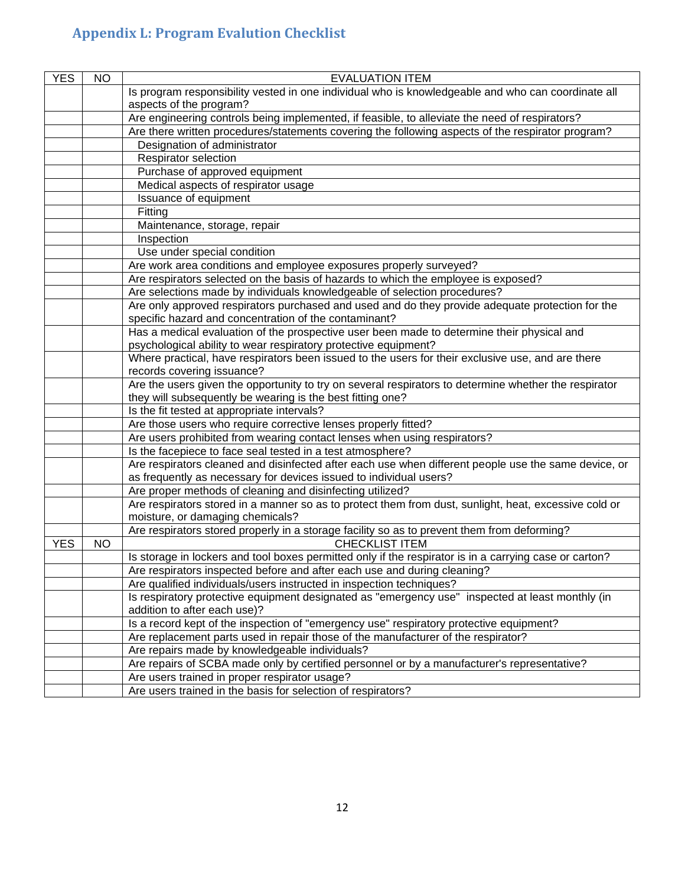## Appendix L: Program Evalution Checklist

| YES | NO | EVALUATION ITEM |
|---|---|---|
| | | Is program responsibility vested in one individual who is knowledgeable and who can coordinate all aspects of the program? |
| | | Are engineering controls being implemented, if feasible, to alleviate the need of respirators? |
| | | Are there written procedures/statements covering the following aspects of the respirator program? |
| | | Designation of administrator |
| | | Respirator selection |
| | | Purchase of approved equipment |
| | | Medical aspects of respirator usage |
| | | Issuance of equipment |
| | | Fitting |
| | | Maintenance, storage, repair |
| | | Inspection |
| | | Use under special condition |
| | | Are work area conditions and employee exposures properly surveyed? |
| | | Are respirators selected on the basis of hazards to which the employee is exposed? |
| | | Are selections made by individuals knowledgeable of selection procedures? |
| | | Are only approved respirators purchased and used and do they provide adequate protection for the specific hazard and concentration of the contaminant? |
| | | Has a medical evaluation of the prospective user been made to determine their physical and psychological ability to wear respiratory protective equipment? |
| | | Where practical, have respirators been issued to the users for their exclusive use, and are there records covering issuance? |
| | | Are the users given the opportunity to try on several respirators to determine whether the respirator they will subsequently be wearing is the best fitting one? |
| | | Is the fit tested at appropriate intervals? |
| | | Are those users who require corrective lenses properly fitted? |
| | | Are users prohibited from wearing contact lenses when using respirators? |
| | | Is the facepiece to face seal tested in a test atmosphere? |
| | | Are respirators cleaned and disinfected after each use when different people use the same device, or as frequently as necessary for devices issued to individual users? |
| | | Are proper methods of cleaning and disinfecting utilized? |
| | | Are respirators stored in a manner so as to protect them from dust, sunlight, heat, excessive cold or moisture, or damaging chemicals? |
| | | Are respirators stored properly in a storage facility so as to prevent them from deforming? |
| YES | NO | CHECKLIST ITEM |
| | | Is storage in lockers and tool boxes permitted only if the respirator is in a carrying case or carton? |
| | | Are respirators inspected before and after each use and during cleaning? |
| | | Are qualified individuals/users instructed in inspection techniques? |
| | | Is respiratory protective equipment designated as "emergency use" inspected at least monthly (in addition to after each use)? |
| | | Is a record kept of the inspection of "emergency use" respiratory protective equipment? |
| | | Are replacement parts used in repair those of the manufacturer of the respirator? |
| | | Are repairs made by knowledgeable individuals? |
| | | Are repairs of SCBA made only by certified personnel or by a manufacturer's representative? |
| | | Are users trained in proper respirator usage? |
| | | Are users trained in the basis for selection of respirators? |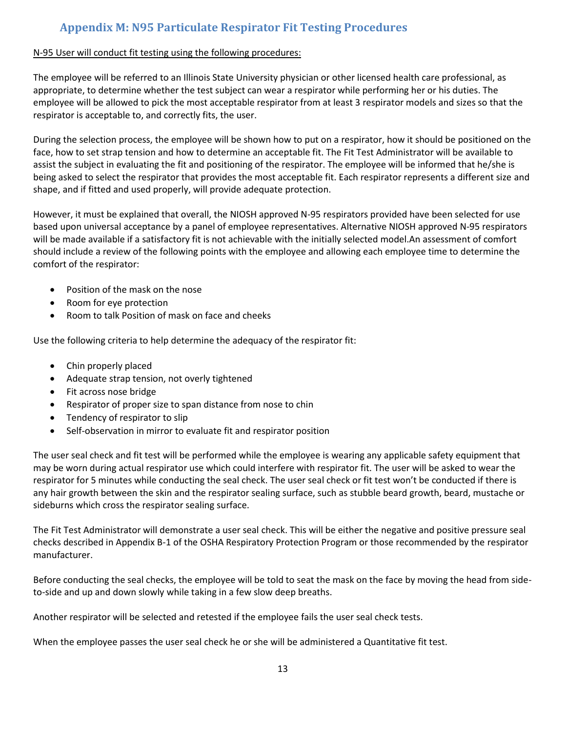## Appendix M: N95 Particulate Respirator Fit Testing Procedures

<u>N-95 User will conduct fit testing using the following procedures:</u>

The employee will be referred to an Illinois State University physician or other licensed health care professional, as appropriate, to determine whether the test subject can wear a respirator while performing her or his duties. The employee will be allowed to pick the most acceptable respirator from at least 3 respirator models and sizes so that the respirator is acceptable to, and correctly fits, the user.

During the selection process, the employee will be shown how to put on a respirator, how it should be positioned on the face, how to set strap tension and how to determine an acceptable fit. The Fit Test Administrator will be available to assist the subject in evaluating the fit and positioning of the respirator. The employee will be informed that he/she is being asked to select the respirator that provides the most acceptable fit. Each respirator represents a different size and shape, and if fitted and used properly, will provide adequate protection.

However, it must be explained that overall, the NIOSH approved N-95 respirators provided have been selected for use based upon universal acceptance by a panel of employee representatives. Alternative NIOSH approved N-95 respirators will be made available if a satisfactory fit is not achievable with the initially selected model.An assessment of comfort should include a review of the following points with the employee and allowing each employee time to determine the comfort of the respirator:

- Position of the mask on the nose
- Room for eye protection
- Room to talk Position of mask on face and cheeks

Use the following criteria to help determine the adequacy of the respirator fit:

- Chin properly placed
- Adequate strap tension, not overly tightened
- Fit across nose bridge
- Respirator of proper size to span distance from nose to chin
- Tendency of respirator to slip
- Self-observation in mirror to evaluate fit and respirator position

The user seal check and fit test will be performed while the employee is wearing any applicable safety equipment that may be worn during actual respirator use which could interfere with respirator fit. The user will be asked to wear the respirator for 5 minutes while conducting the seal check. The user seal check or fit test won't be conducted if there is any hair growth between the skin and the respirator sealing surface, such as stubble beard growth, beard, mustache or sideburns which cross the respirator sealing surface.

The Fit Test Administrator will demonstrate a user seal check. This will be either the negative and positive pressure seal checks described in Appendix B-1 of the OSHA Respiratory Protection Program or those recommended by the respirator manufacturer.

Before conducting the seal checks, the employee will be told to seat the mask on the face by moving the head from side-to-side and up and down slowly while taking in a few slow deep breaths.

Another respirator will be selected and retested if the employee fails the user seal check tests.

When the employee passes the user seal check he or she will be administered a Quantitative fit test.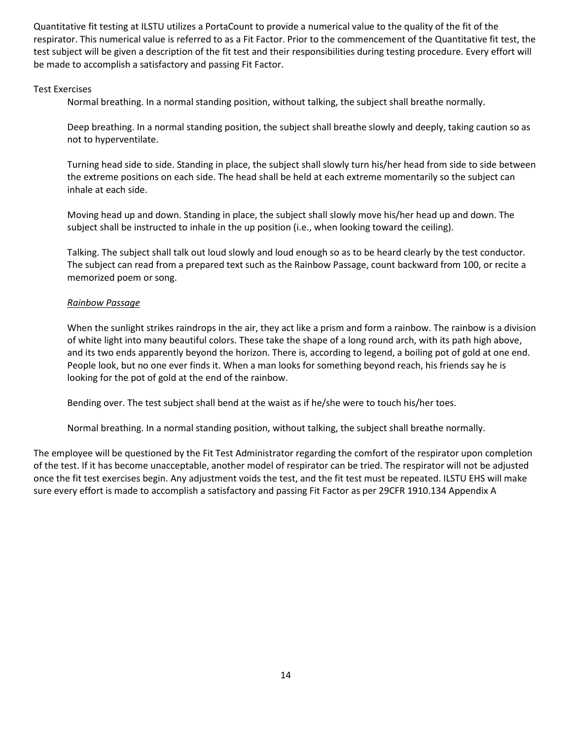Quantitative fit testing at ILSTU utilizes a PortaCount to provide a numerical value to the quality of the fit of the respirator. This numerical value is referred to as a Fit Factor. Prior to the commencement of the Quantitative fit test, the test subject will be given a description of the fit test and their responsibilities during testing procedure. Every effort will be made to accomplish a satisfactory and passing Fit Factor.

Test Exercises

Normal breathing. In a normal standing position, without talking, the subject shall breathe normally.

Deep breathing. In a normal standing position, the subject shall breathe slowly and deeply, taking caution so as not to hyperventilate.

Turning head side to side. Standing in place, the subject shall slowly turn his/her head from side to side between the extreme positions on each side. The head shall be held at each extreme momentarily so the subject can inhale at each side.

Moving head up and down. Standing in place, the subject shall slowly move his/her head up and down. The subject shall be instructed to inhale in the up position (i.e., when looking toward the ceiling).

Talking. The subject shall talk out loud slowly and loud enough so as to be heard clearly by the test conductor. The subject can read from a prepared text such as the Rainbow Passage, count backward from 100, or recite a memorized poem or song.

*Rainbow Passage*

When the sunlight strikes raindrops in the air, they act like a prism and form a rainbow. The rainbow is a division of white light into many beautiful colors. These take the shape of a long round arch, with its path high above, and its two ends apparently beyond the horizon. There is, according to legend, a boiling pot of gold at one end. People look, but no one ever finds it. When a man looks for something beyond reach, his friends say he is looking for the pot of gold at the end of the rainbow.

Bending over. The test subject shall bend at the waist as if he/she were to touch his/her toes.

Normal breathing. In a normal standing position, without talking, the subject shall breathe normally.

The employee will be questioned by the Fit Test Administrator regarding the comfort of the respirator upon completion of the test. If it has become unacceptable, another model of respirator can be tried. The respirator will not be adjusted once the fit test exercises begin. Any adjustment voids the test, and the fit test must be repeated. ILSTU EHS will make sure every effort is made to accomplish a satisfactory and passing Fit Factor as per 29CFR 1910.134 Appendix A